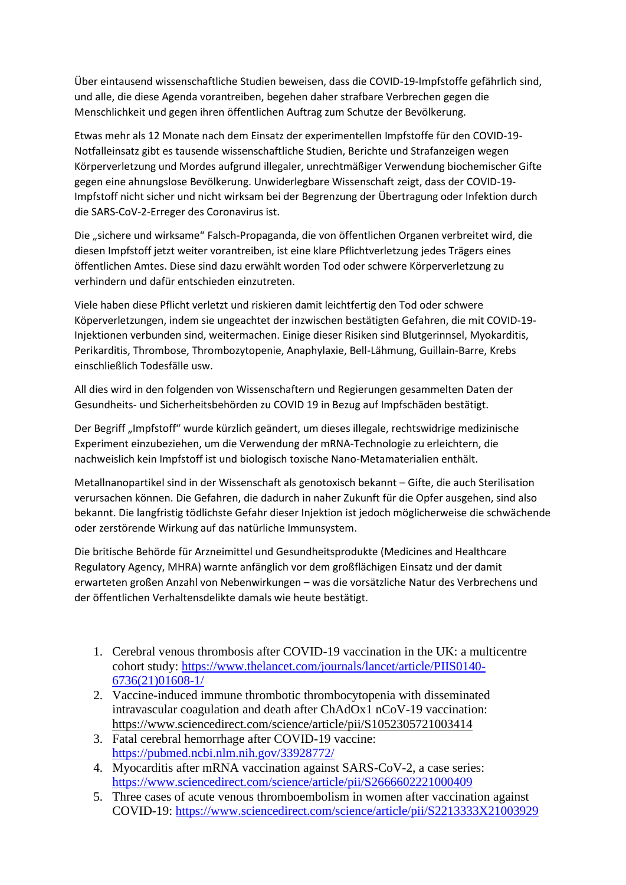Über eintausend wissenschaftliche Studien beweisen, dass die COVID-19-Impfstoffe gefährlich sind, und alle, die diese Agenda vorantreiben, begehen daher strafbare Verbrechen gegen die Menschlichkeit und gegen ihren öffentlichen Auftrag zum Schutze der Bevölkerung.

Etwas mehr als 12 Monate nach dem Einsatz der experimentellen Impfstoffe für den COVID-19-Notfalleinsatz gibt es tausende wissenschaftliche Studien, Berichte und Strafanzeigen wegen Körperverletzung und Mordes aufgrund illegaler, unrechtmäßiger Verwendung biochemischer Gifte gegen eine ahnungslose Bevölkerung. Unwiderlegbare Wissenschaft zeigt, dass der COVID-19-Impfstoff nicht sicher und nicht wirksam bei der Begrenzung der Übertragung oder Infektion durch die SARS-CoV-2-Erreger des Coronavirus ist.

Die „sichere und wirksame" Falsch-Propaganda, die von öffentlichen Organen verbreitet wird, die diesen Impfstoff jetzt weiter vorantreiben, ist eine klare Pflichtverletzung jedes Trägers eines öffentlichen Amtes. Diese sind dazu erwählt worden Tod oder schwere Körperverletzung zu verhindern und dafür entschieden einzutreten.

Viele haben diese Pflicht verletzt und riskieren damit leichtfertig den Tod oder schwere Köperverletzungen, indem sie ungeachtet der inzwischen bestätigten Gefahren, die mit COVID-19-Injektionen verbunden sind, weitermachen. Einige dieser Risiken sind Blutgerinnsel, Myokarditis, Perikarditis, Thrombose, Thrombozytopenie, Anaphylaxie, Bell-Lähmung, Guillain-Barre, Krebs einschließlich Todesfälle usw.

All dies wird in den folgenden von Wissenschaftern und Regierungen gesammelten Daten der Gesundheits- und Sicherheitsbehörden zu COVID 19 in Bezug auf Impfschäden bestätigt.

Der Begriff „Impfstoff" wurde kürzlich geändert, um dieses illegale, rechtswidrige medizinische Experiment einzubeziehen, um die Verwendung der mRNA-Technologie zu erleichtern, die nachweislich kein Impfstoff ist und biologisch toxische Nano-Metamaterialien enthält.

Metallnanopartikel sind in der Wissenschaft als genotoxisch bekannt – Gifte, die auch Sterilisation verursachen können. Die Gefahren, die dadurch in naher Zukunft für die Opfer ausgehen, sind also bekannt. Die langfristig tödlichste Gefahr dieser Injektion ist jedoch möglicherweise die schwächende oder zerstörende Wirkung auf das natürliche Immunsystem.

Die britische Behörde für Arzneimittel und Gesundheitsprodukte (Medicines and Healthcare Regulatory Agency, MHRA) warnte anfänglich vor dem großflächigen Einsatz und der damit erwarteten großen Anzahl von Nebenwirkungen – was die vorsätzliche Natur des Verbrechens und der öffentlichen Verhaltensdelikte damals wie heute bestätigt.

1. Cerebral venous thrombosis after COVID-19 vaccination in the UK: a multicentre cohort study: https://www.thelancet.com/journals/lancet/article/PIIS0140-6736(21)01608-1/
2. Vaccine-induced immune thrombotic thrombocytopenia with disseminated intravascular coagulation and death after ChAdOx1 nCoV-19 vaccination: https://www.sciencedirect.com/science/article/pii/S1052305721003414
3. Fatal cerebral hemorrhage after COVID-19 vaccine: https://pubmed.ncbi.nlm.nih.gov/33928772/
4. Myocarditis after mRNA vaccination against SARS-CoV-2, a case series: https://www.sciencedirect.com/science/article/pii/S2666602221000409
5. Three cases of acute venous thromboembolism in women after vaccination against COVID-19: https://www.sciencedirect.com/science/article/pii/S2213333X21003929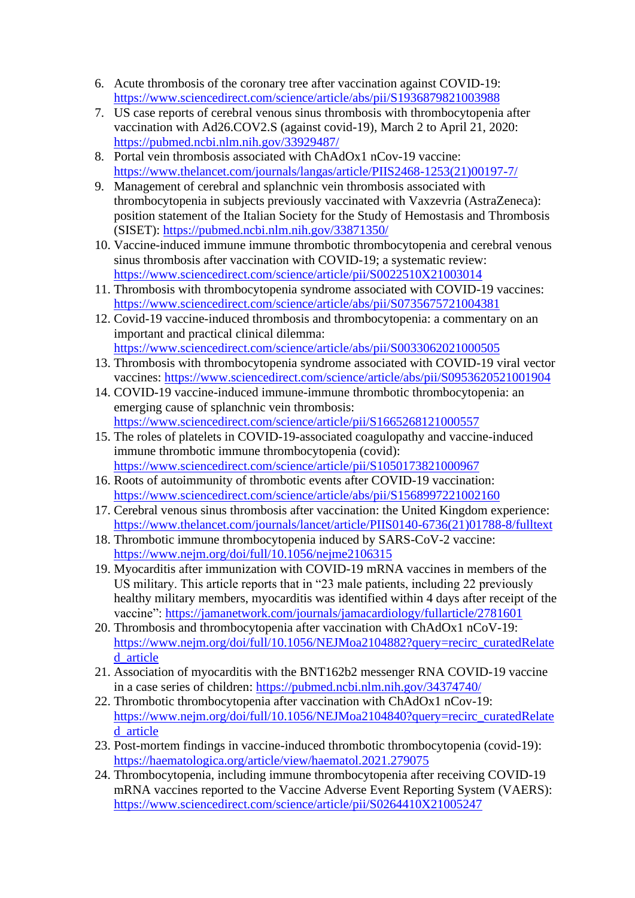6. Acute thrombosis of the coronary tree after vaccination against COVID-19: https://www.sciencedirect.com/science/article/abs/pii/S1936879821003988
7. US case reports of cerebral venous sinus thrombosis with thrombocytopenia after vaccination with Ad26.COV2.S (against covid-19), March 2 to April 21, 2020: https://pubmed.ncbi.nlm.nih.gov/33929487/
8. Portal vein thrombosis associated with ChAdOx1 nCov-19 vaccine: https://www.thelancet.com/journals/langas/article/PIIS2468-1253(21)00197-7/
9. Management of cerebral and splanchnic vein thrombosis associated with thrombocytopenia in subjects previously vaccinated with Vaxzevria (AstraZeneca): position statement of the Italian Society for the Study of Hemostasis and Thrombosis (SISET): https://pubmed.ncbi.nlm.nih.gov/33871350/
10. Vaccine-induced immune immune thrombotic thrombocytopenia and cerebral venous sinus thrombosis after vaccination with COVID-19; a systematic review: https://www.sciencedirect.com/science/article/pii/S0022510X21003014
11. Thrombosis with thrombocytopenia syndrome associated with COVID-19 vaccines: https://www.sciencedirect.com/science/article/abs/pii/S0735675721004381
12. Covid-19 vaccine-induced thrombosis and thrombocytopenia: a commentary on an important and practical clinical dilemma: https://www.sciencedirect.com/science/article/abs/pii/S0033062021000505
13. Thrombosis with thrombocytopenia syndrome associated with COVID-19 viral vector vaccines: https://www.sciencedirect.com/science/article/abs/pii/S0953620521001904
14. COVID-19 vaccine-induced immune-immune thrombotic thrombocytopenia: an emerging cause of splanchnic vein thrombosis: https://www.sciencedirect.com/science/article/pii/S1665268121000557
15. The roles of platelets in COVID-19-associated coagulopathy and vaccine-induced immune thrombotic immune thrombocytopenia (covid): https://www.sciencedirect.com/science/article/pii/S1050173821000967
16. Roots of autoimmunity of thrombotic events after COVID-19 vaccination: https://www.sciencedirect.com/science/article/abs/pii/S1568997221002160
17. Cerebral venous sinus thrombosis after vaccination: the United Kingdom experience: https://www.thelancet.com/journals/lancet/article/PIIS0140-6736(21)01788-8/fulltext
18. Thrombotic immune thrombocytopenia induced by SARS-CoV-2 vaccine: https://www.nejm.org/doi/full/10.1056/nejme2106315
19. Myocarditis after immunization with COVID-19 mRNA vaccines in members of the US military. This article reports that in "23 male patients, including 22 previously healthy military members, myocarditis was identified within 4 days after receipt of the vaccine": https://jamanetwork.com/journals/jamacardiology/fullarticle/2781601
20. Thrombosis and thrombocytopenia after vaccination with ChAdOx1 nCoV-19: https://www.nejm.org/doi/full/10.1056/NEJMoa2104882?query=recirc_curatedRelated_article
21. Association of myocarditis with the BNT162b2 messenger RNA COVID-19 vaccine in a case series of children: https://pubmed.ncbi.nlm.nih.gov/34374740/
22. Thrombotic thrombocytopenia after vaccination with ChAdOx1 nCov-19: https://www.nejm.org/doi/full/10.1056/NEJMoa2104840?query=recirc_curatedRelated_article
23. Post-mortem findings in vaccine-induced thrombotic thrombocytopenia (covid-19): https://haematologica.org/article/view/haematol.2021.279075
24. Thrombocytopenia, including immune thrombocytopenia after receiving COVID-19 mRNA vaccines reported to the Vaccine Adverse Event Reporting System (VAERS): https://www.sciencedirect.com/science/article/pii/S0264410X21005247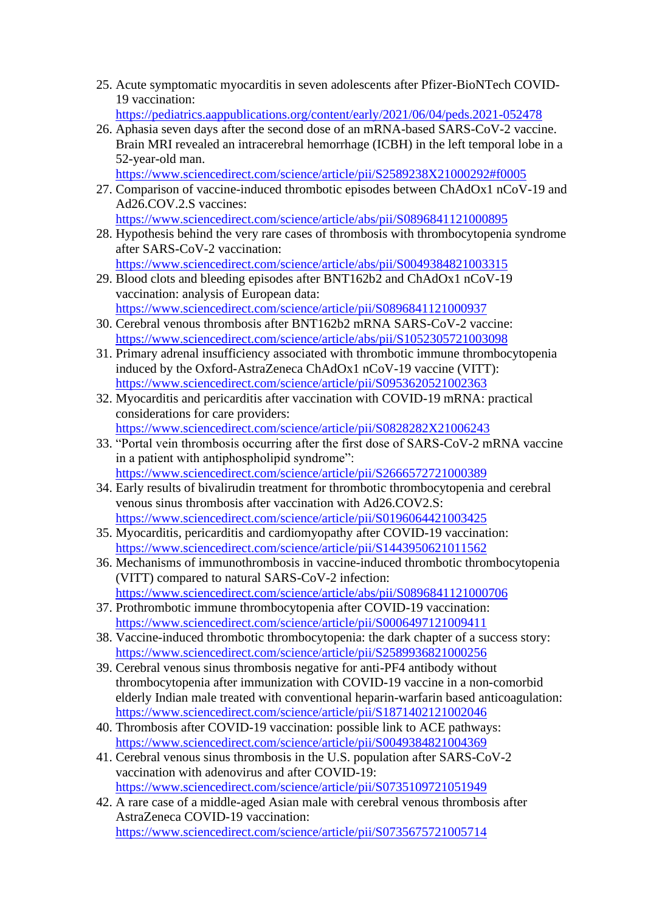25. Acute symptomatic myocarditis in seven adolescents after Pfizer-BioNTech COVID-19 vaccination: https://pediatrics.aappublications.org/content/early/2021/06/04/peds.2021-052478
26. Aphasia seven days after the second dose of an mRNA-based SARS-CoV-2 vaccine. Brain MRI revealed an intracerebral hemorrhage (ICBH) in the left temporal lobe in a 52-year-old man. https://www.sciencedirect.com/science/article/pii/S2589238X21000292#f0005
27. Comparison of vaccine-induced thrombotic episodes between ChAdOx1 nCoV-19 and Ad26.COV.2.S vaccines: https://www.sciencedirect.com/science/article/abs/pii/S0896841121000895
28. Hypothesis behind the very rare cases of thrombosis with thrombocytopenia syndrome after SARS-CoV-2 vaccination: https://www.sciencedirect.com/science/article/abs/pii/S0049384821003315
29. Blood clots and bleeding episodes after BNT162b2 and ChAdOx1 nCoV-19 vaccination: analysis of European data: https://www.sciencedirect.com/science/article/pii/S0896841121000937
30. Cerebral venous thrombosis after BNT162b2 mRNA SARS-CoV-2 vaccine: https://www.sciencedirect.com/science/article/abs/pii/S1052305721003098
31. Primary adrenal insufficiency associated with thrombotic immune thrombocytopenia induced by the Oxford-AstraZeneca ChAdOx1 nCoV-19 vaccine (VITT): https://www.sciencedirect.com/science/article/pii/S0953620521002363
32. Myocarditis and pericarditis after vaccination with COVID-19 mRNA: practical considerations for care providers: https://www.sciencedirect.com/science/article/pii/S0828282X21006243
33. "Portal vein thrombosis occurring after the first dose of SARS-CoV-2 mRNA vaccine in a patient with antiphospholipid syndrome": https://www.sciencedirect.com/science/article/pii/S2666572721000389
34. Early results of bivalirudin treatment for thrombotic thrombocytopenia and cerebral venous sinus thrombosis after vaccination with Ad26.COV2.S: https://www.sciencedirect.com/science/article/pii/S0196064421003425
35. Myocarditis, pericarditis and cardiomyopathy after COVID-19 vaccination: https://www.sciencedirect.com/science/article/pii/S1443950621011562
36. Mechanisms of immunothrombosis in vaccine-induced thrombotic thrombocytopenia (VITT) compared to natural SARS-CoV-2 infection: https://www.sciencedirect.com/science/article/abs/pii/S0896841121000706
37. Prothrombotic immune thrombocytopenia after COVID-19 vaccination: https://www.sciencedirect.com/science/article/pii/S0006497121009411
38. Vaccine-induced thrombotic thrombocytopenia: the dark chapter of a success story: https://www.sciencedirect.com/science/article/pii/S2589936821000256
39. Cerebral venous sinus thrombosis negative for anti-PF4 antibody without thrombocytopenia after immunization with COVID-19 vaccine in a non-comorbid elderly Indian male treated with conventional heparin-warfarin based anticoagulation: https://www.sciencedirect.com/science/article/pii/S1871402121002046
40. Thrombosis after COVID-19 vaccination: possible link to ACE pathways: https://www.sciencedirect.com/science/article/pii/S0049384821004369
41. Cerebral venous sinus thrombosis in the U.S. population after SARS-CoV-2 vaccination with adenovirus and after COVID-19: https://www.sciencedirect.com/science/article/pii/S0735109721051949
42. A rare case of a middle-aged Asian male with cerebral venous thrombosis after AstraZeneca COVID-19 vaccination: https://www.sciencedirect.com/science/article/pii/S0735675721005714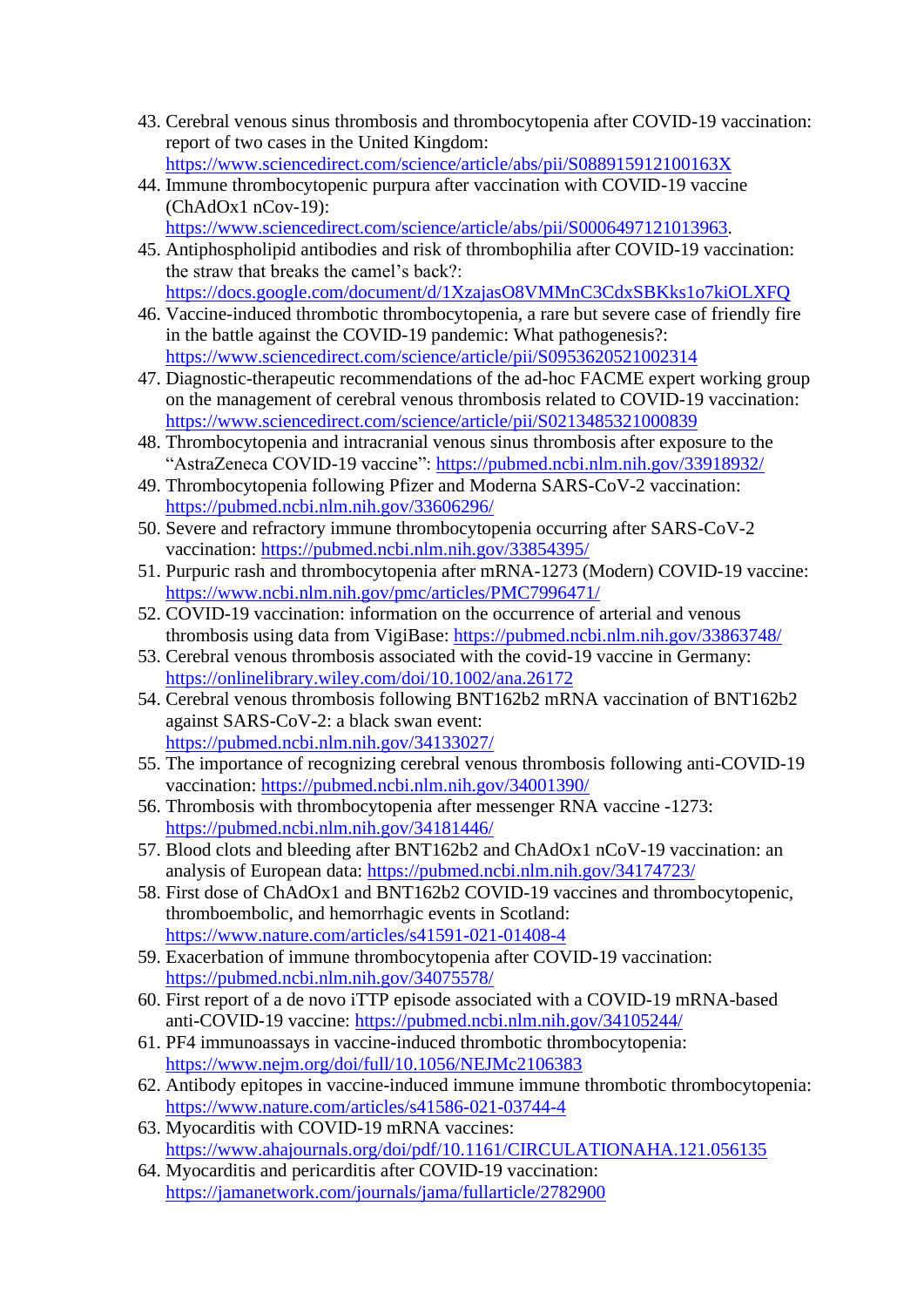43. Cerebral venous sinus thrombosis and thrombocytopenia after COVID-19 vaccination: report of two cases in the United Kingdom: https://www.sciencedirect.com/science/article/abs/pii/S088915912100163X
44. Immune thrombocytopenic purpura after vaccination with COVID-19 vaccine (ChAdOx1 nCov-19): https://www.sciencedirect.com/science/article/abs/pii/S0006497121013963.
45. Antiphospholipid antibodies and risk of thrombophilia after COVID-19 vaccination: the straw that breaks the camel's back?: https://docs.google.com/document/d/1XzajasO8VMMnC3CdxSBKks1o7kiOLXFQ
46. Vaccine-induced thrombotic thrombocytopenia, a rare but severe case of friendly fire in the battle against the COVID-19 pandemic: What pathogenesis?: https://www.sciencedirect.com/science/article/pii/S0953620521002314
47. Diagnostic-therapeutic recommendations of the ad-hoc FACME expert working group on the management of cerebral venous thrombosis related to COVID-19 vaccination: https://www.sciencedirect.com/science/article/pii/S0213485321000839
48. Thrombocytopenia and intracranial venous sinus thrombosis after exposure to the "AstraZeneca COVID-19 vaccine": https://pubmed.ncbi.nlm.nih.gov/33918932/
49. Thrombocytopenia following Pfizer and Moderna SARS-CoV-2 vaccination: https://pubmed.ncbi.nlm.nih.gov/33606296/
50. Severe and refractory immune thrombocytopenia occurring after SARS-CoV-2 vaccination: https://pubmed.ncbi.nlm.nih.gov/33854395/
51. Purpuric rash and thrombocytopenia after mRNA-1273 (Modern) COVID-19 vaccine: https://www.ncbi.nlm.nih.gov/pmc/articles/PMC7996471/
52. COVID-19 vaccination: information on the occurrence of arterial and venous thrombosis using data from VigiBase: https://pubmed.ncbi.nlm.nih.gov/33863748/
53. Cerebral venous thrombosis associated with the covid-19 vaccine in Germany: https://onlinelibrary.wiley.com/doi/10.1002/ana.26172
54. Cerebral venous thrombosis following BNT162b2 mRNA vaccination of BNT162b2 against SARS-CoV-2: a black swan event: https://pubmed.ncbi.nlm.nih.gov/34133027/
55. The importance of recognizing cerebral venous thrombosis following anti-COVID-19 vaccination: https://pubmed.ncbi.nlm.nih.gov/34001390/
56. Thrombosis with thrombocytopenia after messenger RNA vaccine -1273: https://pubmed.ncbi.nlm.nih.gov/34181446/
57. Blood clots and bleeding after BNT162b2 and ChAdOx1 nCoV-19 vaccination: an analysis of European data: https://pubmed.ncbi.nlm.nih.gov/34174723/
58. First dose of ChAdOx1 and BNT162b2 COVID-19 vaccines and thrombocytopenic, thromboembolic, and hemorrhagic events in Scotland: https://www.nature.com/articles/s41591-021-01408-4
59. Exacerbation of immune thrombocytopenia after COVID-19 vaccination: https://pubmed.ncbi.nlm.nih.gov/34075578/
60. First report of a de novo iTTP episode associated with a COVID-19 mRNA-based anti-COVID-19 vaccine: https://pubmed.ncbi.nlm.nih.gov/34105244/
61. PF4 immunoassays in vaccine-induced thrombotic thrombocytopenia: https://www.nejm.org/doi/full/10.1056/NEJMc2106383
62. Antibody epitopes in vaccine-induced immune immune thrombotic thrombocytopenia: https://www.nature.com/articles/s41586-021-03744-4
63. Myocarditis with COVID-19 mRNA vaccines: https://www.ahajournals.org/doi/pdf/10.1161/CIRCULATIONAHA.121.056135
64. Myocarditis and pericarditis after COVID-19 vaccination: https://jamanetwork.com/journals/jama/fullarticle/2782900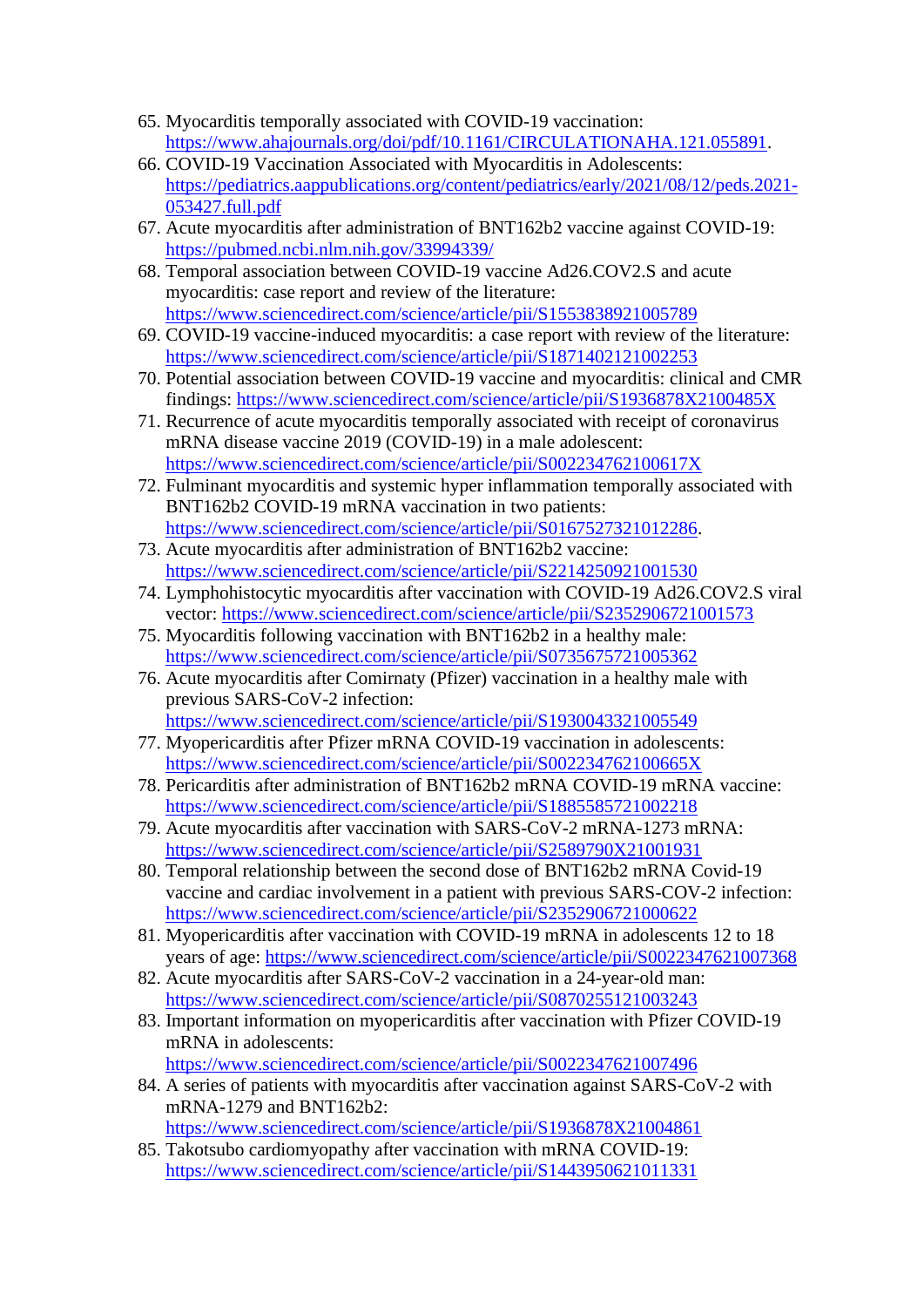65. Myocarditis temporally associated with COVID-19 vaccination: https://www.ahajournals.org/doi/pdf/10.1161/CIRCULATIONAHA.121.055891.
66. COVID-19 Vaccination Associated with Myocarditis in Adolescents: https://pediatrics.aappublications.org/content/pediatrics/early/2021/08/12/peds.2021-053427.full.pdf
67. Acute myocarditis after administration of BNT162b2 vaccine against COVID-19: https://pubmed.ncbi.nlm.nih.gov/33994339/
68. Temporal association between COVID-19 vaccine Ad26.COV2.S and acute myocarditis: case report and review of the literature: https://www.sciencedirect.com/science/article/pii/S1553838921005789
69. COVID-19 vaccine-induced myocarditis: a case report with review of the literature: https://www.sciencedirect.com/science/article/pii/S1871402121002253
70. Potential association between COVID-19 vaccine and myocarditis: clinical and CMR findings: https://www.sciencedirect.com/science/article/pii/S1936878X2100485X
71. Recurrence of acute myocarditis temporally associated with receipt of coronavirus mRNA disease vaccine 2019 (COVID-19) in a male adolescent: https://www.sciencedirect.com/science/article/pii/S002234762100617X
72. Fulminant myocarditis and systemic hyper inflammation temporally associated with BNT162b2 COVID-19 mRNA vaccination in two patients: https://www.sciencedirect.com/science/article/pii/S0167527321012286.
73. Acute myocarditis after administration of BNT162b2 vaccine: https://www.sciencedirect.com/science/article/pii/S2214250921001530
74. Lymphohistocytic myocarditis after vaccination with COVID-19 Ad26.COV2.S viral vector: https://www.sciencedirect.com/science/article/pii/S2352906721001573
75. Myocarditis following vaccination with BNT162b2 in a healthy male: https://www.sciencedirect.com/science/article/pii/S0735675721005362
76. Acute myocarditis after Comirnaty (Pfizer) vaccination in a healthy male with previous SARS-CoV-2 infection: https://www.sciencedirect.com/science/article/pii/S1930043321005549
77. Myopericarditis after Pfizer mRNA COVID-19 vaccination in adolescents: https://www.sciencedirect.com/science/article/pii/S002234762100665X
78. Pericarditis after administration of BNT162b2 mRNA COVID-19 mRNA vaccine: https://www.sciencedirect.com/science/article/pii/S1885585721002218
79. Acute myocarditis after vaccination with SARS-CoV-2 mRNA-1273 mRNA: https://www.sciencedirect.com/science/article/pii/S2589790X21001931
80. Temporal relationship between the second dose of BNT162b2 mRNA Covid-19 vaccine and cardiac involvement in a patient with previous SARS-COV-2 infection: https://www.sciencedirect.com/science/article/pii/S2352906721000622
81. Myopericarditis after vaccination with COVID-19 mRNA in adolescents 12 to 18 years of age: https://www.sciencedirect.com/science/article/pii/S0022347621007368
82. Acute myocarditis after SARS-CoV-2 vaccination in a 24-year-old man: https://www.sciencedirect.com/science/article/pii/S0870255121003243
83. Important information on myopericarditis after vaccination with Pfizer COVID-19 mRNA in adolescents: https://www.sciencedirect.com/science/article/pii/S0022347621007496
84. A series of patients with myocarditis after vaccination against SARS-CoV-2 with mRNA-1279 and BNT162b2: https://www.sciencedirect.com/science/article/pii/S1936878X21004861
85. Takotsubo cardiomyopathy after vaccination with mRNA COVID-19: https://www.sciencedirect.com/science/article/pii/S1443950621011331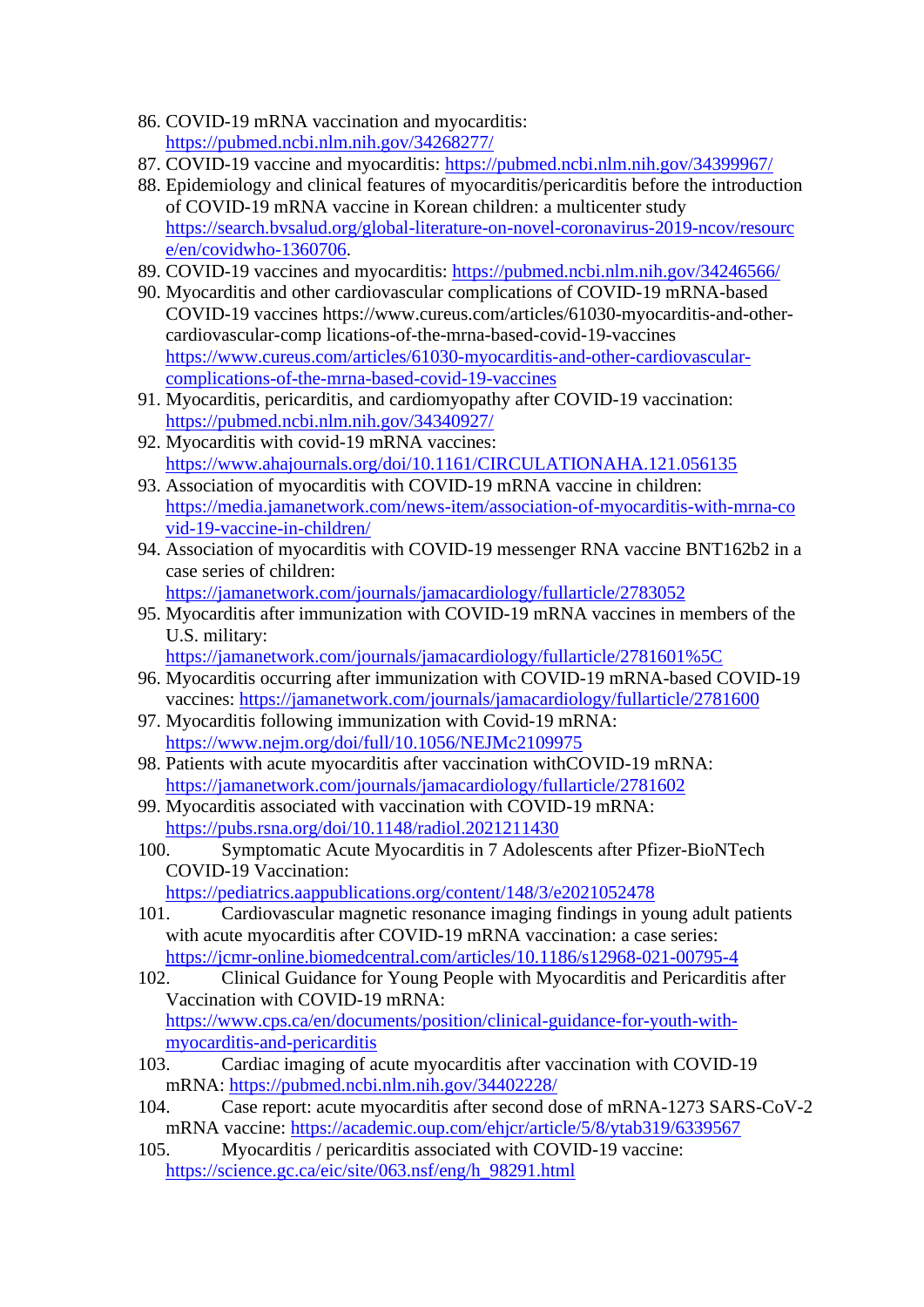86. COVID-19 mRNA vaccination and myocarditis: https://pubmed.ncbi.nlm.nih.gov/34268277/
87. COVID-19 vaccine and myocarditis: https://pubmed.ncbi.nlm.nih.gov/34399967/
88. Epidemiology and clinical features of myocarditis/pericarditis before the introduction of COVID-19 mRNA vaccine in Korean children: a multicenter study https://search.bvsalud.org/global-literature-on-novel-coronavirus-2019-ncov/resource/en/covidwho-1360706.
89. COVID-19 vaccines and myocarditis: https://pubmed.ncbi.nlm.nih.gov/34246566/
90. Myocarditis and other cardiovascular complications of COVID-19 mRNA-based COVID-19 vaccines https://www.cureus.com/articles/61030-myocarditis-and-other-cardiovascular-comp lications-of-the-mrna-based-covid-19-vaccines https://www.cureus.com/articles/61030-myocarditis-and-other-cardiovascular-complications-of-the-mrna-based-covid-19-vaccines
91. Myocarditis, pericarditis, and cardiomyopathy after COVID-19 vaccination: https://pubmed.ncbi.nlm.nih.gov/34340927/
92. Myocarditis with covid-19 mRNA vaccines: https://www.ahajournals.org/doi/10.1161/CIRCULATIONAHA.121.056135
93. Association of myocarditis with COVID-19 mRNA vaccine in children: https://media.jamanetwork.com/news-item/association-of-myocarditis-with-mrna-covid-19-vaccine-in-children/
94. Association of myocarditis with COVID-19 messenger RNA vaccine BNT162b2 in a case series of children: https://jamanetwork.com/journals/jamacardiology/fullarticle/2783052
95. Myocarditis after immunization with COVID-19 mRNA vaccines in members of the U.S. military: https://jamanetwork.com/journals/jamacardiology/fullarticle/2781601%5C
96. Myocarditis occurring after immunization with COVID-19 mRNA-based COVID-19 vaccines: https://jamanetwork.com/journals/jamacardiology/fullarticle/2781600
97. Myocarditis following immunization with Covid-19 mRNA: https://www.nejm.org/doi/full/10.1056/NEJMc2109975
98. Patients with acute myocarditis after vaccination withCOVID-19 mRNA: https://jamanetwork.com/journals/jamacardiology/fullarticle/2781602
99. Myocarditis associated with vaccination with COVID-19 mRNA: https://pubs.rsna.org/doi/10.1148/radiol.2021211430
100. Symptomatic Acute Myocarditis in 7 Adolescents after Pfizer-BioNTech COVID-19 Vaccination: https://pediatrics.aappublications.org/content/148/3/e2021052478
101. Cardiovascular magnetic resonance imaging findings in young adult patients with acute myocarditis after COVID-19 mRNA vaccination: a case series: https://jcmr-online.biomedcentral.com/articles/10.1186/s12968-021-00795-4
102. Clinical Guidance for Young People with Myocarditis and Pericarditis after Vaccination with COVID-19 mRNA: https://www.cps.ca/en/documents/position/clinical-guidance-for-youth-with-myocarditis-and-pericarditis
103. Cardiac imaging of acute myocarditis after vaccination with COVID-19 mRNA: https://pubmed.ncbi.nlm.nih.gov/34402228/
104. Case report: acute myocarditis after second dose of mRNA-1273 SARS-CoV-2 mRNA vaccine: https://academic.oup.com/ehjcr/article/5/8/ytab319/6339567
105. Myocarditis / pericarditis associated with COVID-19 vaccine: https://science.gc.ca/eic/site/063.nsf/eng/h_98291.html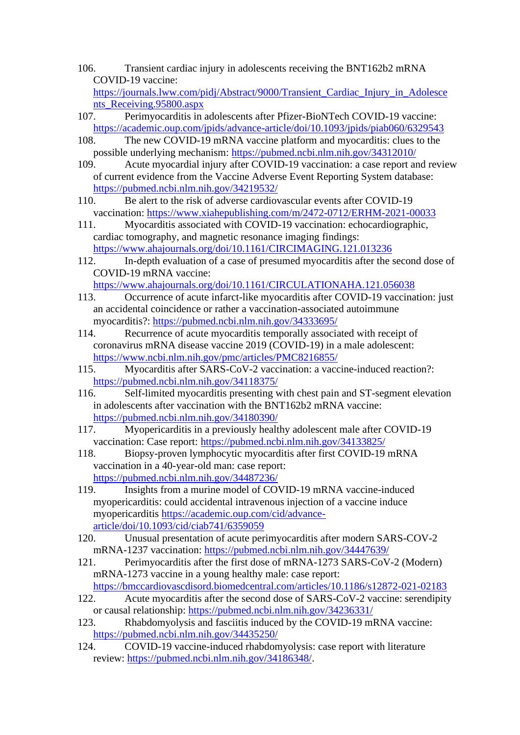106. Transient cardiac injury in adolescents receiving the BNT162b2 mRNA COVID-19 vaccine: https://journals.lww.com/pidj/Abstract/9000/Transient_Cardiac_Injury_in_Adolescents_Receiving.95800.aspx
107. Perimyocarditis in adolescents after Pfizer-BioNTech COVID-19 vaccine: https://academic.oup.com/jpids/advance-article/doi/10.1093/jpids/piab060/6329543
108. The new COVID-19 mRNA vaccine platform and myocarditis: clues to the possible underlying mechanism: https://pubmed.ncbi.nlm.nih.gov/34312010/
109. Acute myocardial injury after COVID-19 vaccination: a case report and review of current evidence from the Vaccine Adverse Event Reporting System database: https://pubmed.ncbi.nlm.nih.gov/34219532/
110. Be alert to the risk of adverse cardiovascular events after COVID-19 vaccination: https://www.xiahepublishing.com/m/2472-0712/ERHM-2021-00033
111. Myocarditis associated with COVID-19 vaccination: echocardiographic, cardiac tomography, and magnetic resonance imaging findings: https://www.ahajournals.org/doi/10.1161/CIRCIMAGING.121.013236
112. In-depth evaluation of a case of presumed myocarditis after the second dose of COVID-19 mRNA vaccine: https://www.ahajournals.org/doi/10.1161/CIRCULATIONAHA.121.056038
113. Occurrence of acute infarct-like myocarditis after COVID-19 vaccination: just an accidental coincidence or rather a vaccination-associated autoimmune myocarditis?: https://pubmed.ncbi.nlm.nih.gov/34333695/
114. Recurrence of acute myocarditis temporally associated with receipt of coronavirus mRNA disease vaccine 2019 (COVID-19) in a male adolescent: https://www.ncbi.nlm.nih.gov/pmc/articles/PMC8216855/
115. Myocarditis after SARS-CoV-2 vaccination: a vaccine-induced reaction?: https://pubmed.ncbi.nlm.nih.gov/34118375/
116. Self-limited myocarditis presenting with chest pain and ST-segment elevation in adolescents after vaccination with the BNT162b2 mRNA vaccine: https://pubmed.ncbi.nlm.nih.gov/34180390/
117. Myopericarditis in a previously healthy adolescent male after COVID-19 vaccination: Case report: https://pubmed.ncbi.nlm.nih.gov/34133825/
118. Biopsy-proven lymphocytic myocarditis after first COVID-19 mRNA vaccination in a 40-year-old man: case report: https://pubmed.ncbi.nlm.nih.gov/34487236/
119. Insights from a murine model of COVID-19 mRNA vaccine-induced myopericarditis: could accidental intravenous injection of a vaccine induce myopericarditis https://academic.oup.com/cid/advance-article/doi/10.1093/cid/ciab741/6359059
120. Unusual presentation of acute perimyocarditis after modern SARS-COV-2 mRNA-1237 vaccination: https://pubmed.ncbi.nlm.nih.gov/34447639/
121. Perimyocarditis after the first dose of mRNA-1273 SARS-CoV-2 (Modern) mRNA-1273 vaccine in a young healthy male: case report: https://bmccardiovascdisord.biomedcentral.com/articles/10.1186/s12872-021-02183
122. Acute myocarditis after the second dose of SARS-CoV-2 vaccine: serendipity or causal relationship: https://pubmed.ncbi.nlm.nih.gov/34236331/
123. Rhabdomyolysis and fasciitis induced by the COVID-19 mRNA vaccine: https://pubmed.ncbi.nlm.nih.gov/34435250/
124. COVID-19 vaccine-induced rhabdomyolysis: case report with literature review: https://pubmed.ncbi.nlm.nih.gov/34186348/.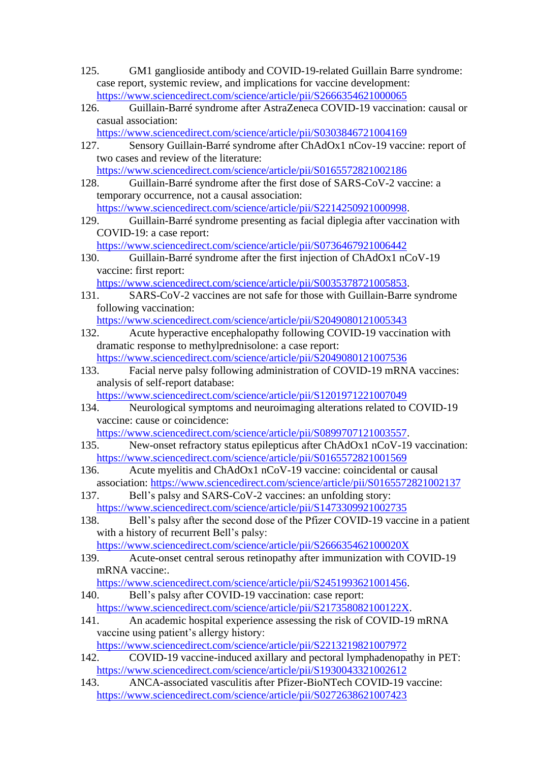125. GM1 ganglioside antibody and COVID-19-related Guillain Barre syndrome: case report, systemic review, and implications for vaccine development: https://www.sciencedirect.com/science/article/pii/S2666354621000065
126. Guillain-Barré syndrome after AstraZeneca COVID-19 vaccination: causal or casual association: https://www.sciencedirect.com/science/article/pii/S0303846721004169
127. Sensory Guillain-Barré syndrome after ChAdOx1 nCov-19 vaccine: report of two cases and review of the literature: https://www.sciencedirect.com/science/article/pii/S0165572821002186
128. Guillain-Barré syndrome after the first dose of SARS-CoV-2 vaccine: a temporary occurrence, not a causal association: https://www.sciencedirect.com/science/article/pii/S2214250921000998.
129. Guillain-Barré syndrome presenting as facial diplegia after vaccination with COVID-19: a case report: https://www.sciencedirect.com/science/article/pii/S0736467921006442
130. Guillain-Barré syndrome after the first injection of ChAdOx1 nCoV-19 vaccine: first report: https://www.sciencedirect.com/science/article/pii/S0035378721005853.
131. SARS-CoV-2 vaccines are not safe for those with Guillain-Barre syndrome following vaccination: https://www.sciencedirect.com/science/article/pii/S2049080121005343
132. Acute hyperactive encephalopathy following COVID-19 vaccination with dramatic response to methylprednisolone: a case report: https://www.sciencedirect.com/science/article/pii/S2049080121007536
133. Facial nerve palsy following administration of COVID-19 mRNA vaccines: analysis of self-report database: https://www.sciencedirect.com/science/article/pii/S1201971221007049
134. Neurological symptoms and neuroimaging alterations related to COVID-19 vaccine: cause or coincidence: https://www.sciencedirect.com/science/article/pii/S0899707121003557.
135. New-onset refractory status epilepticus after ChAdOx1 nCoV-19 vaccination: https://www.sciencedirect.com/science/article/pii/S0165572821001569
136. Acute myelitis and ChAdOx1 nCoV-19 vaccine: coincidental or causal association: https://www.sciencedirect.com/science/article/pii/S0165572821002137
137. Bell's palsy and SARS-CoV-2 vaccines: an unfolding story: https://www.sciencedirect.com/science/article/pii/S1473309921002735
138. Bell's palsy after the second dose of the Pfizer COVID-19 vaccine in a patient with a history of recurrent Bell's palsy: https://www.sciencedirect.com/science/article/pii/S266635462100020X
139. Acute-onset central serous retinopathy after immunization with COVID-19 mRNA vaccine:. https://www.sciencedirect.com/science/article/pii/S2451993621001456.
140. Bell's palsy after COVID-19 vaccination: case report: https://www.sciencedirect.com/science/article/pii/S217358082100122X.
141. An academic hospital experience assessing the risk of COVID-19 mRNA vaccine using patient's allergy history: https://www.sciencedirect.com/science/article/pii/S2213219821007972
142. COVID-19 vaccine-induced axillary and pectoral lymphadenopathy in PET: https://www.sciencedirect.com/science/article/pii/S1930043321002612
143. ANCA-associated vasculitis after Pfizer-BioNTech COVID-19 vaccine: https://www.sciencedirect.com/science/article/pii/S0272638621007423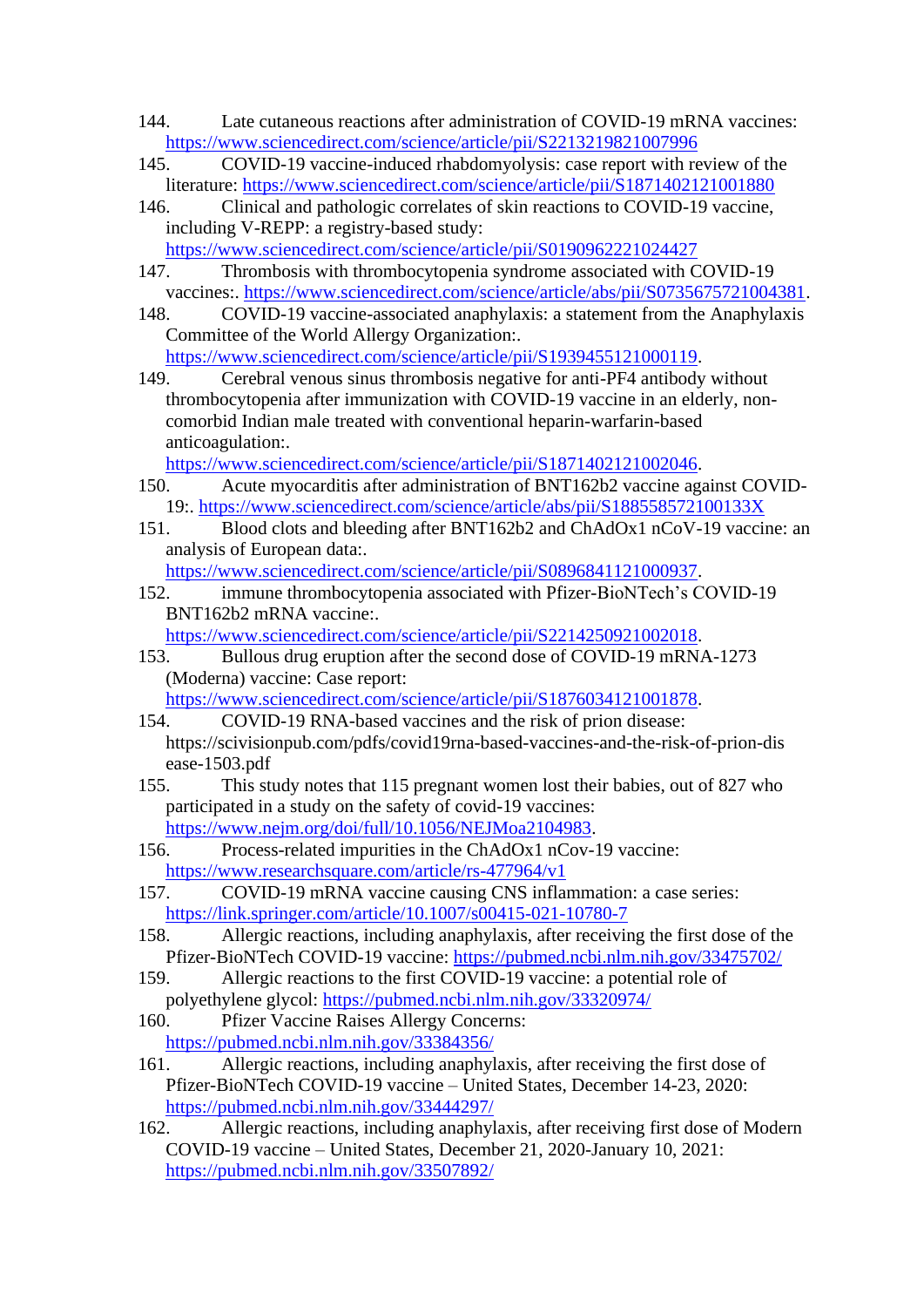144. Late cutaneous reactions after administration of COVID-19 mRNA vaccines: https://www.sciencedirect.com/science/article/pii/S2213219821007996
145. COVID-19 vaccine-induced rhabdomyolysis: case report with review of the literature: https://www.sciencedirect.com/science/article/pii/S1871402121001880
146. Clinical and pathologic correlates of skin reactions to COVID-19 vaccine, including V-REPP: a registry-based study: https://www.sciencedirect.com/science/article/pii/S0190962221024427
147. Thrombosis with thrombocytopenia syndrome associated with COVID-19 vaccines:. https://www.sciencedirect.com/science/article/abs/pii/S0735675721004381.
148. COVID-19 vaccine-associated anaphylaxis: a statement from the Anaphylaxis Committee of the World Allergy Organization:. https://www.sciencedirect.com/science/article/pii/S1939455121000119.
149. Cerebral venous sinus thrombosis negative for anti-PF4 antibody without thrombocytopenia after immunization with COVID-19 vaccine in an elderly, non-comorbid Indian male treated with conventional heparin-warfarin-based anticoagulation:. https://www.sciencedirect.com/science/article/pii/S1871402121002046.
150. Acute myocarditis after administration of BNT162b2 vaccine against COVID-19:. https://www.sciencedirect.com/science/article/abs/pii/S188558572100133X
151. Blood clots and bleeding after BNT162b2 and ChAdOx1 nCoV-19 vaccine: an analysis of European data:. https://www.sciencedirect.com/science/article/pii/S0896841121000937.
152. immune thrombocytopenia associated with Pfizer-BioNTech's COVID-19 BNT162b2 mRNA vaccine:. https://www.sciencedirect.com/science/article/pii/S2214250921002018.
153. Bullous drug eruption after the second dose of COVID-19 mRNA-1273 (Moderna) vaccine: Case report: https://www.sciencedirect.com/science/article/pii/S1876034121001878.
154. COVID-19 RNA-based vaccines and the risk of prion disease: https://scivisionpub.com/pdfs/covid19rna-based-vaccines-and-the-risk-of-prion-disease-1503.pdf
155. This study notes that 115 pregnant women lost their babies, out of 827 who participated in a study on the safety of covid-19 vaccines: https://www.nejm.org/doi/full/10.1056/NEJMoa2104983.
156. Process-related impurities in the ChAdOx1 nCov-19 vaccine: https://www.researchsquare.com/article/rs-477964/v1
157. COVID-19 mRNA vaccine causing CNS inflammation: a case series: https://link.springer.com/article/10.1007/s00415-021-10780-7
158. Allergic reactions, including anaphylaxis, after receiving the first dose of the Pfizer-BioNTech COVID-19 vaccine: https://pubmed.ncbi.nlm.nih.gov/33475702/
159. Allergic reactions to the first COVID-19 vaccine: a potential role of polyethylene glycol: https://pubmed.ncbi.nlm.nih.gov/33320974/
160. Pfizer Vaccine Raises Allergy Concerns: https://pubmed.ncbi.nlm.nih.gov/33384356/
161. Allergic reactions, including anaphylaxis, after receiving the first dose of Pfizer-BioNTech COVID-19 vaccine – United States, December 14-23, 2020: https://pubmed.ncbi.nlm.nih.gov/33444297/
162. Allergic reactions, including anaphylaxis, after receiving first dose of Modern COVID-19 vaccine – United States, December 21, 2020-January 10, 2021: https://pubmed.ncbi.nlm.nih.gov/33507892/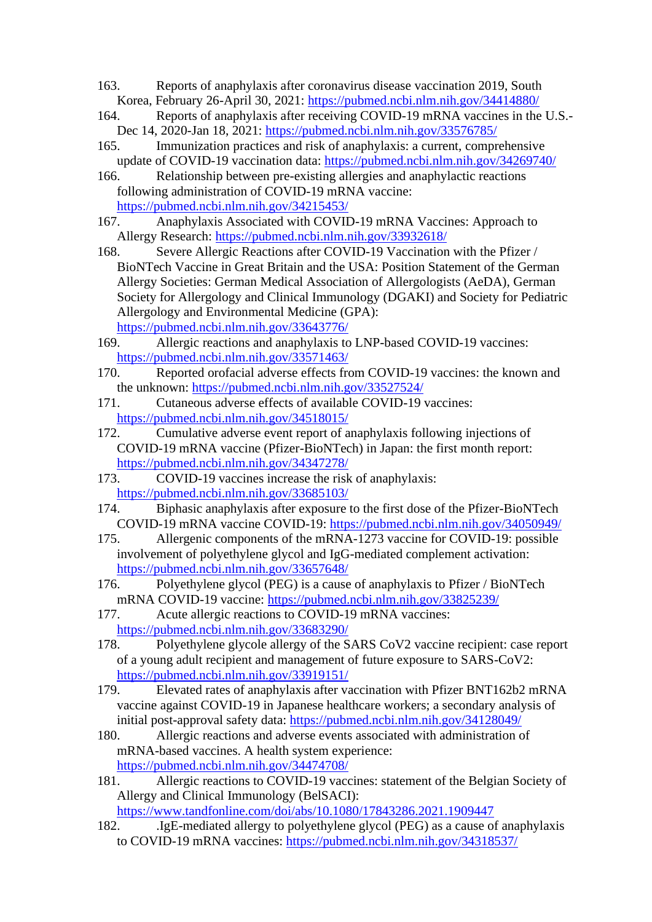163. Reports of anaphylaxis after coronavirus disease vaccination 2019, South Korea, February 26-April 30, 2021: https://pubmed.ncbi.nlm.nih.gov/34414880/
164. Reports of anaphylaxis after receiving COVID-19 mRNA vaccines in the U.S.- Dec 14, 2020-Jan 18, 2021: https://pubmed.ncbi.nlm.nih.gov/33576785/
165. Immunization practices and risk of anaphylaxis: a current, comprehensive update of COVID-19 vaccination data: https://pubmed.ncbi.nlm.nih.gov/34269740/
166. Relationship between pre-existing allergies and anaphylactic reactions following administration of COVID-19 mRNA vaccine: https://pubmed.ncbi.nlm.nih.gov/34215453/
167. Anaphylaxis Associated with COVID-19 mRNA Vaccines: Approach to Allergy Research: https://pubmed.ncbi.nlm.nih.gov/33932618/
168. Severe Allergic Reactions after COVID-19 Vaccination with the Pfizer / BioNTech Vaccine in Great Britain and the USA: Position Statement of the German Allergy Societies: German Medical Association of Allergologists (AeDA), German Society for Allergology and Clinical Immunology (DGAKI) and Society for Pediatric Allergology and Environmental Medicine (GPA): https://pubmed.ncbi.nlm.nih.gov/33643776/
169. Allergic reactions and anaphylaxis to LNP-based COVID-19 vaccines: https://pubmed.ncbi.nlm.nih.gov/33571463/
170. Reported orofacial adverse effects from COVID-19 vaccines: the known and the unknown: https://pubmed.ncbi.nlm.nih.gov/33527524/
171. Cutaneous adverse effects of available COVID-19 vaccines: https://pubmed.ncbi.nlm.nih.gov/34518015/
172. Cumulative adverse event report of anaphylaxis following injections of COVID-19 mRNA vaccine (Pfizer-BioNTech) in Japan: the first month report: https://pubmed.ncbi.nlm.nih.gov/34347278/
173. COVID-19 vaccines increase the risk of anaphylaxis: https://pubmed.ncbi.nlm.nih.gov/33685103/
174. Biphasic anaphylaxis after exposure to the first dose of the Pfizer-BioNTech COVID-19 mRNA vaccine COVID-19: https://pubmed.ncbi.nlm.nih.gov/34050949/
175. Allergenic components of the mRNA-1273 vaccine for COVID-19: possible involvement of polyethylene glycol and IgG-mediated complement activation: https://pubmed.ncbi.nlm.nih.gov/33657648/
176. Polyethylene glycol (PEG) is a cause of anaphylaxis to Pfizer / BioNTech mRNA COVID-19 vaccine: https://pubmed.ncbi.nlm.nih.gov/33825239/
177. Acute allergic reactions to COVID-19 mRNA vaccines: https://pubmed.ncbi.nlm.nih.gov/33683290/
178. Polyethylene glycole allergy of the SARS CoV2 vaccine recipient: case report of a young adult recipient and management of future exposure to SARS-CoV2: https://pubmed.ncbi.nlm.nih.gov/33919151/
179. Elevated rates of anaphylaxis after vaccination with Pfizer BNT162b2 mRNA vaccine against COVID-19 in Japanese healthcare workers; a secondary analysis of initial post-approval safety data: https://pubmed.ncbi.nlm.nih.gov/34128049/
180. Allergic reactions and adverse events associated with administration of mRNA-based vaccines. A health system experience: https://pubmed.ncbi.nlm.nih.gov/34474708/
181. Allergic reactions to COVID-19 vaccines: statement of the Belgian Society of Allergy and Clinical Immunology (BelSACI): https://www.tandfonline.com/doi/abs/10.1080/17843286.2021.1909447
182. .IgE-mediated allergy to polyethylene glycol (PEG) as a cause of anaphylaxis to COVID-19 mRNA vaccines: https://pubmed.ncbi.nlm.nih.gov/34318537/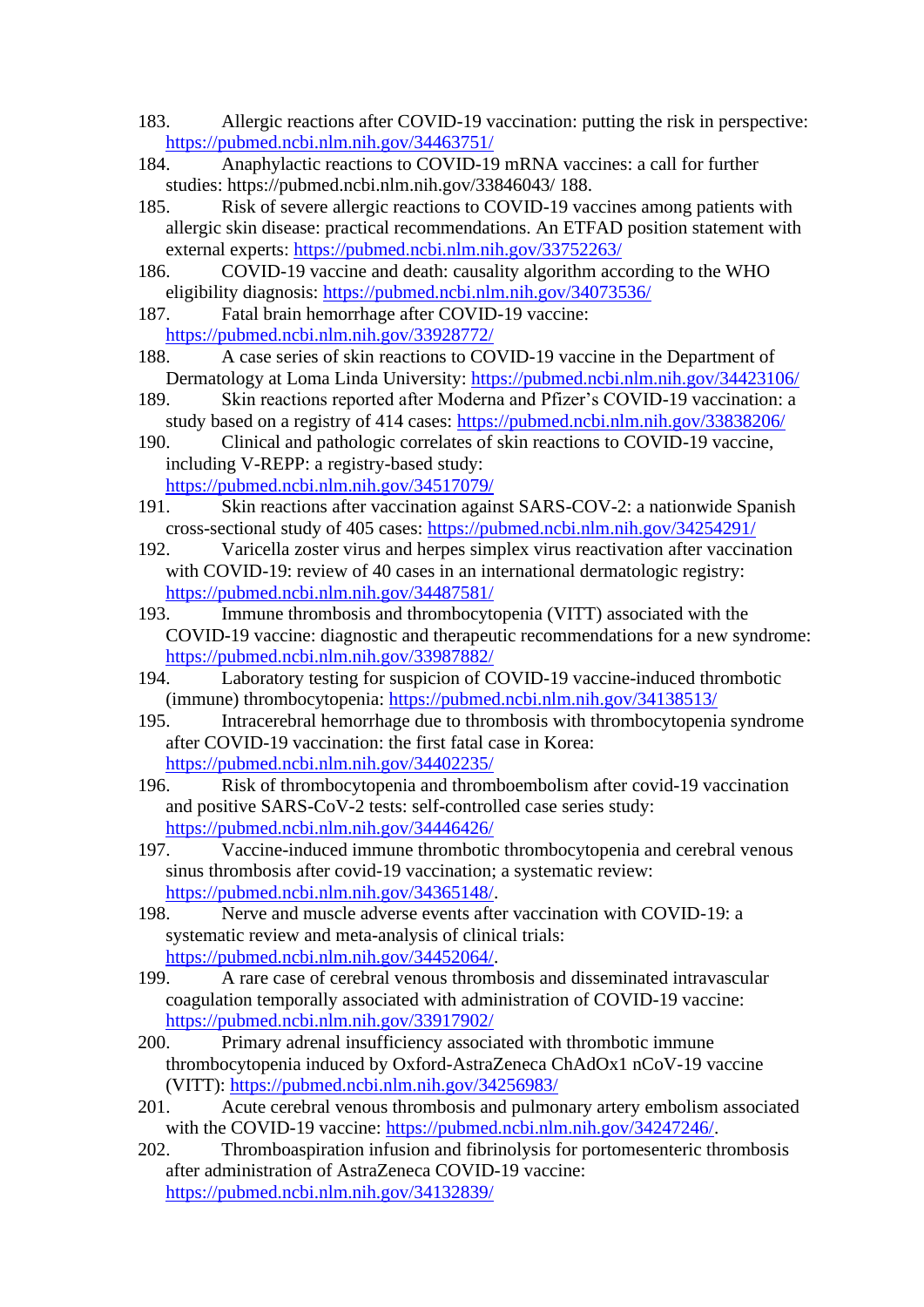183. Allergic reactions after COVID-19 vaccination: putting the risk in perspective: https://pubmed.ncbi.nlm.nih.gov/34463751/
184. Anaphylactic reactions to COVID-19 mRNA vaccines: a call for further studies: https://pubmed.ncbi.nlm.nih.gov/33846043/ 188.
185. Risk of severe allergic reactions to COVID-19 vaccines among patients with allergic skin disease: practical recommendations. An ETFAD position statement with external experts: https://pubmed.ncbi.nlm.nih.gov/33752263/
186. COVID-19 vaccine and death: causality algorithm according to the WHO eligibility diagnosis: https://pubmed.ncbi.nlm.nih.gov/34073536/
187. Fatal brain hemorrhage after COVID-19 vaccine: https://pubmed.ncbi.nlm.nih.gov/33928772/
188. A case series of skin reactions to COVID-19 vaccine in the Department of Dermatology at Loma Linda University: https://pubmed.ncbi.nlm.nih.gov/34423106/
189. Skin reactions reported after Moderna and Pfizer's COVID-19 vaccination: a study based on a registry of 414 cases: https://pubmed.ncbi.nlm.nih.gov/33838206/
190. Clinical and pathologic correlates of skin reactions to COVID-19 vaccine, including V-REPP: a registry-based study: https://pubmed.ncbi.nlm.nih.gov/34517079/
191. Skin reactions after vaccination against SARS-COV-2: a nationwide Spanish cross-sectional study of 405 cases: https://pubmed.ncbi.nlm.nih.gov/34254291/
192. Varicella zoster virus and herpes simplex virus reactivation after vaccination with COVID-19: review of 40 cases in an international dermatologic registry: https://pubmed.ncbi.nlm.nih.gov/34487581/
193. Immune thrombosis and thrombocytopenia (VITT) associated with the COVID-19 vaccine: diagnostic and therapeutic recommendations for a new syndrome: https://pubmed.ncbi.nlm.nih.gov/33987882/
194. Laboratory testing for suspicion of COVID-19 vaccine-induced thrombotic (immune) thrombocytopenia: https://pubmed.ncbi.nlm.nih.gov/34138513/
195. Intracerebral hemorrhage due to thrombosis with thrombocytopenia syndrome after COVID-19 vaccination: the first fatal case in Korea: https://pubmed.ncbi.nlm.nih.gov/34402235/
196. Risk of thrombocytopenia and thromboembolism after covid-19 vaccination and positive SARS-CoV-2 tests: self-controlled case series study: https://pubmed.ncbi.nlm.nih.gov/34446426/
197. Vaccine-induced immune thrombotic thrombocytopenia and cerebral venous sinus thrombosis after covid-19 vaccination; a systematic review: https://pubmed.ncbi.nlm.nih.gov/34365148/.
198. Nerve and muscle adverse events after vaccination with COVID-19: a systematic review and meta-analysis of clinical trials: https://pubmed.ncbi.nlm.nih.gov/34452064/.
199. A rare case of cerebral venous thrombosis and disseminated intravascular coagulation temporally associated with administration of COVID-19 vaccine: https://pubmed.ncbi.nlm.nih.gov/33917902/
200. Primary adrenal insufficiency associated with thrombotic immune thrombocytopenia induced by Oxford-AstraZeneca ChAdOx1 nCoV-19 vaccine (VITT): https://pubmed.ncbi.nlm.nih.gov/34256983/
201. Acute cerebral venous thrombosis and pulmonary artery embolism associated with the COVID-19 vaccine: https://pubmed.ncbi.nlm.nih.gov/34247246/.
202. Thromboaspiration infusion and fibrinolysis for portomesenteric thrombosis after administration of AstraZeneca COVID-19 vaccine: https://pubmed.ncbi.nlm.nih.gov/34132839/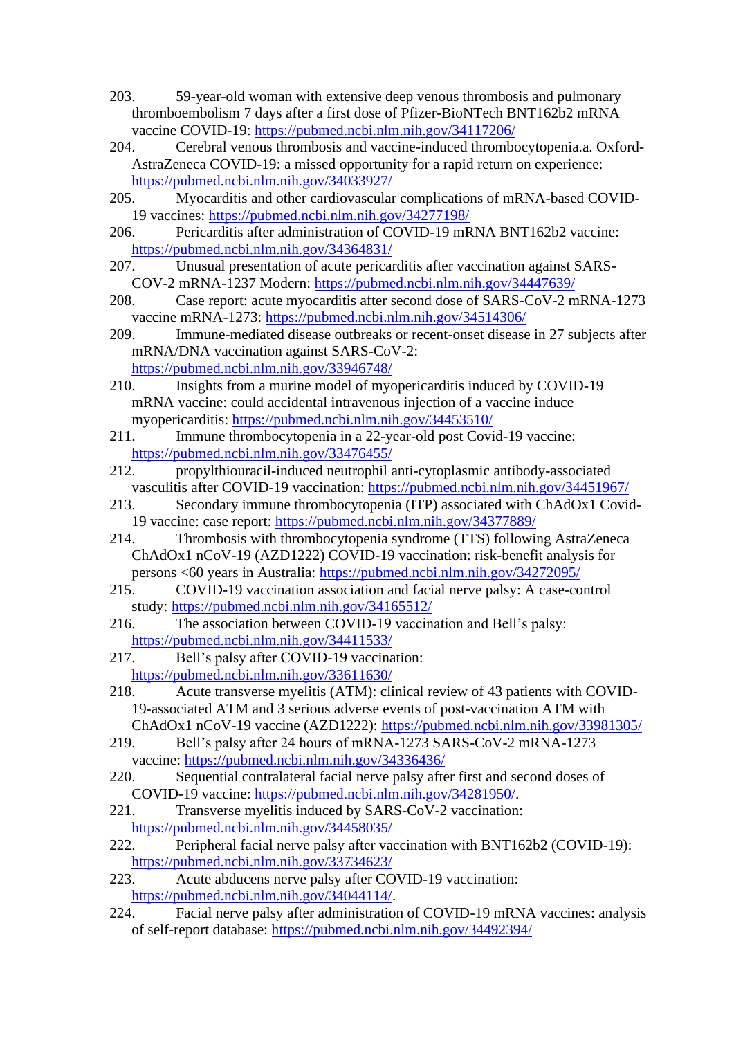203. 59-year-old woman with extensive deep venous thrombosis and pulmonary thromboembolism 7 days after a first dose of Pfizer-BioNTech BNT162b2 mRNA vaccine COVID-19: https://pubmed.ncbi.nlm.nih.gov/34117206/
204. Cerebral venous thrombosis and vaccine-induced thrombocytopenia.a. Oxford-AstraZeneca COVID-19: a missed opportunity for a rapid return on experience: https://pubmed.ncbi.nlm.nih.gov/34033927/
205. Myocarditis and other cardiovascular complications of mRNA-based COVID-19 vaccines: https://pubmed.ncbi.nlm.nih.gov/34277198/
206. Pericarditis after administration of COVID-19 mRNA BNT162b2 vaccine: https://pubmed.ncbi.nlm.nih.gov/34364831/
207. Unusual presentation of acute pericarditis after vaccination against SARS-COV-2 mRNA-1237 Modern: https://pubmed.ncbi.nlm.nih.gov/34447639/
208. Case report: acute myocarditis after second dose of SARS-CoV-2 mRNA-1273 vaccine mRNA-1273: https://pubmed.ncbi.nlm.nih.gov/34514306/
209. Immune-mediated disease outbreaks or recent-onset disease in 27 subjects after mRNA/DNA vaccination against SARS-CoV-2: https://pubmed.ncbi.nlm.nih.gov/33946748/
210. Insights from a murine model of myopericarditis induced by COVID-19 mRNA vaccine: could accidental intravenous injection of a vaccine induce myopericarditis: https://pubmed.ncbi.nlm.nih.gov/34453510/
211. Immune thrombocytopenia in a 22-year-old post Covid-19 vaccine: https://pubmed.ncbi.nlm.nih.gov/33476455/
212. propylthiouracil-induced neutrophil anti-cytoplasmic antibody-associated vasculitis after COVID-19 vaccination: https://pubmed.ncbi.nlm.nih.gov/34451967/
213. Secondary immune thrombocytopenia (ITP) associated with ChAdOx1 Covid-19 vaccine: case report: https://pubmed.ncbi.nlm.nih.gov/34377889/
214. Thrombosis with thrombocytopenia syndrome (TTS) following AstraZeneca ChAdOx1 nCoV-19 (AZD1222) COVID-19 vaccination: risk-benefit analysis for persons <60 years in Australia: https://pubmed.ncbi.nlm.nih.gov/34272095/
215. COVID-19 vaccination association and facial nerve palsy: A case-control study: https://pubmed.ncbi.nlm.nih.gov/34165512/
216. The association between COVID-19 vaccination and Bell's palsy: https://pubmed.ncbi.nlm.nih.gov/34411533/
217. Bell's palsy after COVID-19 vaccination: https://pubmed.ncbi.nlm.nih.gov/33611630/
218. Acute transverse myelitis (ATM): clinical review of 43 patients with COVID-19-associated ATM and 3 serious adverse events of post-vaccination ATM with ChAdOx1 nCoV-19 vaccine (AZD1222): https://pubmed.ncbi.nlm.nih.gov/33981305/
219. Bell's palsy after 24 hours of mRNA-1273 SARS-CoV-2 mRNA-1273 vaccine: https://pubmed.ncbi.nlm.nih.gov/34336436/
220. Sequential contralateral facial nerve palsy after first and second doses of COVID-19 vaccine: https://pubmed.ncbi.nlm.nih.gov/34281950/.
221. Transverse myelitis induced by SARS-CoV-2 vaccination: https://pubmed.ncbi.nlm.nih.gov/34458035/
222. Peripheral facial nerve palsy after vaccination with BNT162b2 (COVID-19): https://pubmed.ncbi.nlm.nih.gov/33734623/
223. Acute abducens nerve palsy after COVID-19 vaccination: https://pubmed.ncbi.nlm.nih.gov/34044114/.
224. Facial nerve palsy after administration of COVID-19 mRNA vaccines: analysis of self-report database: https://pubmed.ncbi.nlm.nih.gov/34492394/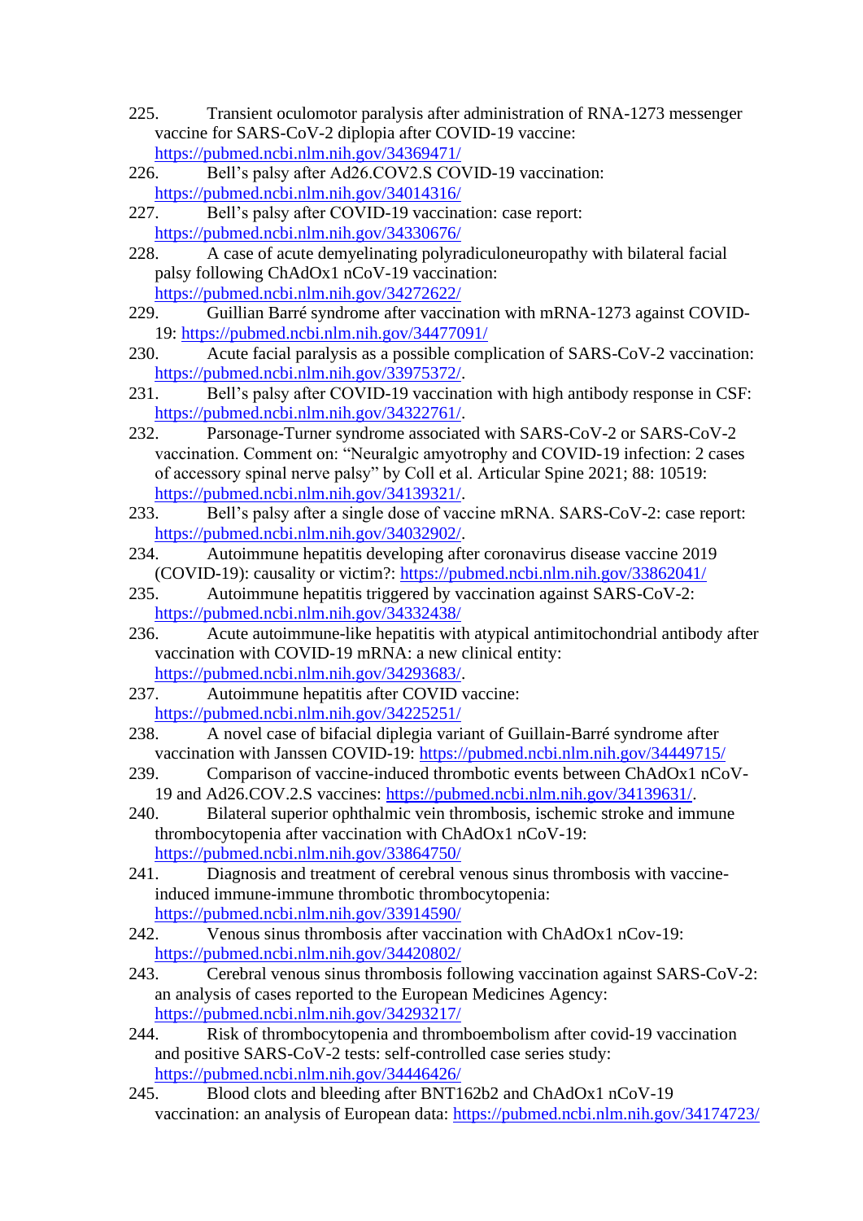225. Transient oculomotor paralysis after administration of RNA-1273 messenger vaccine for SARS-CoV-2 diplopia after COVID-19 vaccine: https://pubmed.ncbi.nlm.nih.gov/34369471/
226. Bell's palsy after Ad26.COV2.S COVID-19 vaccination: https://pubmed.ncbi.nlm.nih.gov/34014316/
227. Bell's palsy after COVID-19 vaccination: case report: https://pubmed.ncbi.nlm.nih.gov/34330676/
228. A case of acute demyelinating polyradiculoneuropathy with bilateral facial palsy following ChAdOx1 nCoV-19 vaccination: https://pubmed.ncbi.nlm.nih.gov/34272622/
229. Guillian Barré syndrome after vaccination with mRNA-1273 against COVID-19: https://pubmed.ncbi.nlm.nih.gov/34477091/
230. Acute facial paralysis as a possible complication of SARS-CoV-2 vaccination: https://pubmed.ncbi.nlm.nih.gov/33975372/.
231. Bell's palsy after COVID-19 vaccination with high antibody response in CSF: https://pubmed.ncbi.nlm.nih.gov/34322761/.
232. Parsonage-Turner syndrome associated with SARS-CoV-2 or SARS-CoV-2 vaccination. Comment on: "Neuralgic amyotrophy and COVID-19 infection: 2 cases of accessory spinal nerve palsy" by Coll et al. Articular Spine 2021; 88: 10519: https://pubmed.ncbi.nlm.nih.gov/34139321/.
233. Bell's palsy after a single dose of vaccine mRNA. SARS-CoV-2: case report: https://pubmed.ncbi.nlm.nih.gov/34032902/.
234. Autoimmune hepatitis developing after coronavirus disease vaccine 2019 (COVID-19): causality or victim?: https://pubmed.ncbi.nlm.nih.gov/33862041/
235. Autoimmune hepatitis triggered by vaccination against SARS-CoV-2: https://pubmed.ncbi.nlm.nih.gov/34332438/
236. Acute autoimmune-like hepatitis with atypical antimitochondrial antibody after vaccination with COVID-19 mRNA: a new clinical entity: https://pubmed.ncbi.nlm.nih.gov/34293683/.
237. Autoimmune hepatitis after COVID vaccine: https://pubmed.ncbi.nlm.nih.gov/34225251/
238. A novel case of bifacial diplegia variant of Guillain-Barré syndrome after vaccination with Janssen COVID-19: https://pubmed.ncbi.nlm.nih.gov/34449715/
239. Comparison of vaccine-induced thrombotic events between ChAdOx1 nCoV-19 and Ad26.COV.2.S vaccines: https://pubmed.ncbi.nlm.nih.gov/34139631/.
240. Bilateral superior ophthalmic vein thrombosis, ischemic stroke and immune thrombocytopenia after vaccination with ChAdOx1 nCoV-19: https://pubmed.ncbi.nlm.nih.gov/33864750/
241. Diagnosis and treatment of cerebral venous sinus thrombosis with vaccine-induced immune-immune thrombotic thrombocytopenia: https://pubmed.ncbi.nlm.nih.gov/33914590/
242. Venous sinus thrombosis after vaccination with ChAdOx1 nCov-19: https://pubmed.ncbi.nlm.nih.gov/34420802/
243. Cerebral venous sinus thrombosis following vaccination against SARS-CoV-2: an analysis of cases reported to the European Medicines Agency: https://pubmed.ncbi.nlm.nih.gov/34293217/
244. Risk of thrombocytopenia and thromboembolism after covid-19 vaccination and positive SARS-CoV-2 tests: self-controlled case series study: https://pubmed.ncbi.nlm.nih.gov/34446426/
245. Blood clots and bleeding after BNT162b2 and ChAdOx1 nCoV-19 vaccination: an analysis of European data: https://pubmed.ncbi.nlm.nih.gov/34174723/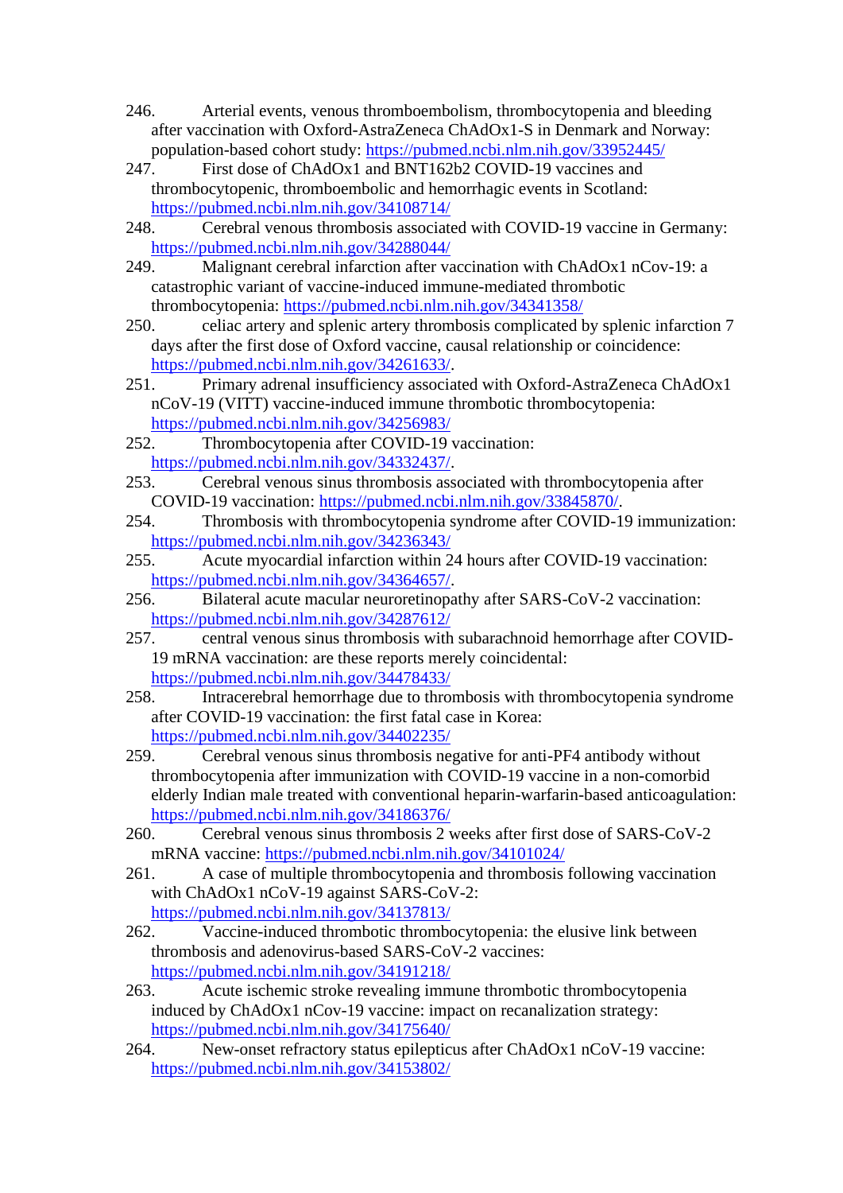246. Arterial events, venous thromboembolism, thrombocytopenia and bleeding after vaccination with Oxford-AstraZeneca ChAdOx1-S in Denmark and Norway: population-based cohort study: https://pubmed.ncbi.nlm.nih.gov/33952445/
247. First dose of ChAdOx1 and BNT162b2 COVID-19 vaccines and thrombocytopenic, thromboembolic and hemorrhagic events in Scotland: https://pubmed.ncbi.nlm.nih.gov/34108714/
248. Cerebral venous thrombosis associated with COVID-19 vaccine in Germany: https://pubmed.ncbi.nlm.nih.gov/34288044/
249. Malignant cerebral infarction after vaccination with ChAdOx1 nCov-19: a catastrophic variant of vaccine-induced immune-mediated thrombotic thrombocytopenia: https://pubmed.ncbi.nlm.nih.gov/34341358/
250. celiac artery and splenic artery thrombosis complicated by splenic infarction 7 days after the first dose of Oxford vaccine, causal relationship or coincidence: https://pubmed.ncbi.nlm.nih.gov/34261633/.
251. Primary adrenal insufficiency associated with Oxford-AstraZeneca ChAdOx1 nCoV-19 (VITT) vaccine-induced immune thrombotic thrombocytopenia: https://pubmed.ncbi.nlm.nih.gov/34256983/
252. Thrombocytopenia after COVID-19 vaccination: https://pubmed.ncbi.nlm.nih.gov/34332437/.
253. Cerebral venous sinus thrombosis associated with thrombocytopenia after COVID-19 vaccination: https://pubmed.ncbi.nlm.nih.gov/33845870/.
254. Thrombosis with thrombocytopenia syndrome after COVID-19 immunization: https://pubmed.ncbi.nlm.nih.gov/34236343/
255. Acute myocardial infarction within 24 hours after COVID-19 vaccination: https://pubmed.ncbi.nlm.nih.gov/34364657/.
256. Bilateral acute macular neuroretinopathy after SARS-CoV-2 vaccination: https://pubmed.ncbi.nlm.nih.gov/34287612/
257. central venous sinus thrombosis with subarachnoid hemorrhage after COVID-19 mRNA vaccination: are these reports merely coincidental: https://pubmed.ncbi.nlm.nih.gov/34478433/
258. Intracerebral hemorrhage due to thrombosis with thrombocytopenia syndrome after COVID-19 vaccination: the first fatal case in Korea: https://pubmed.ncbi.nlm.nih.gov/34402235/
259. Cerebral venous sinus thrombosis negative for anti-PF4 antibody without thrombocytopenia after immunization with COVID-19 vaccine in a non-comorbid elderly Indian male treated with conventional heparin-warfarin-based anticoagulation: https://pubmed.ncbi.nlm.nih.gov/34186376/
260. Cerebral venous sinus thrombosis 2 weeks after first dose of SARS-CoV-2 mRNA vaccine: https://pubmed.ncbi.nlm.nih.gov/34101024/
261. A case of multiple thrombocytopenia and thrombosis following vaccination with ChAdOx1 nCoV-19 against SARS-CoV-2: https://pubmed.ncbi.nlm.nih.gov/34137813/
262. Vaccine-induced thrombotic thrombocytopenia: the elusive link between thrombosis and adenovirus-based SARS-CoV-2 vaccines: https://pubmed.ncbi.nlm.nih.gov/34191218/
263. Acute ischemic stroke revealing immune thrombotic thrombocytopenia induced by ChAdOx1 nCov-19 vaccine: impact on recanalization strategy: https://pubmed.ncbi.nlm.nih.gov/34175640/
264. New-onset refractory status epilepticus after ChAdOx1 nCoV-19 vaccine: https://pubmed.ncbi.nlm.nih.gov/34153802/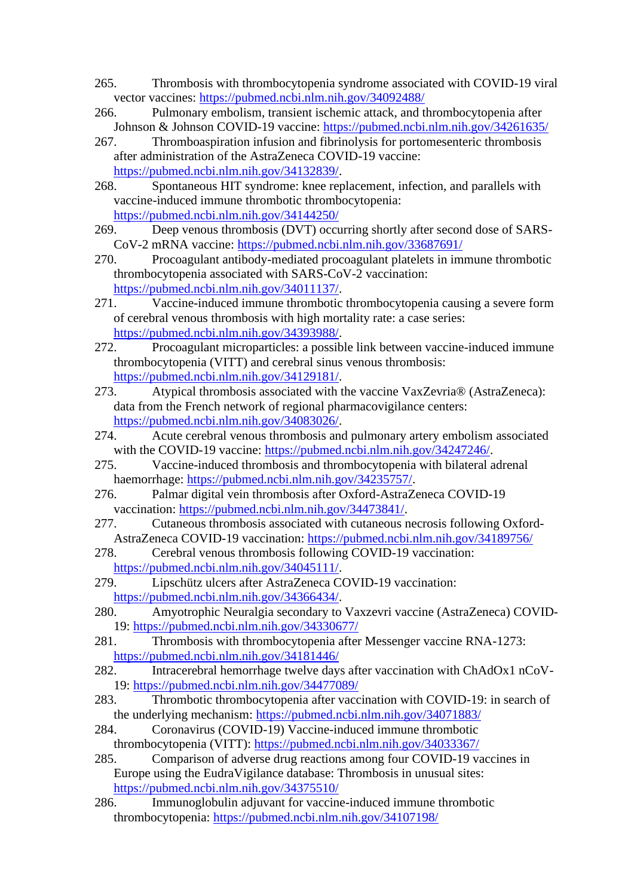265. Thrombosis with thrombocytopenia syndrome associated with COVID-19 viral vector vaccines: https://pubmed.ncbi.nlm.nih.gov/34092488/
266. Pulmonary embolism, transient ischemic attack, and thrombocytopenia after Johnson & Johnson COVID-19 vaccine: https://pubmed.ncbi.nlm.nih.gov/34261635/
267. Thromboaspiration infusion and fibrinolysis for portomesenteric thrombosis after administration of the AstraZeneca COVID-19 vaccine: https://pubmed.ncbi.nlm.nih.gov/34132839/.
268. Spontaneous HIT syndrome: knee replacement, infection, and parallels with vaccine-induced immune thrombotic thrombocytopenia: https://pubmed.ncbi.nlm.nih.gov/34144250/
269. Deep venous thrombosis (DVT) occurring shortly after second dose of SARS-CoV-2 mRNA vaccine: https://pubmed.ncbi.nlm.nih.gov/33687691/
270. Procoagulant antibody-mediated procoagulant platelets in immune thrombotic thrombocytopenia associated with SARS-CoV-2 vaccination: https://pubmed.ncbi.nlm.nih.gov/34011137/.
271. Vaccine-induced immune thrombotic thrombocytopenia causing a severe form of cerebral venous thrombosis with high mortality rate: a case series: https://pubmed.ncbi.nlm.nih.gov/34393988/.
272. Procoagulant microparticles: a possible link between vaccine-induced immune thrombocytopenia (VITT) and cerebral sinus venous thrombosis: https://pubmed.ncbi.nlm.nih.gov/34129181/.
273. Atypical thrombosis associated with the vaccine VaxZevria® (AstraZeneca): data from the French network of regional pharmacovigilance centers: https://pubmed.ncbi.nlm.nih.gov/34083026/.
274. Acute cerebral venous thrombosis and pulmonary artery embolism associated with the COVID-19 vaccine: https://pubmed.ncbi.nlm.nih.gov/34247246/.
275. Vaccine-induced thrombosis and thrombocytopenia with bilateral adrenal haemorrhage: https://pubmed.ncbi.nlm.nih.gov/34235757/.
276. Palmar digital vein thrombosis after Oxford-AstraZeneca COVID-19 vaccination: https://pubmed.ncbi.nlm.nih.gov/34473841/.
277. Cutaneous thrombosis associated with cutaneous necrosis following Oxford-AstraZeneca COVID-19 vaccination: https://pubmed.ncbi.nlm.nih.gov/34189756/
278. Cerebral venous thrombosis following COVID-19 vaccination: https://pubmed.ncbi.nlm.nih.gov/34045111/.
279. Lipschütz ulcers after AstraZeneca COVID-19 vaccination: https://pubmed.ncbi.nlm.nih.gov/34366434/.
280. Amyotrophic Neuralgia secondary to Vaxzevri vaccine (AstraZeneca) COVID-19: https://pubmed.ncbi.nlm.nih.gov/34330677/
281. Thrombosis with thrombocytopenia after Messenger vaccine RNA-1273: https://pubmed.ncbi.nlm.nih.gov/34181446/
282. Intracerebral hemorrhage twelve days after vaccination with ChAdOx1 nCoV-19: https://pubmed.ncbi.nlm.nih.gov/34477089/
283. Thrombotic thrombocytopenia after vaccination with COVID-19: in search of the underlying mechanism: https://pubmed.ncbi.nlm.nih.gov/34071883/
284. Coronavirus (COVID-19) Vaccine-induced immune thrombotic thrombocytopenia (VITT): https://pubmed.ncbi.nlm.nih.gov/34033367/
285. Comparison of adverse drug reactions among four COVID-19 vaccines in Europe using the EudraVigilance database: Thrombosis in unusual sites: https://pubmed.ncbi.nlm.nih.gov/34375510/
286. Immunoglobulin adjuvant for vaccine-induced immune thrombotic thrombocytopenia: https://pubmed.ncbi.nlm.nih.gov/34107198/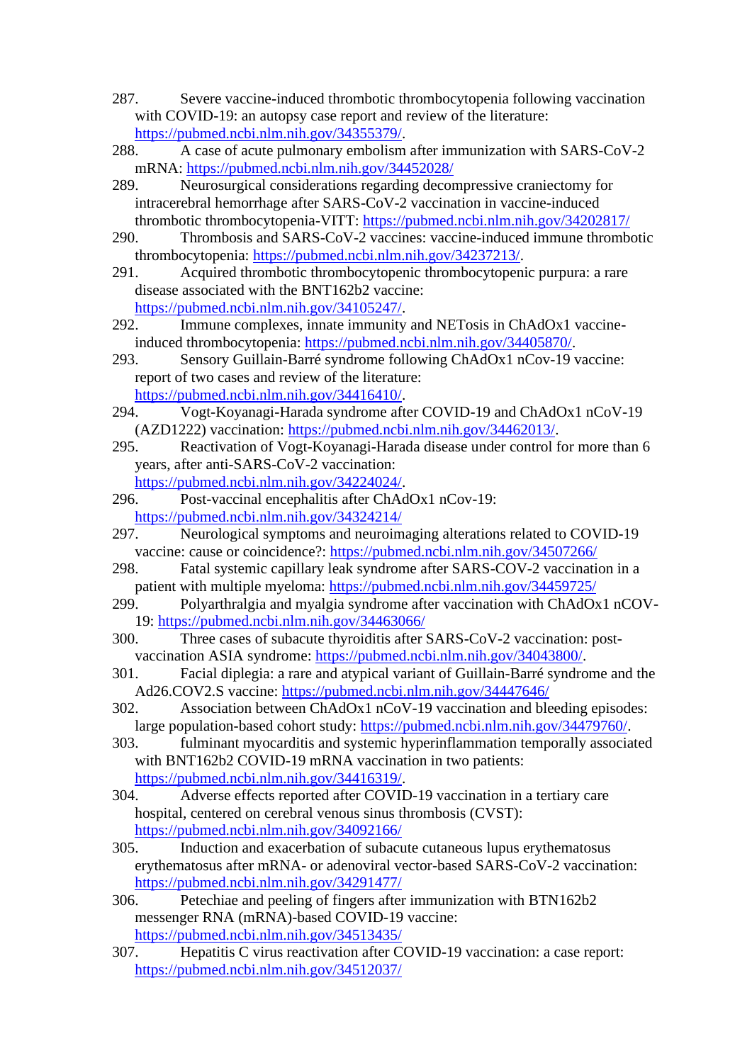287. Severe vaccine-induced thrombotic thrombocytopenia following vaccination with COVID-19: an autopsy case report and review of the literature: https://pubmed.ncbi.nlm.nih.gov/34355379/.
288. A case of acute pulmonary embolism after immunization with SARS-CoV-2 mRNA: https://pubmed.ncbi.nlm.nih.gov/34452028/
289. Neurosurgical considerations regarding decompressive craniectomy for intracerebral hemorrhage after SARS-CoV-2 vaccination in vaccine-induced thrombotic thrombocytopenia-VITT: https://pubmed.ncbi.nlm.nih.gov/34202817/
290. Thrombosis and SARS-CoV-2 vaccines: vaccine-induced immune thrombotic thrombocytopenia: https://pubmed.ncbi.nlm.nih.gov/34237213/.
291. Acquired thrombotic thrombocytopenic thrombocytopenic purpura: a rare disease associated with the BNT162b2 vaccine: https://pubmed.ncbi.nlm.nih.gov/34105247/.
292. Immune complexes, innate immunity and NETosis in ChAdOx1 vaccine-induced thrombocytopenia: https://pubmed.ncbi.nlm.nih.gov/34405870/.
293. Sensory Guillain-Barré syndrome following ChAdOx1 nCov-19 vaccine: report of two cases and review of the literature: https://pubmed.ncbi.nlm.nih.gov/34416410/.
294. Vogt-Koyanagi-Harada syndrome after COVID-19 and ChAdOx1 nCoV-19 (AZD1222) vaccination: https://pubmed.ncbi.nlm.nih.gov/34462013/.
295. Reactivation of Vogt-Koyanagi-Harada disease under control for more than 6 years, after anti-SARS-CoV-2 vaccination: https://pubmed.ncbi.nlm.nih.gov/34224024/.
296. Post-vaccinal encephalitis after ChAdOx1 nCov-19: https://pubmed.ncbi.nlm.nih.gov/34324214/
297. Neurological symptoms and neuroimaging alterations related to COVID-19 vaccine: cause or coincidence?: https://pubmed.ncbi.nlm.nih.gov/34507266/
298. Fatal systemic capillary leak syndrome after SARS-COV-2 vaccination in a patient with multiple myeloma: https://pubmed.ncbi.nlm.nih.gov/34459725/
299. Polyarthralgia and myalgia syndrome after vaccination with ChAdOx1 nCOV-19: https://pubmed.ncbi.nlm.nih.gov/34463066/
300. Three cases of subacute thyroiditis after SARS-CoV-2 vaccination: post-vaccination ASIA syndrome: https://pubmed.ncbi.nlm.nih.gov/34043800/.
301. Facial diplegia: a rare and atypical variant of Guillain-Barré syndrome and the Ad26.COV2.S vaccine: https://pubmed.ncbi.nlm.nih.gov/34447646/
302. Association between ChAdOx1 nCoV-19 vaccination and bleeding episodes: large population-based cohort study: https://pubmed.ncbi.nlm.nih.gov/34479760/.
303. fulminant myocarditis and systemic hyperinflammation temporally associated with BNT162b2 COVID-19 mRNA vaccination in two patients: https://pubmed.ncbi.nlm.nih.gov/34416319/.
304. Adverse effects reported after COVID-19 vaccination in a tertiary care hospital, centered on cerebral venous sinus thrombosis (CVST): https://pubmed.ncbi.nlm.nih.gov/34092166/
305. Induction and exacerbation of subacute cutaneous lupus erythematosus erythematosus after mRNA- or adenoviral vector-based SARS-CoV-2 vaccination: https://pubmed.ncbi.nlm.nih.gov/34291477/
306. Petechiae and peeling of fingers after immunization with BTN162b2 messenger RNA (mRNA)-based COVID-19 vaccine: https://pubmed.ncbi.nlm.nih.gov/34513435/
307. Hepatitis C virus reactivation after COVID-19 vaccination: a case report: https://pubmed.ncbi.nlm.nih.gov/34512037/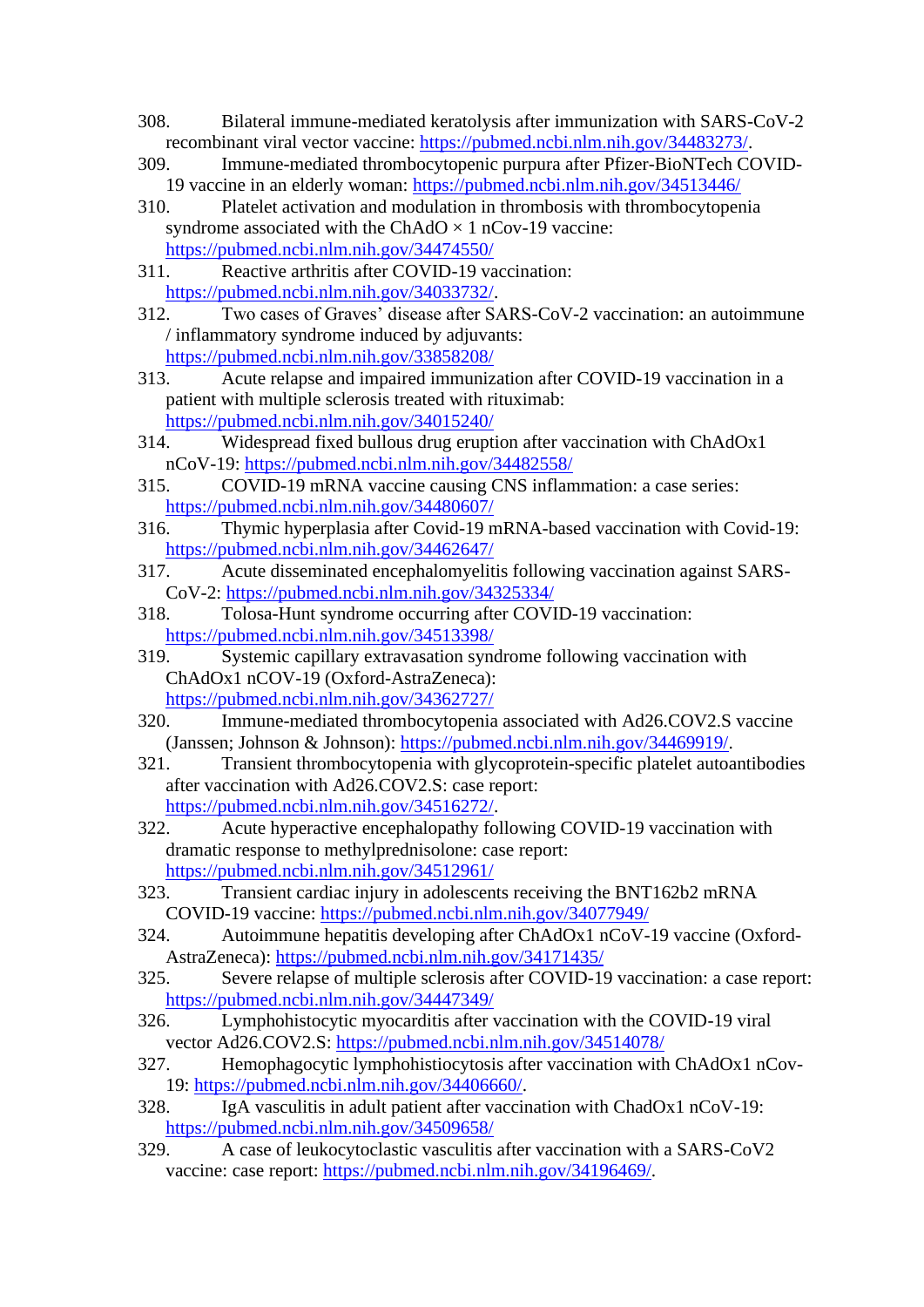308. Bilateral immune-mediated keratolysis after immunization with SARS-CoV-2 recombinant viral vector vaccine: https://pubmed.ncbi.nlm.nih.gov/34483273/.
309. Immune-mediated thrombocytopenic purpura after Pfizer-BioNTech COVID-19 vaccine in an elderly woman: https://pubmed.ncbi.nlm.nih.gov/34513446/
310. Platelet activation and modulation in thrombosis with thrombocytopenia syndrome associated with the ChAdO × 1 nCov-19 vaccine: https://pubmed.ncbi.nlm.nih.gov/34474550/
311. Reactive arthritis after COVID-19 vaccination: https://pubmed.ncbi.nlm.nih.gov/34033732/.
312. Two cases of Graves' disease after SARS-CoV-2 vaccination: an autoimmune / inflammatory syndrome induced by adjuvants: https://pubmed.ncbi.nlm.nih.gov/33858208/
313. Acute relapse and impaired immunization after COVID-19 vaccination in a patient with multiple sclerosis treated with rituximab: https://pubmed.ncbi.nlm.nih.gov/34015240/
314. Widespread fixed bullous drug eruption after vaccination with ChAdOx1 nCoV-19: https://pubmed.ncbi.nlm.nih.gov/34482558/
315. COVID-19 mRNA vaccine causing CNS inflammation: a case series: https://pubmed.ncbi.nlm.nih.gov/34480607/
316. Thymic hyperplasia after Covid-19 mRNA-based vaccination with Covid-19: https://pubmed.ncbi.nlm.nih.gov/34462647/
317. Acute disseminated encephalomyelitis following vaccination against SARS-CoV-2: https://pubmed.ncbi.nlm.nih.gov/34325334/
318. Tolosa-Hunt syndrome occurring after COVID-19 vaccination: https://pubmed.ncbi.nlm.nih.gov/34513398/
319. Systemic capillary extravasation syndrome following vaccination with ChAdOx1 nCOV-19 (Oxford-AstraZeneca): https://pubmed.ncbi.nlm.nih.gov/34362727/
320. Immune-mediated thrombocytopenia associated with Ad26.COV2.S vaccine (Janssen; Johnson & Johnson): https://pubmed.ncbi.nlm.nih.gov/34469919/.
321. Transient thrombocytopenia with glycoprotein-specific platelet autoantibodies after vaccination with Ad26.COV2.S: case report: https://pubmed.ncbi.nlm.nih.gov/34516272/.
322. Acute hyperactive encephalopathy following COVID-19 vaccination with dramatic response to methylprednisolone: case report: https://pubmed.ncbi.nlm.nih.gov/34512961/
323. Transient cardiac injury in adolescents receiving the BNT162b2 mRNA COVID-19 vaccine: https://pubmed.ncbi.nlm.nih.gov/34077949/
324. Autoimmune hepatitis developing after ChAdOx1 nCoV-19 vaccine (Oxford-AstraZeneca): https://pubmed.ncbi.nlm.nih.gov/34171435/
325. Severe relapse of multiple sclerosis after COVID-19 vaccination: a case report: https://pubmed.ncbi.nlm.nih.gov/34447349/
326. Lymphohistocytic myocarditis after vaccination with the COVID-19 viral vector Ad26.COV2.S: https://pubmed.ncbi.nlm.nih.gov/34514078/
327. Hemophagocytic lymphohistiocytosis after vaccination with ChAdOx1 nCov-19: https://pubmed.ncbi.nlm.nih.gov/34406660/.
328. IgA vasculitis in adult patient after vaccination with ChadOx1 nCoV-19: https://pubmed.ncbi.nlm.nih.gov/34509658/
329. A case of leukocytoclastic vasculitis after vaccination with a SARS-CoV2 vaccine: case report: https://pubmed.ncbi.nlm.nih.gov/34196469/.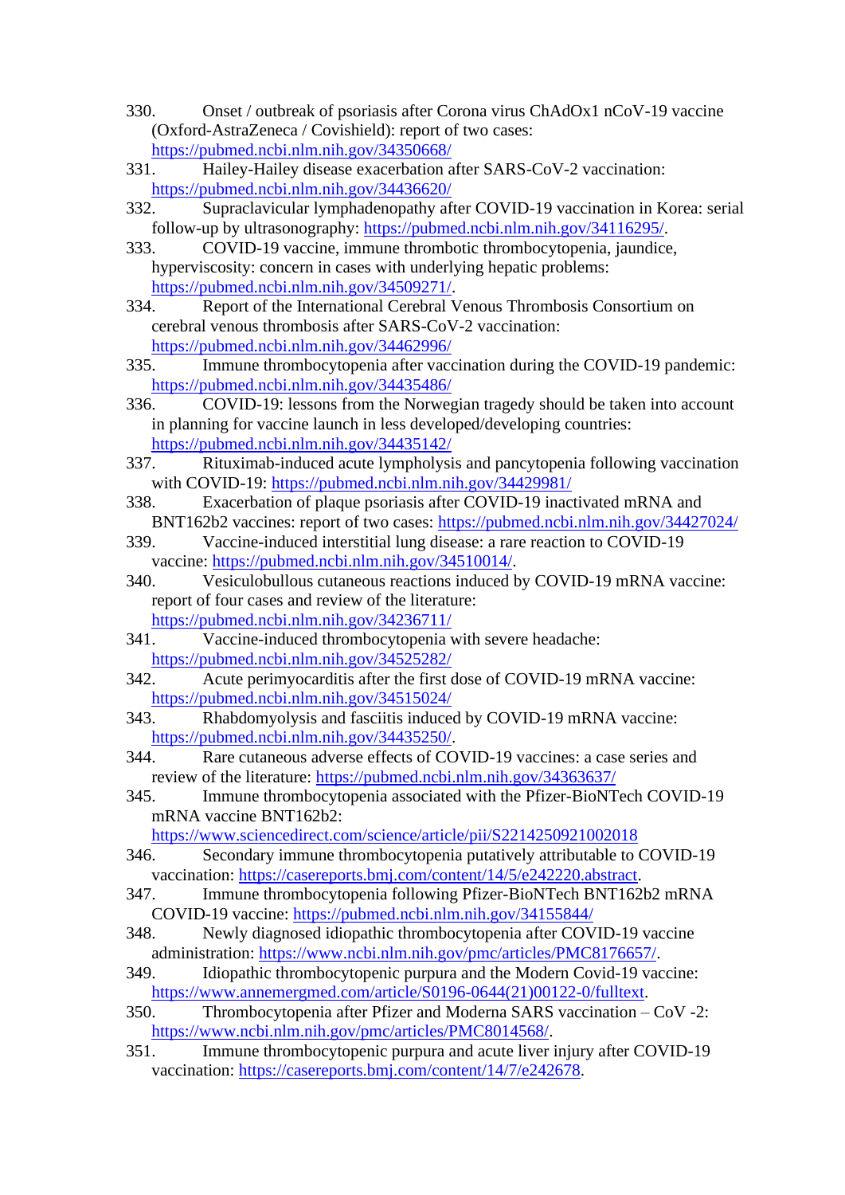330. Onset / outbreak of psoriasis after Corona virus ChAdOx1 nCoV-19 vaccine (Oxford-AstraZeneca / Covishield): report of two cases: https://pubmed.ncbi.nlm.nih.gov/34350668/
331. Hailey-Hailey disease exacerbation after SARS-CoV-2 vaccination: https://pubmed.ncbi.nlm.nih.gov/34436620/
332. Supraclavicular lymphadenopathy after COVID-19 vaccination in Korea: serial follow-up by ultrasonography: https://pubmed.ncbi.nlm.nih.gov/34116295/.
333. COVID-19 vaccine, immune thrombotic thrombocytopenia, jaundice, hyperviscosity: concern in cases with underlying hepatic problems: https://pubmed.ncbi.nlm.nih.gov/34509271/.
334. Report of the International Cerebral Venous Thrombosis Consortium on cerebral venous thrombosis after SARS-CoV-2 vaccination: https://pubmed.ncbi.nlm.nih.gov/34462996/
335. Immune thrombocytopenia after vaccination during the COVID-19 pandemic: https://pubmed.ncbi.nlm.nih.gov/34435486/
336. COVID-19: lessons from the Norwegian tragedy should be taken into account in planning for vaccine launch in less developed/developing countries: https://pubmed.ncbi.nlm.nih.gov/34435142/
337. Rituximab-induced acute lympholysis and pancytopenia following vaccination with COVID-19: https://pubmed.ncbi.nlm.nih.gov/34429981/
338. Exacerbation of plaque psoriasis after COVID-19 inactivated mRNA and BNT162b2 vaccines: report of two cases: https://pubmed.ncbi.nlm.nih.gov/34427024/
339. Vaccine-induced interstitial lung disease: a rare reaction to COVID-19 vaccine: https://pubmed.ncbi.nlm.nih.gov/34510014/.
340. Vesiculobullous cutaneous reactions induced by COVID-19 mRNA vaccine: report of four cases and review of the literature: https://pubmed.ncbi.nlm.nih.gov/34236711/
341. Vaccine-induced thrombocytopenia with severe headache: https://pubmed.ncbi.nlm.nih.gov/34525282/
342. Acute perimyocarditis after the first dose of COVID-19 mRNA vaccine: https://pubmed.ncbi.nlm.nih.gov/34515024/
343. Rhabdomyolysis and fasciitis induced by COVID-19 mRNA vaccine: https://pubmed.ncbi.nlm.nih.gov/34435250/.
344. Rare cutaneous adverse effects of COVID-19 vaccines: a case series and review of the literature: https://pubmed.ncbi.nlm.nih.gov/34363637/
345. Immune thrombocytopenia associated with the Pfizer-BioNTech COVID-19 mRNA vaccine BNT162b2: https://www.sciencedirect.com/science/article/pii/S2214250921002018
346. Secondary immune thrombocytopenia putatively attributable to COVID-19 vaccination: https://casereports.bmj.com/content/14/5/e242220.abstract.
347. Immune thrombocytopenia following Pfizer-BioNTech BNT162b2 mRNA COVID-19 vaccine: https://pubmed.ncbi.nlm.nih.gov/34155844/
348. Newly diagnosed idiopathic thrombocytopenia after COVID-19 vaccine administration: https://www.ncbi.nlm.nih.gov/pmc/articles/PMC8176657/.
349. Idiopathic thrombocytopenic purpura and the Modern Covid-19 vaccine: https://www.annemergmed.com/article/S0196-0644(21)00122-0/fulltext.
350. Thrombocytopenia after Pfizer and Moderna SARS vaccination – CoV -2: https://www.ncbi.nlm.nih.gov/pmc/articles/PMC8014568/.
351. Immune thrombocytopenic purpura and acute liver injury after COVID-19 vaccination: https://casereports.bmj.com/content/14/7/e242678.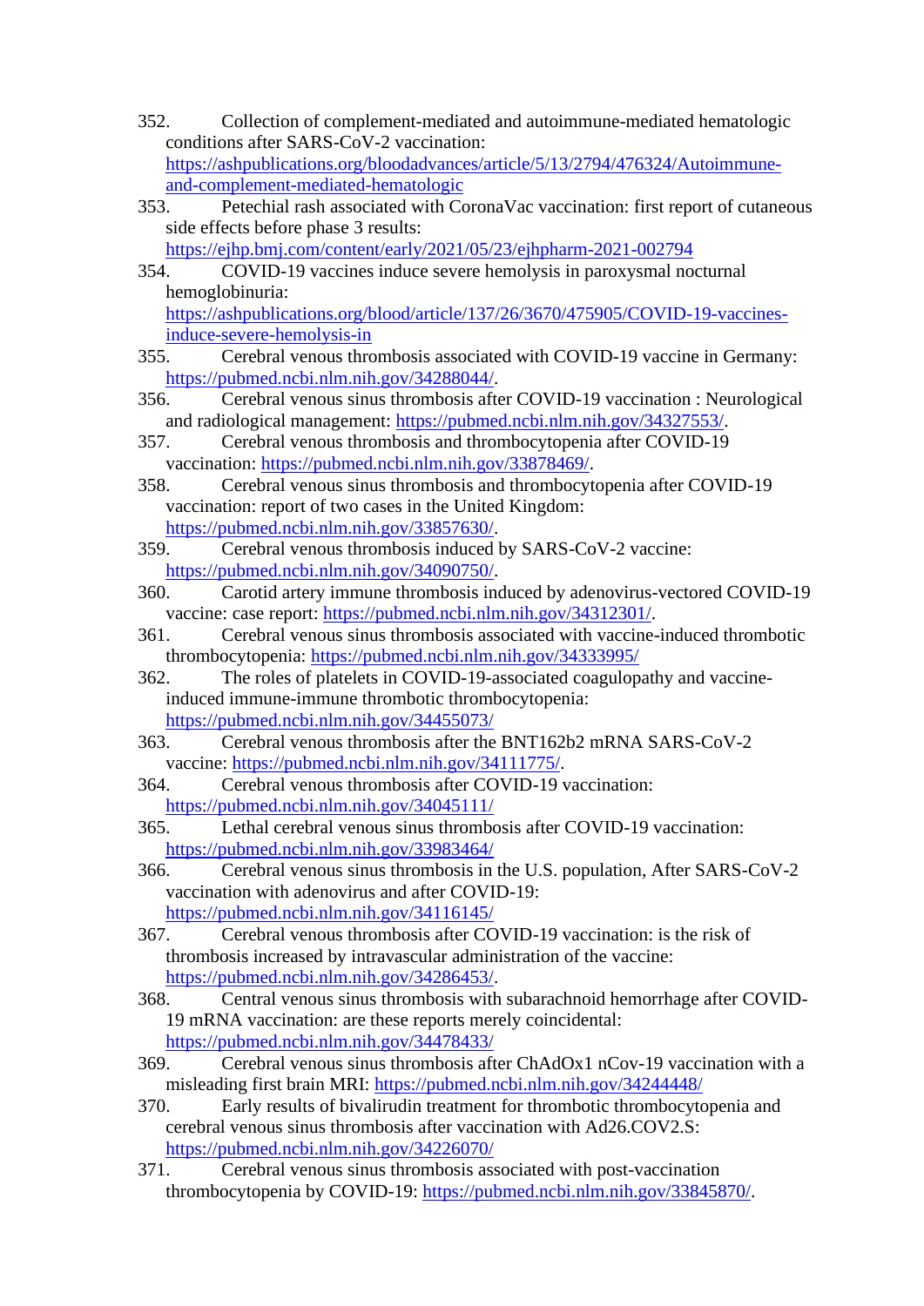352. Collection of complement-mediated and autoimmune-mediated hematologic conditions after SARS-CoV-2 vaccination: https://ashpublications.org/bloodadvances/article/5/13/2794/476324/Autoimmune-and-complement-mediated-hematologic
353. Petechial rash associated with CoronaVac vaccination: first report of cutaneous side effects before phase 3 results: https://ejhp.bmj.com/content/early/2021/05/23/ejhpharm-2021-002794
354. COVID-19 vaccines induce severe hemolysis in paroxysmal nocturnal hemoglobinuria: https://ashpublications.org/blood/article/137/26/3670/475905/COVID-19-vaccines-induce-severe-hemolysis-in
355. Cerebral venous thrombosis associated with COVID-19 vaccine in Germany: https://pubmed.ncbi.nlm.nih.gov/34288044/.
356. Cerebral venous sinus thrombosis after COVID-19 vaccination : Neurological and radiological management: https://pubmed.ncbi.nlm.nih.gov/34327553/.
357. Cerebral venous thrombosis and thrombocytopenia after COVID-19 vaccination: https://pubmed.ncbi.nlm.nih.gov/33878469/.
358. Cerebral venous sinus thrombosis and thrombocytopenia after COVID-19 vaccination: report of two cases in the United Kingdom: https://pubmed.ncbi.nlm.nih.gov/33857630/.
359. Cerebral venous thrombosis induced by SARS-CoV-2 vaccine: https://pubmed.ncbi.nlm.nih.gov/34090750/.
360. Carotid artery immune thrombosis induced by adenovirus-vectored COVID-19 vaccine: case report: https://pubmed.ncbi.nlm.nih.gov/34312301/.
361. Cerebral venous sinus thrombosis associated with vaccine-induced thrombotic thrombocytopenia: https://pubmed.ncbi.nlm.nih.gov/34333995/
362. The roles of platelets in COVID-19-associated coagulopathy and vaccine-induced immune-immune thrombotic thrombocytopenia: https://pubmed.ncbi.nlm.nih.gov/34455073/
363. Cerebral venous thrombosis after the BNT162b2 mRNA SARS-CoV-2 vaccine: https://pubmed.ncbi.nlm.nih.gov/34111775/.
364. Cerebral venous thrombosis after COVID-19 vaccination: https://pubmed.ncbi.nlm.nih.gov/34045111/
365. Lethal cerebral venous sinus thrombosis after COVID-19 vaccination: https://pubmed.ncbi.nlm.nih.gov/33983464/
366. Cerebral venous sinus thrombosis in the U.S. population, After SARS-CoV-2 vaccination with adenovirus and after COVID-19: https://pubmed.ncbi.nlm.nih.gov/34116145/
367. Cerebral venous thrombosis after COVID-19 vaccination: is the risk of thrombosis increased by intravascular administration of the vaccine: https://pubmed.ncbi.nlm.nih.gov/34286453/.
368. Central venous sinus thrombosis with subarachnoid hemorrhage after COVID-19 mRNA vaccination: are these reports merely coincidental: https://pubmed.ncbi.nlm.nih.gov/34478433/
369. Cerebral venous sinus thrombosis after ChAdOx1 nCov-19 vaccination with a misleading first brain MRI: https://pubmed.ncbi.nlm.nih.gov/34244448/
370. Early results of bivalirudin treatment for thrombotic thrombocytopenia and cerebral venous sinus thrombosis after vaccination with Ad26.COV2.S: https://pubmed.ncbi.nlm.nih.gov/34226070/
371. Cerebral venous sinus thrombosis associated with post-vaccination thrombocytopenia by COVID-19: https://pubmed.ncbi.nlm.nih.gov/33845870/.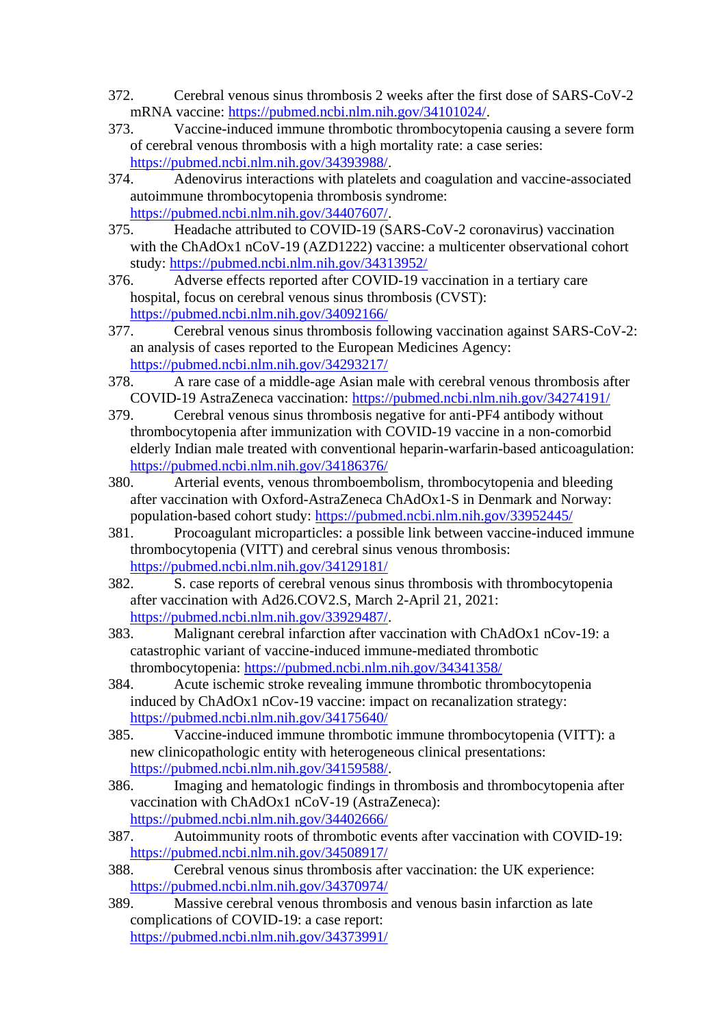372. Cerebral venous sinus thrombosis 2 weeks after the first dose of SARS-CoV-2 mRNA vaccine: https://pubmed.ncbi.nlm.nih.gov/34101024/.
373. Vaccine-induced immune thrombotic thrombocytopenia causing a severe form of cerebral venous thrombosis with a high mortality rate: a case series: https://pubmed.ncbi.nlm.nih.gov/34393988/.
374. Adenovirus interactions with platelets and coagulation and vaccine-associated autoimmune thrombocytopenia thrombosis syndrome: https://pubmed.ncbi.nlm.nih.gov/34407607/.
375. Headache attributed to COVID-19 (SARS-CoV-2 coronavirus) vaccination with the ChAdOx1 nCoV-19 (AZD1222) vaccine: a multicenter observational cohort study: https://pubmed.ncbi.nlm.nih.gov/34313952/
376. Adverse effects reported after COVID-19 vaccination in a tertiary care hospital, focus on cerebral venous sinus thrombosis (CVST): https://pubmed.ncbi.nlm.nih.gov/34092166/
377. Cerebral venous sinus thrombosis following vaccination against SARS-CoV-2: an analysis of cases reported to the European Medicines Agency: https://pubmed.ncbi.nlm.nih.gov/34293217/
378. A rare case of a middle-age Asian male with cerebral venous thrombosis after COVID-19 AstraZeneca vaccination: https://pubmed.ncbi.nlm.nih.gov/34274191/
379. Cerebral venous sinus thrombosis negative for anti-PF4 antibody without thrombocytopenia after immunization with COVID-19 vaccine in a non-comorbid elderly Indian male treated with conventional heparin-warfarin-based anticoagulation: https://pubmed.ncbi.nlm.nih.gov/34186376/
380. Arterial events, venous thromboembolism, thrombocytopenia and bleeding after vaccination with Oxford-AstraZeneca ChAdOx1-S in Denmark and Norway: population-based cohort study: https://pubmed.ncbi.nlm.nih.gov/33952445/
381. Procoagulant microparticles: a possible link between vaccine-induced immune thrombocytopenia (VITT) and cerebral sinus venous thrombosis: https://pubmed.ncbi.nlm.nih.gov/34129181/
382. S. case reports of cerebral venous sinus thrombosis with thrombocytopenia after vaccination with Ad26.COV2.S, March 2-April 21, 2021: https://pubmed.ncbi.nlm.nih.gov/33929487/.
383. Malignant cerebral infarction after vaccination with ChAdOx1 nCov-19: a catastrophic variant of vaccine-induced immune-mediated thrombotic thrombocytopenia: https://pubmed.ncbi.nlm.nih.gov/34341358/
384. Acute ischemic stroke revealing immune thrombotic thrombocytopenia induced by ChAdOx1 nCov-19 vaccine: impact on recanalization strategy: https://pubmed.ncbi.nlm.nih.gov/34175640/
385. Vaccine-induced immune thrombotic immune thrombocytopenia (VITT): a new clinicopathologic entity with heterogeneous clinical presentations: https://pubmed.ncbi.nlm.nih.gov/34159588/.
386. Imaging and hematologic findings in thrombosis and thrombocytopenia after vaccination with ChAdOx1 nCoV-19 (AstraZeneca): https://pubmed.ncbi.nlm.nih.gov/34402666/
387. Autoimmunity roots of thrombotic events after vaccination with COVID-19: https://pubmed.ncbi.nlm.nih.gov/34508917/
388. Cerebral venous sinus thrombosis after vaccination: the UK experience: https://pubmed.ncbi.nlm.nih.gov/34370974/
389. Massive cerebral venous thrombosis and venous basin infarction as late complications of COVID-19: a case report: https://pubmed.ncbi.nlm.nih.gov/34373991/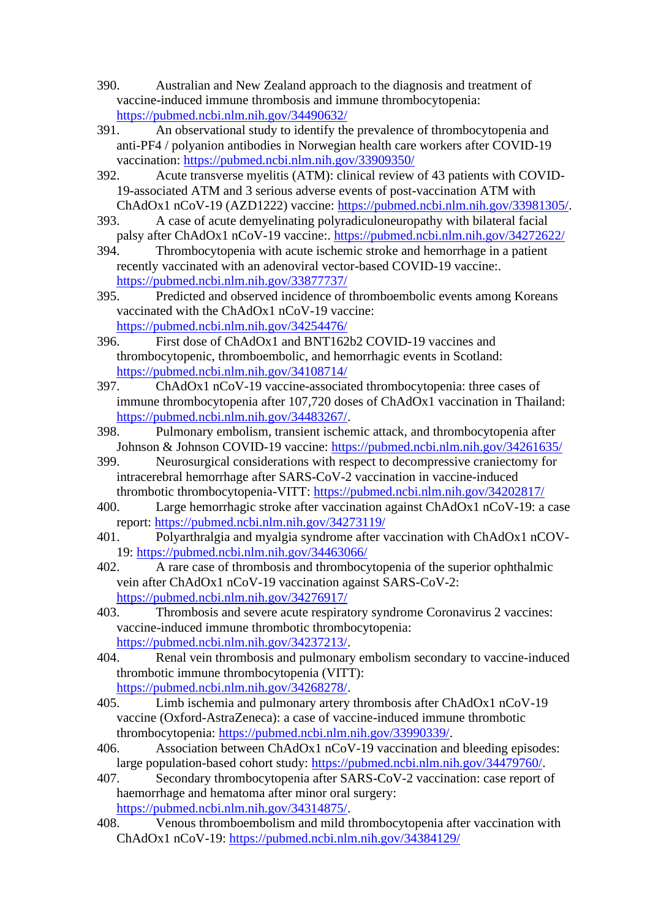390. Australian and New Zealand approach to the diagnosis and treatment of vaccine-induced immune thrombosis and immune thrombocytopenia: https://pubmed.ncbi.nlm.nih.gov/34490632/
391. An observational study to identify the prevalence of thrombocytopenia and anti-PF4 / polyanion antibodies in Norwegian health care workers after COVID-19 vaccination: https://pubmed.ncbi.nlm.nih.gov/33909350/
392. Acute transverse myelitis (ATM): clinical review of 43 patients with COVID-19-associated ATM and 3 serious adverse events of post-vaccination ATM with ChAdOx1 nCoV-19 (AZD1222) vaccine: https://pubmed.ncbi.nlm.nih.gov/33981305/.
393. A case of acute demyelinating polyradiculoneuropathy with bilateral facial palsy after ChAdOx1 nCoV-19 vaccine:. https://pubmed.ncbi.nlm.nih.gov/34272622/
394. Thrombocytopenia with acute ischemic stroke and hemorrhage in a patient recently vaccinated with an adenoviral vector-based COVID-19 vaccine:. https://pubmed.ncbi.nlm.nih.gov/33877737/
395. Predicted and observed incidence of thromboembolic events among Koreans vaccinated with the ChAdOx1 nCoV-19 vaccine: https://pubmed.ncbi.nlm.nih.gov/34254476/
396. First dose of ChAdOx1 and BNT162b2 COVID-19 vaccines and thrombocytopenic, thromboembolic, and hemorrhagic events in Scotland: https://pubmed.ncbi.nlm.nih.gov/34108714/
397. ChAdOx1 nCoV-19 vaccine-associated thrombocytopenia: three cases of immune thrombocytopenia after 107,720 doses of ChAdOx1 vaccination in Thailand: https://pubmed.ncbi.nlm.nih.gov/34483267/.
398. Pulmonary embolism, transient ischemic attack, and thrombocytopenia after Johnson & Johnson COVID-19 vaccine: https://pubmed.ncbi.nlm.nih.gov/34261635/
399. Neurosurgical considerations with respect to decompressive craniectomy for intracerebral hemorrhage after SARS-CoV-2 vaccination in vaccine-induced thrombotic thrombocytopenia-VITT: https://pubmed.ncbi.nlm.nih.gov/34202817/
400. Large hemorrhagic stroke after vaccination against ChAdOx1 nCoV-19: a case report: https://pubmed.ncbi.nlm.nih.gov/34273119/
401. Polyarthralgia and myalgia syndrome after vaccination with ChAdOx1 nCOV-19: https://pubmed.ncbi.nlm.nih.gov/34463066/
402. A rare case of thrombosis and thrombocytopenia of the superior ophthalmic vein after ChAdOx1 nCoV-19 vaccination against SARS-CoV-2: https://pubmed.ncbi.nlm.nih.gov/34276917/
403. Thrombosis and severe acute respiratory syndrome Coronavirus 2 vaccines: vaccine-induced immune thrombotic thrombocytopenia: https://pubmed.ncbi.nlm.nih.gov/34237213/.
404. Renal vein thrombosis and pulmonary embolism secondary to vaccine-induced thrombotic immune thrombocytopenia (VITT): https://pubmed.ncbi.nlm.nih.gov/34268278/.
405. Limb ischemia and pulmonary artery thrombosis after ChAdOx1 nCoV-19 vaccine (Oxford-AstraZeneca): a case of vaccine-induced immune thrombotic thrombocytopenia: https://pubmed.ncbi.nlm.nih.gov/33990339/.
406. Association between ChAdOx1 nCoV-19 vaccination and bleeding episodes: large population-based cohort study: https://pubmed.ncbi.nlm.nih.gov/34479760/.
407. Secondary thrombocytopenia after SARS-CoV-2 vaccination: case report of haemorrhage and hematoma after minor oral surgery: https://pubmed.ncbi.nlm.nih.gov/34314875/.
408. Venous thromboembolism and mild thrombocytopenia after vaccination with ChAdOx1 nCoV-19: https://pubmed.ncbi.nlm.nih.gov/34384129/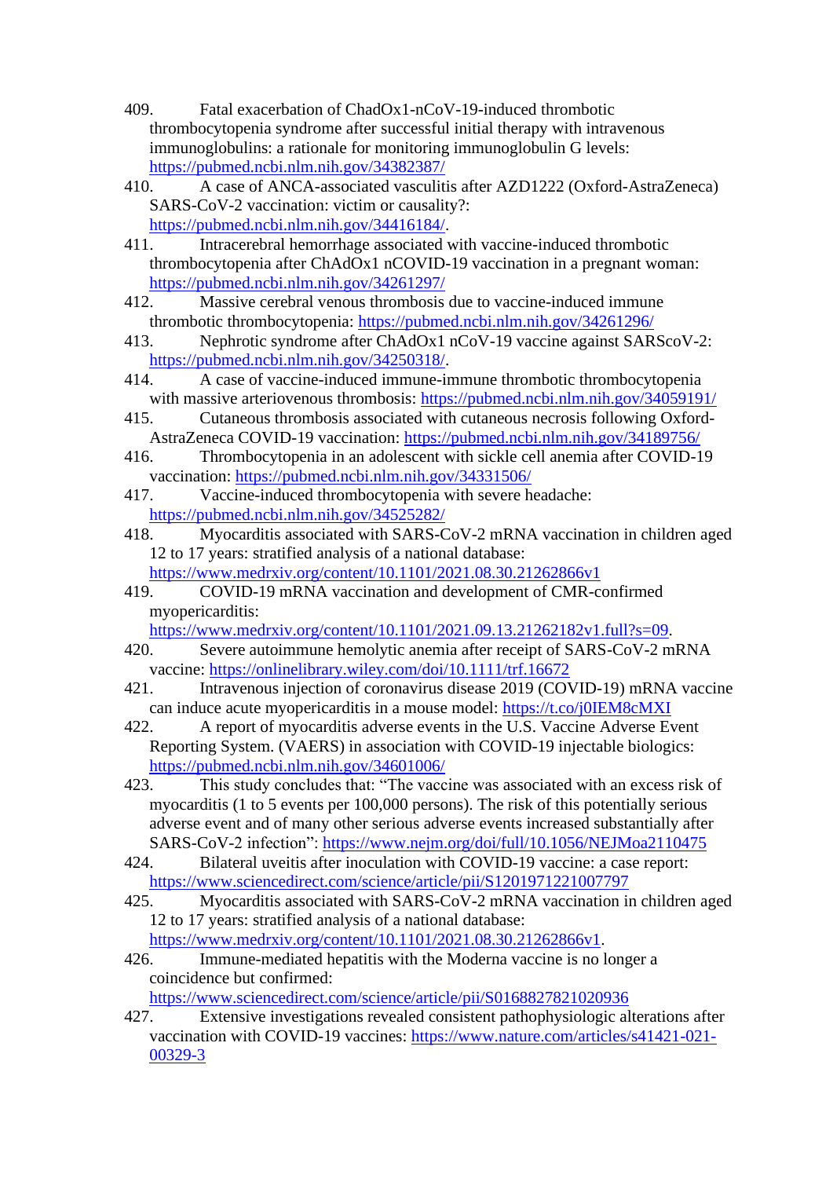409. Fatal exacerbation of ChadOx1-nCoV-19-induced thrombotic thrombocytopenia syndrome after successful initial therapy with intravenous immunoglobulins: a rationale for monitoring immunoglobulin G levels: https://pubmed.ncbi.nlm.nih.gov/34382387/
410. A case of ANCA-associated vasculitis after AZD1222 (Oxford-AstraZeneca) SARS-CoV-2 vaccination: victim or causality?: https://pubmed.ncbi.nlm.nih.gov/34416184/.
411. Intracerebral hemorrhage associated with vaccine-induced thrombotic thrombocytopenia after ChAdOx1 nCOVID-19 vaccination in a pregnant woman: https://pubmed.ncbi.nlm.nih.gov/34261297/
412. Massive cerebral venous thrombosis due to vaccine-induced immune thrombotic thrombocytopenia: https://pubmed.ncbi.nlm.nih.gov/34261296/
413. Nephrotic syndrome after ChAdOx1 nCoV-19 vaccine against SARScoV-2: https://pubmed.ncbi.nlm.nih.gov/34250318/.
414. A case of vaccine-induced immune-immune thrombotic thrombocytopenia with massive arteriovenous thrombosis: https://pubmed.ncbi.nlm.nih.gov/34059191/
415. Cutaneous thrombosis associated with cutaneous necrosis following Oxford-AstraZeneca COVID-19 vaccination: https://pubmed.ncbi.nlm.nih.gov/34189756/
416. Thrombocytopenia in an adolescent with sickle cell anemia after COVID-19 vaccination: https://pubmed.ncbi.nlm.nih.gov/34331506/
417. Vaccine-induced thrombocytopenia with severe headache: https://pubmed.ncbi.nlm.nih.gov/34525282/
418. Myocarditis associated with SARS-CoV-2 mRNA vaccination in children aged 12 to 17 years: stratified analysis of a national database: https://www.medrxiv.org/content/10.1101/2021.08.30.21262866v1
419. COVID-19 mRNA vaccination and development of CMR-confirmed myopericarditis: https://www.medrxiv.org/content/10.1101/2021.09.13.21262182v1.full?s=09.
420. Severe autoimmune hemolytic anemia after receipt of SARS-CoV-2 mRNA vaccine: https://onlinelibrary.wiley.com/doi/10.1111/trf.16672
421. Intravenous injection of coronavirus disease 2019 (COVID-19) mRNA vaccine can induce acute myopericarditis in a mouse model: https://t.co/j0IEM8cMXI
422. A report of myocarditis adverse events in the U.S. Vaccine Adverse Event Reporting System. (VAERS) in association with COVID-19 injectable biologics: https://pubmed.ncbi.nlm.nih.gov/34601006/
423. This study concludes that: "The vaccine was associated with an excess risk of myocarditis (1 to 5 events per 100,000 persons). The risk of this potentially serious adverse event and of many other serious adverse events increased substantially after SARS-CoV-2 infection": https://www.nejm.org/doi/full/10.1056/NEJMoa2110475
424. Bilateral uveitis after inoculation with COVID-19 vaccine: a case report: https://www.sciencedirect.com/science/article/pii/S1201971221007797
425. Myocarditis associated with SARS-CoV-2 mRNA vaccination in children aged 12 to 17 years: stratified analysis of a national database: https://www.medrxiv.org/content/10.1101/2021.08.30.21262866v1.
426. Immune-mediated hepatitis with the Moderna vaccine is no longer a coincidence but confirmed: https://www.sciencedirect.com/science/article/pii/S0168827821020936
427. Extensive investigations revealed consistent pathophysiologic alterations after vaccination with COVID-19 vaccines: https://www.nature.com/articles/s41421-021-00329-3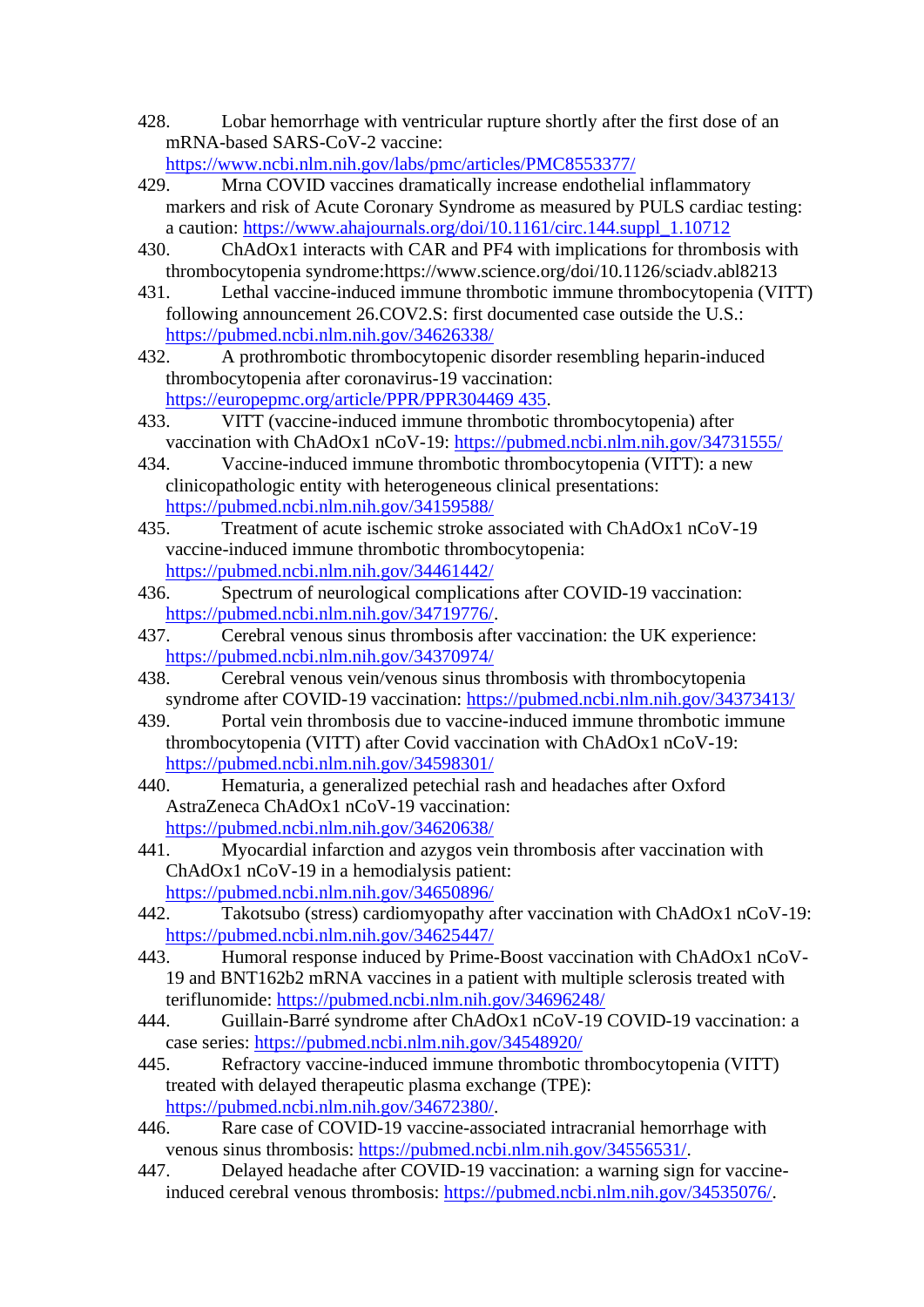428. Lobar hemorrhage with ventricular rupture shortly after the first dose of an mRNA-based SARS-CoV-2 vaccine: https://www.ncbi.nlm.nih.gov/labs/pmc/articles/PMC8553377/
429. Mrna COVID vaccines dramatically increase endothelial inflammatory markers and risk of Acute Coronary Syndrome as measured by PULS cardiac testing: a caution: https://www.ahajournals.org/doi/10.1161/circ.144.suppl_1.10712
430. ChAdOx1 interacts with CAR and PF4 with implications for thrombosis with thrombocytopenia syndrome:https://www.science.org/doi/10.1126/sciadv.abl8213
431. Lethal vaccine-induced immune thrombotic immune thrombocytopenia (VITT) following announcement 26.COV2.S: first documented case outside the U.S.: https://pubmed.ncbi.nlm.nih.gov/34626338/
432. A prothrombotic thrombocytopenic disorder resembling heparin-induced thrombocytopenia after coronavirus-19 vaccination: https://europepmc.org/article/PPR/PPR304469 435.
433. VITT (vaccine-induced immune thrombotic thrombocytopenia) after vaccination with ChAdOx1 nCoV-19: https://pubmed.ncbi.nlm.nih.gov/34731555/
434. Vaccine-induced immune thrombotic thrombocytopenia (VITT): a new clinicopathologic entity with heterogeneous clinical presentations: https://pubmed.ncbi.nlm.nih.gov/34159588/
435. Treatment of acute ischemic stroke associated with ChAdOx1 nCoV-19 vaccine-induced immune thrombotic thrombocytopenia: https://pubmed.ncbi.nlm.nih.gov/34461442/
436. Spectrum of neurological complications after COVID-19 vaccination: https://pubmed.ncbi.nlm.nih.gov/34719776/.
437. Cerebral venous sinus thrombosis after vaccination: the UK experience: https://pubmed.ncbi.nlm.nih.gov/34370974/
438. Cerebral venous vein/venous sinus thrombosis with thrombocytopenia syndrome after COVID-19 vaccination: https://pubmed.ncbi.nlm.nih.gov/34373413/
439. Portal vein thrombosis due to vaccine-induced immune thrombotic immune thrombocytopenia (VITT) after Covid vaccination with ChAdOx1 nCoV-19: https://pubmed.ncbi.nlm.nih.gov/34598301/
440. Hematuria, a generalized petechial rash and headaches after Oxford AstraZeneca ChAdOx1 nCoV-19 vaccination: https://pubmed.ncbi.nlm.nih.gov/34620638/
441. Myocardial infarction and azygos vein thrombosis after vaccination with ChAdOx1 nCoV-19 in a hemodialysis patient: https://pubmed.ncbi.nlm.nih.gov/34650896/
442. Takotsubo (stress) cardiomyopathy after vaccination with ChAdOx1 nCoV-19: https://pubmed.ncbi.nlm.nih.gov/34625447/
443. Humoral response induced by Prime-Boost vaccination with ChAdOx1 nCoV-19 and BNT162b2 mRNA vaccines in a patient with multiple sclerosis treated with teriflunomide: https://pubmed.ncbi.nlm.nih.gov/34696248/
444. Guillain-Barré syndrome after ChAdOx1 nCoV-19 COVID-19 vaccination: a case series: https://pubmed.ncbi.nlm.nih.gov/34548920/
445. Refractory vaccine-induced immune thrombotic thrombocytopenia (VITT) treated with delayed therapeutic plasma exchange (TPE): https://pubmed.ncbi.nlm.nih.gov/34672380/.
446. Rare case of COVID-19 vaccine-associated intracranial hemorrhage with venous sinus thrombosis: https://pubmed.ncbi.nlm.nih.gov/34556531/.
447. Delayed headache after COVID-19 vaccination: a warning sign for vaccine-induced cerebral venous thrombosis: https://pubmed.ncbi.nlm.nih.gov/34535076/.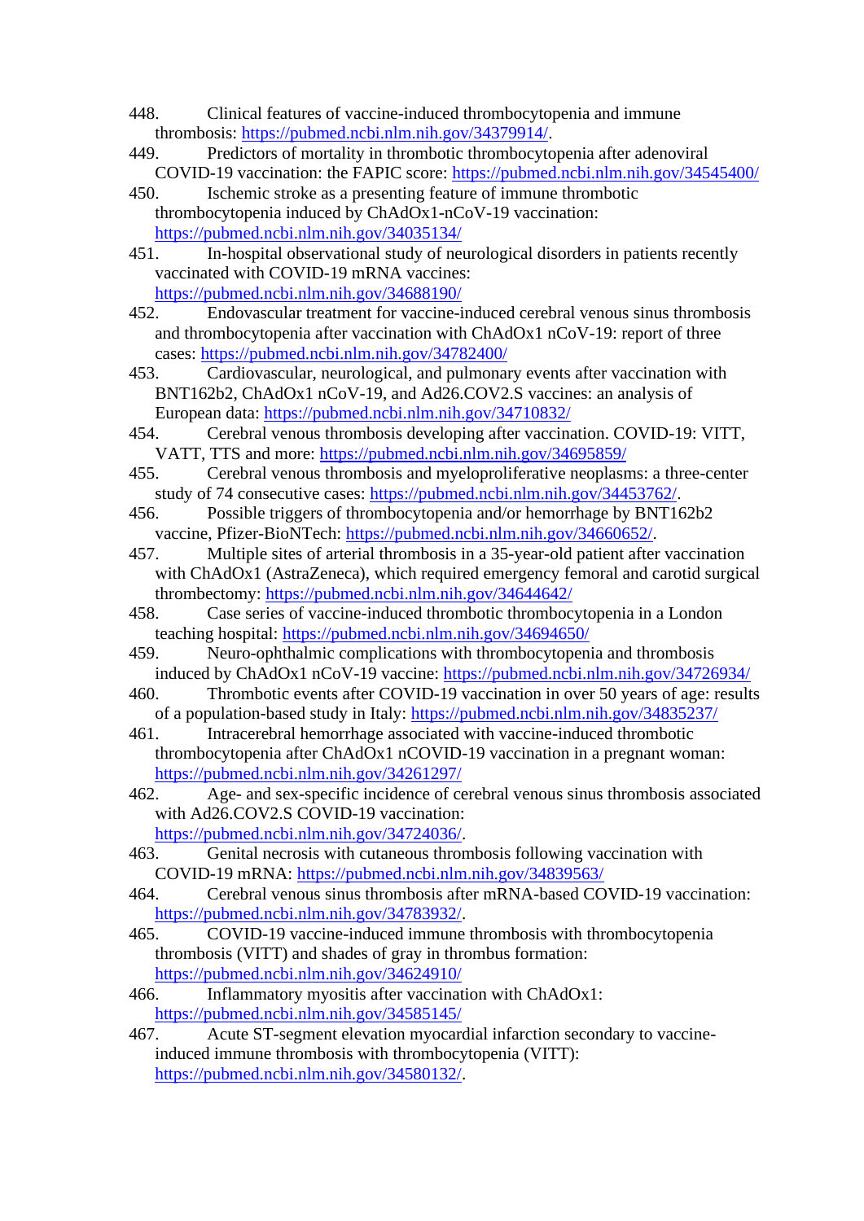448. Clinical features of vaccine-induced thrombocytopenia and immune thrombosis: https://pubmed.ncbi.nlm.nih.gov/34379914/.
449. Predictors of mortality in thrombotic thrombocytopenia after adenoviral COVID-19 vaccination: the FAPIC score: https://pubmed.ncbi.nlm.nih.gov/34545400/
450. Ischemic stroke as a presenting feature of immune thrombotic thrombocytopenia induced by ChAdOx1-nCoV-19 vaccination: https://pubmed.ncbi.nlm.nih.gov/34035134/
451. In-hospital observational study of neurological disorders in patients recently vaccinated with COVID-19 mRNA vaccines: https://pubmed.ncbi.nlm.nih.gov/34688190/
452. Endovascular treatment for vaccine-induced cerebral venous sinus thrombosis and thrombocytopenia after vaccination with ChAdOx1 nCoV-19: report of three cases: https://pubmed.ncbi.nlm.nih.gov/34782400/
453. Cardiovascular, neurological, and pulmonary events after vaccination with BNT162b2, ChAdOx1 nCoV-19, and Ad26.COV2.S vaccines: an analysis of European data: https://pubmed.ncbi.nlm.nih.gov/34710832/
454. Cerebral venous thrombosis developing after vaccination. COVID-19: VITT, VATT, TTS and more: https://pubmed.ncbi.nlm.nih.gov/34695859/
455. Cerebral venous thrombosis and myeloproliferative neoplasms: a three-center study of 74 consecutive cases: https://pubmed.ncbi.nlm.nih.gov/34453762/.
456. Possible triggers of thrombocytopenia and/or hemorrhage by BNT162b2 vaccine, Pfizer-BioNTech: https://pubmed.ncbi.nlm.nih.gov/34660652/.
457. Multiple sites of arterial thrombosis in a 35-year-old patient after vaccination with ChAdOx1 (AstraZeneca), which required emergency femoral and carotid surgical thrombectomy: https://pubmed.ncbi.nlm.nih.gov/34644642/
458. Case series of vaccine-induced thrombotic thrombocytopenia in a London teaching hospital: https://pubmed.ncbi.nlm.nih.gov/34694650/
459. Neuro-ophthalmic complications with thrombocytopenia and thrombosis induced by ChAdOx1 nCoV-19 vaccine: https://pubmed.ncbi.nlm.nih.gov/34726934/
460. Thrombotic events after COVID-19 vaccination in over 50 years of age: results of a population-based study in Italy: https://pubmed.ncbi.nlm.nih.gov/34835237/
461. Intracerebral hemorrhage associated with vaccine-induced thrombotic thrombocytopenia after ChAdOx1 nCOVID-19 vaccination in a pregnant woman: https://pubmed.ncbi.nlm.nih.gov/34261297/
462. Age- and sex-specific incidence of cerebral venous sinus thrombosis associated with Ad26.COV2.S COVID-19 vaccination: https://pubmed.ncbi.nlm.nih.gov/34724036/.
463. Genital necrosis with cutaneous thrombosis following vaccination with COVID-19 mRNA: https://pubmed.ncbi.nlm.nih.gov/34839563/
464. Cerebral venous sinus thrombosis after mRNA-based COVID-19 vaccination: https://pubmed.ncbi.nlm.nih.gov/34783932/.
465. COVID-19 vaccine-induced immune thrombosis with thrombocytopenia thrombosis (VITT) and shades of gray in thrombus formation: https://pubmed.ncbi.nlm.nih.gov/34624910/
466. Inflammatory myositis after vaccination with ChAdOx1: https://pubmed.ncbi.nlm.nih.gov/34585145/
467. Acute ST-segment elevation myocardial infarction secondary to vaccine-induced immune thrombosis with thrombocytopenia (VITT): https://pubmed.ncbi.nlm.nih.gov/34580132/.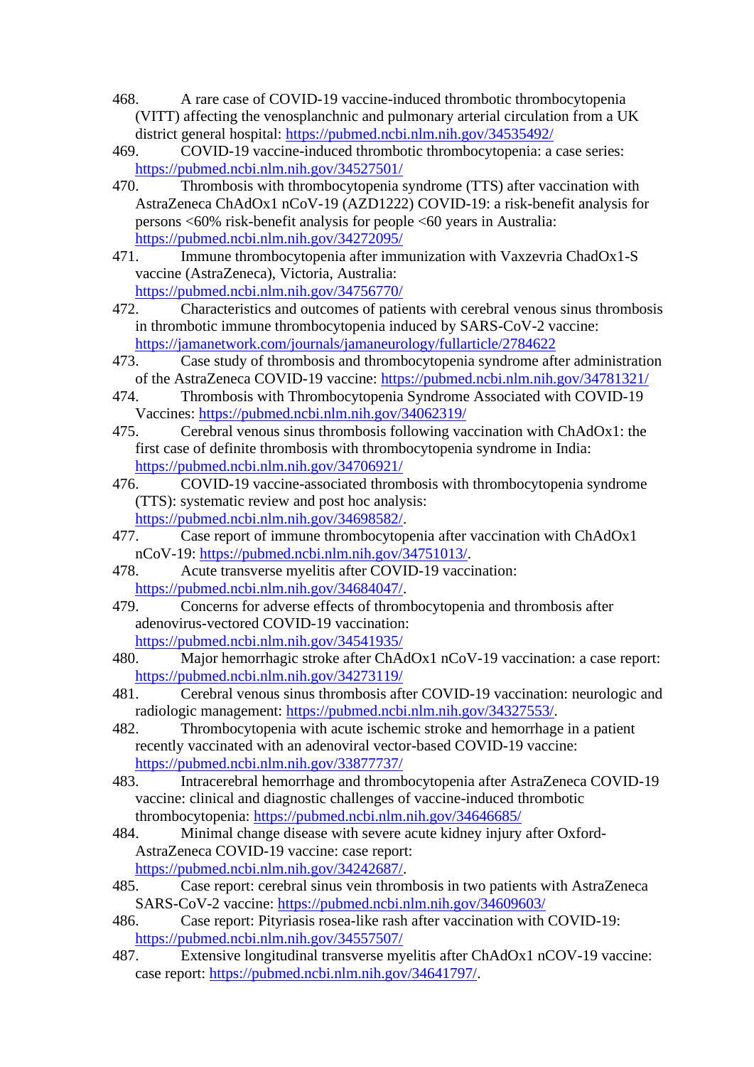468. A rare case of COVID-19 vaccine-induced thrombotic thrombocytopenia (VITT) affecting the venosplanchnic and pulmonary arterial circulation from a UK district general hospital: https://pubmed.ncbi.nlm.nih.gov/34535492/
469. COVID-19 vaccine-induced thrombotic thrombocytopenia: a case series: https://pubmed.ncbi.nlm.nih.gov/34527501/
470. Thrombosis with thrombocytopenia syndrome (TTS) after vaccination with AstraZeneca ChAdOx1 nCoV-19 (AZD1222) COVID-19: a risk-benefit analysis for persons <60% risk-benefit analysis for people <60 years in Australia: https://pubmed.ncbi.nlm.nih.gov/34272095/
471. Immune thrombocytopenia after immunization with Vaxzevria ChadOx1-S vaccine (AstraZeneca), Victoria, Australia: https://pubmed.ncbi.nlm.nih.gov/34756770/
472. Characteristics and outcomes of patients with cerebral venous sinus thrombosis in thrombotic immune thrombocytopenia induced by SARS-CoV-2 vaccine: https://jamanetwork.com/journals/jamaneurology/fullarticle/2784622
473. Case study of thrombosis and thrombocytopenia syndrome after administration of the AstraZeneca COVID-19 vaccine: https://pubmed.ncbi.nlm.nih.gov/34781321/
474. Thrombosis with Thrombocytopenia Syndrome Associated with COVID-19 Vaccines: https://pubmed.ncbi.nlm.nih.gov/34062319/
475. Cerebral venous sinus thrombosis following vaccination with ChAdOx1: the first case of definite thrombosis with thrombocytopenia syndrome in India: https://pubmed.ncbi.nlm.nih.gov/34706921/
476. COVID-19 vaccine-associated thrombosis with thrombocytopenia syndrome (TTS): systematic review and post hoc analysis: https://pubmed.ncbi.nlm.nih.gov/34698582/.
477. Case report of immune thrombocytopenia after vaccination with ChAdOx1 nCoV-19: https://pubmed.ncbi.nlm.nih.gov/34751013/.
478. Acute transverse myelitis after COVID-19 vaccination: https://pubmed.ncbi.nlm.nih.gov/34684047/.
479. Concerns for adverse effects of thrombocytopenia and thrombosis after adenovirus-vectored COVID-19 vaccination: https://pubmed.ncbi.nlm.nih.gov/34541935/
480. Major hemorrhagic stroke after ChAdOx1 nCoV-19 vaccination: a case report: https://pubmed.ncbi.nlm.nih.gov/34273119/
481. Cerebral venous sinus thrombosis after COVID-19 vaccination: neurologic and radiologic management: https://pubmed.ncbi.nlm.nih.gov/34327553/.
482. Thrombocytopenia with acute ischemic stroke and hemorrhage in a patient recently vaccinated with an adenoviral vector-based COVID-19 vaccine: https://pubmed.ncbi.nlm.nih.gov/33877737/
483. Intracerebral hemorrhage and thrombocytopenia after AstraZeneca COVID-19 vaccine: clinical and diagnostic challenges of vaccine-induced thrombotic thrombocytopenia: https://pubmed.ncbi.nlm.nih.gov/34646685/
484. Minimal change disease with severe acute kidney injury after Oxford-AstraZeneca COVID-19 vaccine: case report: https://pubmed.ncbi.nlm.nih.gov/34242687/.
485. Case report: cerebral sinus vein thrombosis in two patients with AstraZeneca SARS-CoV-2 vaccine: https://pubmed.ncbi.nlm.nih.gov/34609603/
486. Case report: Pityriasis rosea-like rash after vaccination with COVID-19: https://pubmed.ncbi.nlm.nih.gov/34557507/
487. Extensive longitudinal transverse myelitis after ChAdOx1 nCOV-19 vaccine: case report: https://pubmed.ncbi.nlm.nih.gov/34641797/.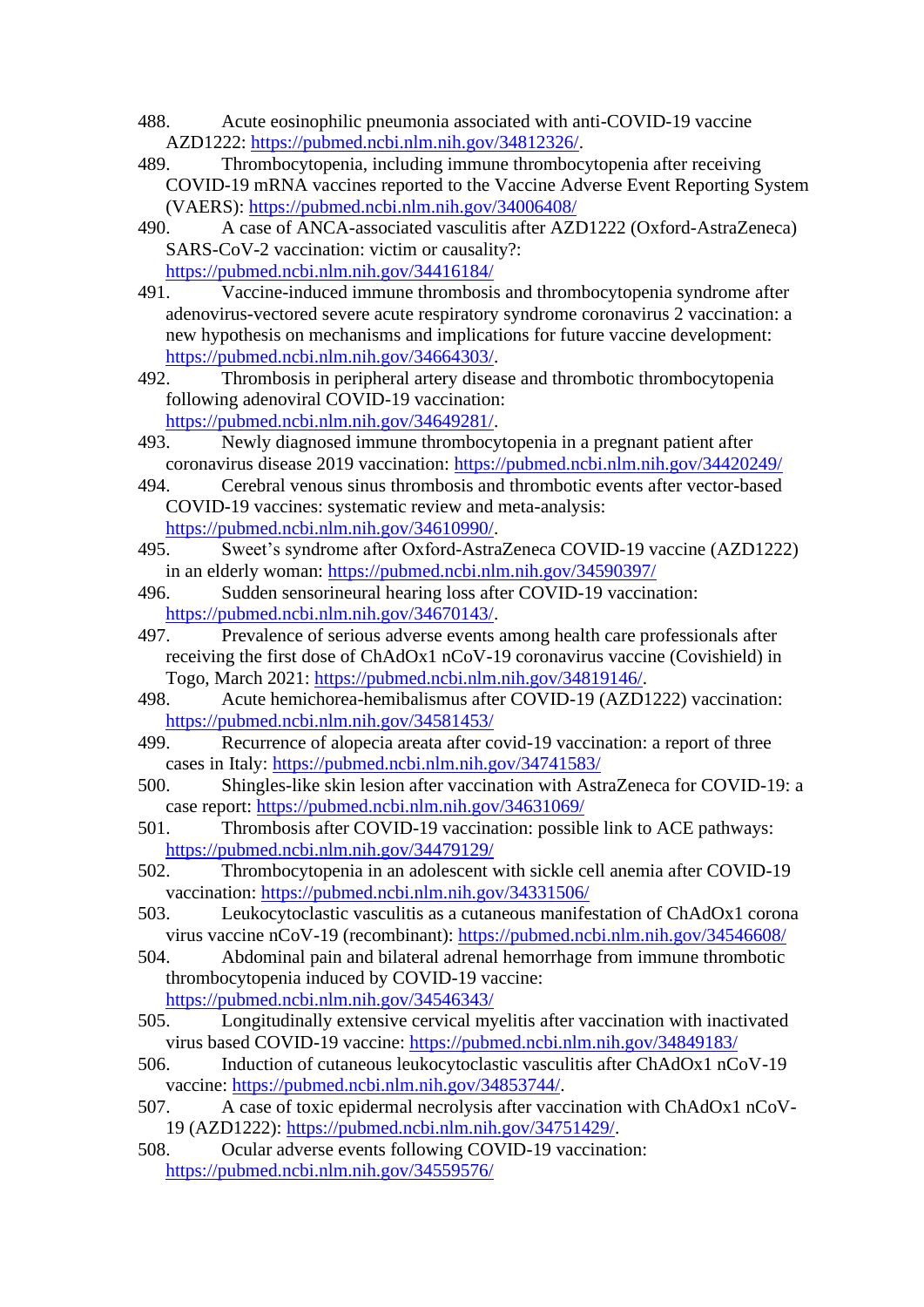488. Acute eosinophilic pneumonia associated with anti-COVID-19 vaccine AZD1222: https://pubmed.ncbi.nlm.nih.gov/34812326/.
489. Thrombocytopenia, including immune thrombocytopenia after receiving COVID-19 mRNA vaccines reported to the Vaccine Adverse Event Reporting System (VAERS): https://pubmed.ncbi.nlm.nih.gov/34006408/
490. A case of ANCA-associated vasculitis after AZD1222 (Oxford-AstraZeneca) SARS-CoV-2 vaccination: victim or causality?: https://pubmed.ncbi.nlm.nih.gov/34416184/
491. Vaccine-induced immune thrombosis and thrombocytopenia syndrome after adenovirus-vectored severe acute respiratory syndrome coronavirus 2 vaccination: a new hypothesis on mechanisms and implications for future vaccine development: https://pubmed.ncbi.nlm.nih.gov/34664303/.
492. Thrombosis in peripheral artery disease and thrombotic thrombocytopenia following adenoviral COVID-19 vaccination: https://pubmed.ncbi.nlm.nih.gov/34649281/.
493. Newly diagnosed immune thrombocytopenia in a pregnant patient after coronavirus disease 2019 vaccination: https://pubmed.ncbi.nlm.nih.gov/34420249/
494. Cerebral venous sinus thrombosis and thrombotic events after vector-based COVID-19 vaccines: systematic review and meta-analysis: https://pubmed.ncbi.nlm.nih.gov/34610990/.
495. Sweet's syndrome after Oxford-AstraZeneca COVID-19 vaccine (AZD1222) in an elderly woman: https://pubmed.ncbi.nlm.nih.gov/34590397/
496. Sudden sensorineural hearing loss after COVID-19 vaccination: https://pubmed.ncbi.nlm.nih.gov/34670143/.
497. Prevalence of serious adverse events among health care professionals after receiving the first dose of ChAdOx1 nCoV-19 coronavirus vaccine (Covishield) in Togo, March 2021: https://pubmed.ncbi.nlm.nih.gov/34819146/.
498. Acute hemichorea-hemibalismus after COVID-19 (AZD1222) vaccination: https://pubmed.ncbi.nlm.nih.gov/34581453/
499. Recurrence of alopecia areata after covid-19 vaccination: a report of three cases in Italy: https://pubmed.ncbi.nlm.nih.gov/34741583/
500. Shingles-like skin lesion after vaccination with AstraZeneca for COVID-19: a case report: https://pubmed.ncbi.nlm.nih.gov/34631069/
501. Thrombosis after COVID-19 vaccination: possible link to ACE pathways: https://pubmed.ncbi.nlm.nih.gov/34479129/
502. Thrombocytopenia in an adolescent with sickle cell anemia after COVID-19 vaccination: https://pubmed.ncbi.nlm.nih.gov/34331506/
503. Leukocytoclastic vasculitis as a cutaneous manifestation of ChAdOx1 corona virus vaccine nCoV-19 (recombinant): https://pubmed.ncbi.nlm.nih.gov/34546608/
504. Abdominal pain and bilateral adrenal hemorrhage from immune thrombotic thrombocytopenia induced by COVID-19 vaccine: https://pubmed.ncbi.nlm.nih.gov/34546343/
505. Longitudinally extensive cervical myelitis after vaccination with inactivated virus based COVID-19 vaccine: https://pubmed.ncbi.nlm.nih.gov/34849183/
506. Induction of cutaneous leukocytoclastic vasculitis after ChAdOx1 nCoV-19 vaccine: https://pubmed.ncbi.nlm.nih.gov/34853744/.
507. A case of toxic epidermal necrolysis after vaccination with ChAdOx1 nCoV-19 (AZD1222): https://pubmed.ncbi.nlm.nih.gov/34751429/.
508. Ocular adverse events following COVID-19 vaccination: https://pubmed.ncbi.nlm.nih.gov/34559576/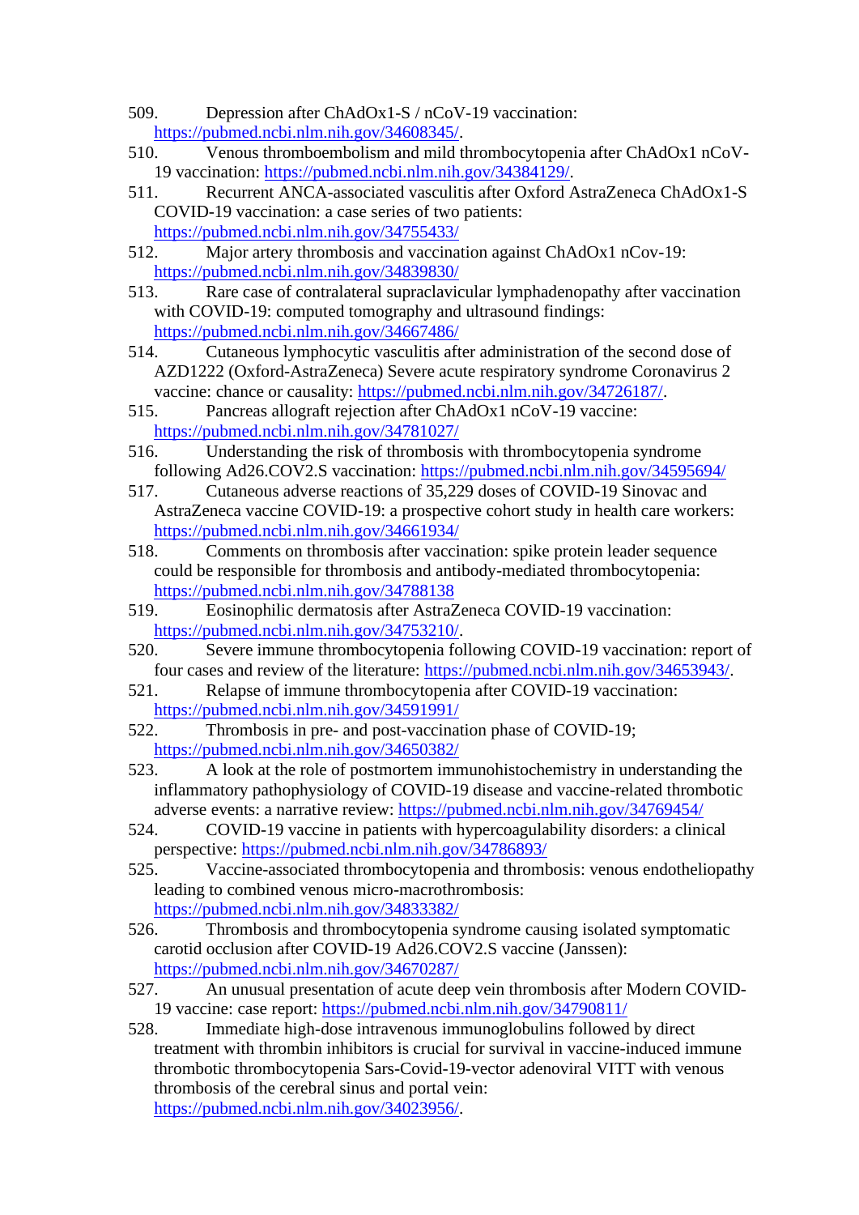509. Depression after ChAdOx1-S / nCoV-19 vaccination: https://pubmed.ncbi.nlm.nih.gov/34608345/.
510. Venous thromboembolism and mild thrombocytopenia after ChAdOx1 nCoV-19 vaccination: https://pubmed.ncbi.nlm.nih.gov/34384129/.
511. Recurrent ANCA-associated vasculitis after Oxford AstraZeneca ChAdOx1-S COVID-19 vaccination: a case series of two patients: https://pubmed.ncbi.nlm.nih.gov/34755433/
512. Major artery thrombosis and vaccination against ChAdOx1 nCov-19: https://pubmed.ncbi.nlm.nih.gov/34839830/
513. Rare case of contralateral supraclavicular lymphadenopathy after vaccination with COVID-19: computed tomography and ultrasound findings: https://pubmed.ncbi.nlm.nih.gov/34667486/
514. Cutaneous lymphocytic vasculitis after administration of the second dose of AZD1222 (Oxford-AstraZeneca) Severe acute respiratory syndrome Coronavirus 2 vaccine: chance or causality: https://pubmed.ncbi.nlm.nih.gov/34726187/.
515. Pancreas allograft rejection after ChAdOx1 nCoV-19 vaccine: https://pubmed.ncbi.nlm.nih.gov/34781027/
516. Understanding the risk of thrombosis with thrombocytopenia syndrome following Ad26.COV2.S vaccination: https://pubmed.ncbi.nlm.nih.gov/34595694/
517. Cutaneous adverse reactions of 35,229 doses of COVID-19 Sinovac and AstraZeneca vaccine COVID-19: a prospective cohort study in health care workers: https://pubmed.ncbi.nlm.nih.gov/34661934/
518. Comments on thrombosis after vaccination: spike protein leader sequence could be responsible for thrombosis and antibody-mediated thrombocytopenia: https://pubmed.ncbi.nlm.nih.gov/34788138
519. Eosinophilic dermatosis after AstraZeneca COVID-19 vaccination: https://pubmed.ncbi.nlm.nih.gov/34753210/.
520. Severe immune thrombocytopenia following COVID-19 vaccination: report of four cases and review of the literature: https://pubmed.ncbi.nlm.nih.gov/34653943/.
521. Relapse of immune thrombocytopenia after COVID-19 vaccination: https://pubmed.ncbi.nlm.nih.gov/34591991/
522. Thrombosis in pre- and post-vaccination phase of COVID-19; https://pubmed.ncbi.nlm.nih.gov/34650382/
523. A look at the role of postmortem immunohistochemistry in understanding the inflammatory pathophysiology of COVID-19 disease and vaccine-related thrombotic adverse events: a narrative review: https://pubmed.ncbi.nlm.nih.gov/34769454/
524. COVID-19 vaccine in patients with hypercoagulability disorders: a clinical perspective: https://pubmed.ncbi.nlm.nih.gov/34786893/
525. Vaccine-associated thrombocytopenia and thrombosis: venous endotheliopathy leading to combined venous micro-macrothrombosis: https://pubmed.ncbi.nlm.nih.gov/34833382/
526. Thrombosis and thrombocytopenia syndrome causing isolated symptomatic carotid occlusion after COVID-19 Ad26.COV2.S vaccine (Janssen): https://pubmed.ncbi.nlm.nih.gov/34670287/
527. An unusual presentation of acute deep vein thrombosis after Modern COVID-19 vaccine: case report: https://pubmed.ncbi.nlm.nih.gov/34790811/
528. Immediate high-dose intravenous immunoglobulins followed by direct treatment with thrombin inhibitors is crucial for survival in vaccine-induced immune thrombotic thrombocytopenia Sars-Covid-19-vector adenoviral VITT with venous thrombosis of the cerebral sinus and portal vein: https://pubmed.ncbi.nlm.nih.gov/34023956/.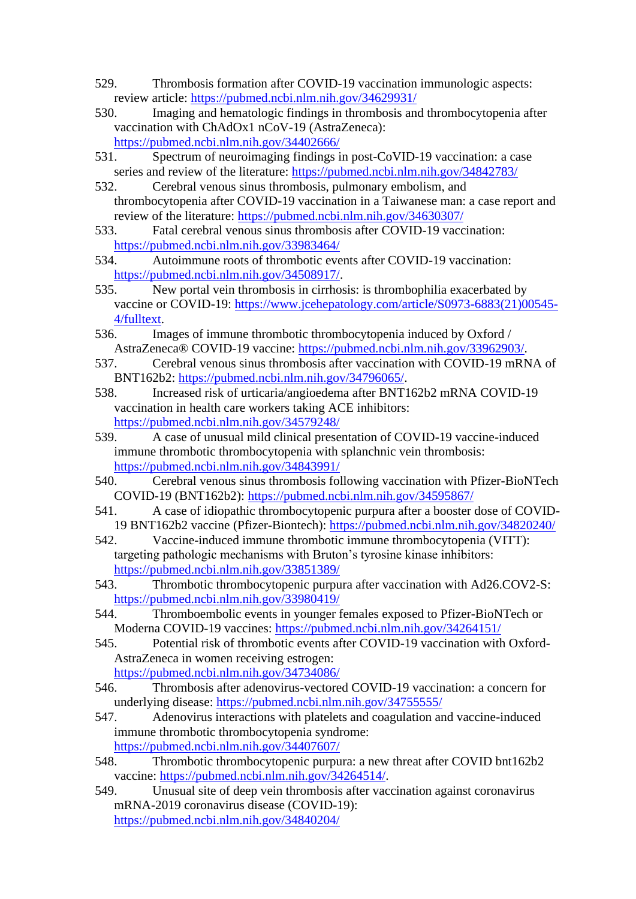529. Thrombosis formation after COVID-19 vaccination immunologic aspects: review article: https://pubmed.ncbi.nlm.nih.gov/34629931/
530. Imaging and hematologic findings in thrombosis and thrombocytopenia after vaccination with ChAdOx1 nCoV-19 (AstraZeneca): https://pubmed.ncbi.nlm.nih.gov/34402666/
531. Spectrum of neuroimaging findings in post-CoVID-19 vaccination: a case series and review of the literature: https://pubmed.ncbi.nlm.nih.gov/34842783/
532. Cerebral venous sinus thrombosis, pulmonary embolism, and thrombocytopenia after COVID-19 vaccination in a Taiwanese man: a case report and review of the literature: https://pubmed.ncbi.nlm.nih.gov/34630307/
533. Fatal cerebral venous sinus thrombosis after COVID-19 vaccination: https://pubmed.ncbi.nlm.nih.gov/33983464/
534. Autoimmune roots of thrombotic events after COVID-19 vaccination: https://pubmed.ncbi.nlm.nih.gov/34508917/.
535. New portal vein thrombosis in cirrhosis: is thrombophilia exacerbated by vaccine or COVID-19: https://www.jcehepatology.com/article/S0973-6883(21)00545-4/fulltext.
536. Images of immune thrombotic thrombocytopenia induced by Oxford / AstraZeneca® COVID-19 vaccine: https://pubmed.ncbi.nlm.nih.gov/33962903/.
537. Cerebral venous sinus thrombosis after vaccination with COVID-19 mRNA of BNT162b2: https://pubmed.ncbi.nlm.nih.gov/34796065/.
538. Increased risk of urticaria/angioedema after BNT162b2 mRNA COVID-19 vaccination in health care workers taking ACE inhibitors: https://pubmed.ncbi.nlm.nih.gov/34579248/
539. A case of unusual mild clinical presentation of COVID-19 vaccine-induced immune thrombotic thrombocytopenia with splanchnic vein thrombosis: https://pubmed.ncbi.nlm.nih.gov/34843991/
540. Cerebral venous sinus thrombosis following vaccination with Pfizer-BioNTech COVID-19 (BNT162b2): https://pubmed.ncbi.nlm.nih.gov/34595867/
541. A case of idiopathic thrombocytopenic purpura after a booster dose of COVID-19 BNT162b2 vaccine (Pfizer-Biontech): https://pubmed.ncbi.nlm.nih.gov/34820240/
542. Vaccine-induced immune thrombotic immune thrombocytopenia (VITT): targeting pathologic mechanisms with Bruton's tyrosine kinase inhibitors: https://pubmed.ncbi.nlm.nih.gov/33851389/
543. Thrombotic thrombocytopenic purpura after vaccination with Ad26.COV2-S: https://pubmed.ncbi.nlm.nih.gov/33980419/
544. Thromboembolic events in younger females exposed to Pfizer-BioNTech or Moderna COVID-19 vaccines: https://pubmed.ncbi.nlm.nih.gov/34264151/
545. Potential risk of thrombotic events after COVID-19 vaccination with Oxford-AstraZeneca in women receiving estrogen: https://pubmed.ncbi.nlm.nih.gov/34734086/
546. Thrombosis after adenovirus-vectored COVID-19 vaccination: a concern for underlying disease: https://pubmed.ncbi.nlm.nih.gov/34755555/
547. Adenovirus interactions with platelets and coagulation and vaccine-induced immune thrombotic thrombocytopenia syndrome: https://pubmed.ncbi.nlm.nih.gov/34407607/
548. Thrombotic thrombocytopenic purpura: a new threat after COVID bnt162b2 vaccine: https://pubmed.ncbi.nlm.nih.gov/34264514/.
549. Unusual site of deep vein thrombosis after vaccination against coronavirus mRNA-2019 coronavirus disease (COVID-19): https://pubmed.ncbi.nlm.nih.gov/34840204/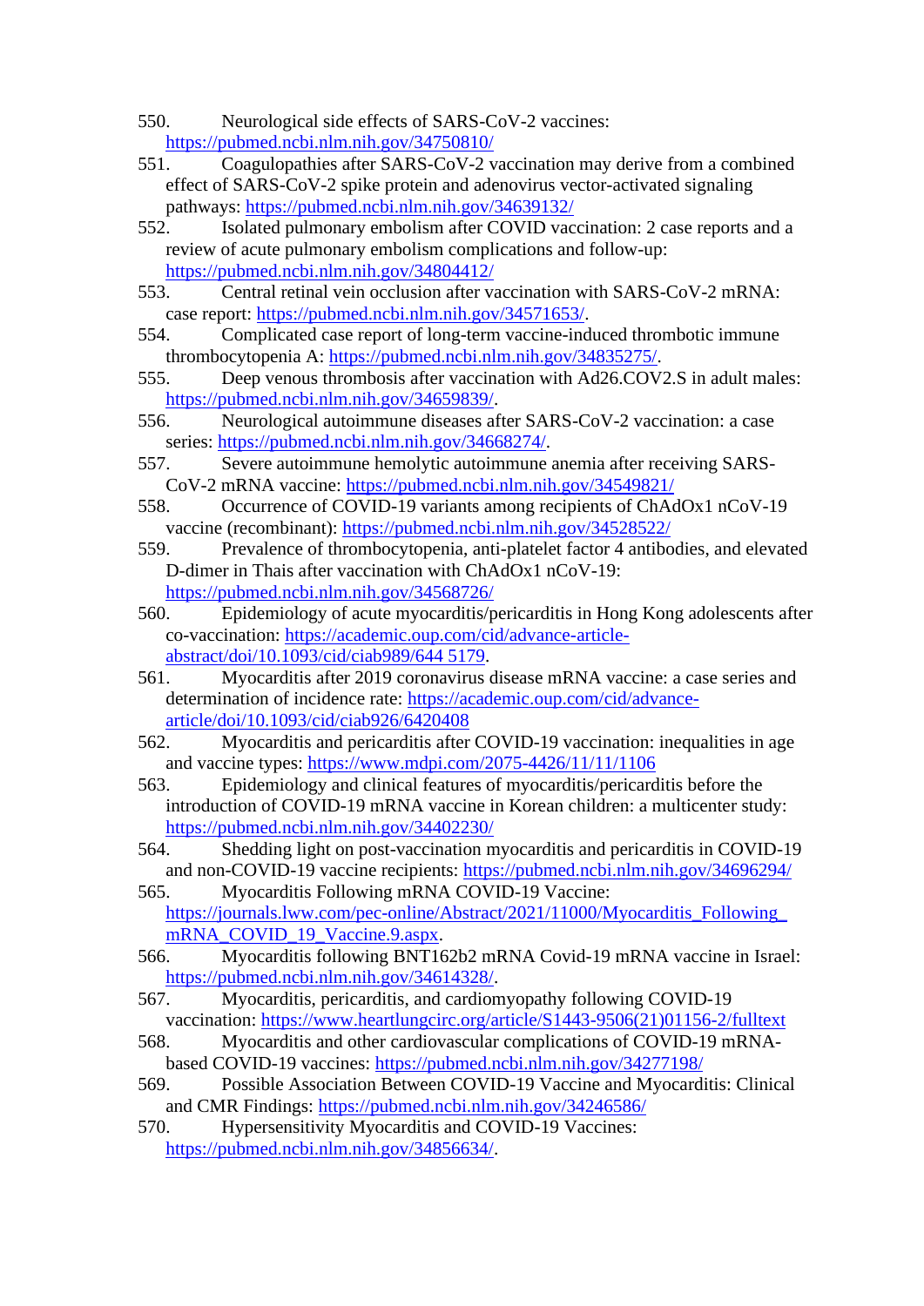550. Neurological side effects of SARS-CoV-2 vaccines: https://pubmed.ncbi.nlm.nih.gov/34750810/
551. Coagulopathies after SARS-CoV-2 vaccination may derive from a combined effect of SARS-CoV-2 spike protein and adenovirus vector-activated signaling pathways: https://pubmed.ncbi.nlm.nih.gov/34639132/
552. Isolated pulmonary embolism after COVID vaccination: 2 case reports and a review of acute pulmonary embolism complications and follow-up: https://pubmed.ncbi.nlm.nih.gov/34804412/
553. Central retinal vein occlusion after vaccination with SARS-CoV-2 mRNA: case report: https://pubmed.ncbi.nlm.nih.gov/34571653/.
554. Complicated case report of long-term vaccine-induced thrombotic immune thrombocytopenia A: https://pubmed.ncbi.nlm.nih.gov/34835275/.
555. Deep venous thrombosis after vaccination with Ad26.COV2.S in adult males: https://pubmed.ncbi.nlm.nih.gov/34659839/.
556. Neurological autoimmune diseases after SARS-CoV-2 vaccination: a case series: https://pubmed.ncbi.nlm.nih.gov/34668274/.
557. Severe autoimmune hemolytic autoimmune anemia after receiving SARS-CoV-2 mRNA vaccine: https://pubmed.ncbi.nlm.nih.gov/34549821/
558. Occurrence of COVID-19 variants among recipients of ChAdOx1 nCoV-19 vaccine (recombinant): https://pubmed.ncbi.nlm.nih.gov/34528522/
559. Prevalence of thrombocytopenia, anti-platelet factor 4 antibodies, and elevated D-dimer in Thais after vaccination with ChAdOx1 nCoV-19: https://pubmed.ncbi.nlm.nih.gov/34568726/
560. Epidemiology of acute myocarditis/pericarditis in Hong Kong adolescents after co-vaccination: https://academic.oup.com/cid/advance-article-abstract/doi/10.1093/cid/ciab989/644 5179.
561. Myocarditis after 2019 coronavirus disease mRNA vaccine: a case series and determination of incidence rate: https://academic.oup.com/cid/advance-article/doi/10.1093/cid/ciab926/6420408
562. Myocarditis and pericarditis after COVID-19 vaccination: inequalities in age and vaccine types: https://www.mdpi.com/2075-4426/11/11/1106
563. Epidemiology and clinical features of myocarditis/pericarditis before the introduction of COVID-19 mRNA vaccine in Korean children: a multicenter study: https://pubmed.ncbi.nlm.nih.gov/34402230/
564. Shedding light on post-vaccination myocarditis and pericarditis in COVID-19 and non-COVID-19 vaccine recipients: https://pubmed.ncbi.nlm.nih.gov/34696294/
565. Myocarditis Following mRNA COVID-19 Vaccine: https://journals.lww.com/pec-online/Abstract/2021/11000/Myocarditis_Following_mRNA_COVID_19_Vaccine.9.aspx.
566. Myocarditis following BNT162b2 mRNA Covid-19 mRNA vaccine in Israel: https://pubmed.ncbi.nlm.nih.gov/34614328/.
567. Myocarditis, pericarditis, and cardiomyopathy following COVID-19 vaccination: https://www.heartlungcirc.org/article/S1443-9506(21)01156-2/fulltext
568. Myocarditis and other cardiovascular complications of COVID-19 mRNA-based COVID-19 vaccines: https://pubmed.ncbi.nlm.nih.gov/34277198/
569. Possible Association Between COVID-19 Vaccine and Myocarditis: Clinical and CMR Findings: https://pubmed.ncbi.nlm.nih.gov/34246586/
570. Hypersensitivity Myocarditis and COVID-19 Vaccines: https://pubmed.ncbi.nlm.nih.gov/34856634/.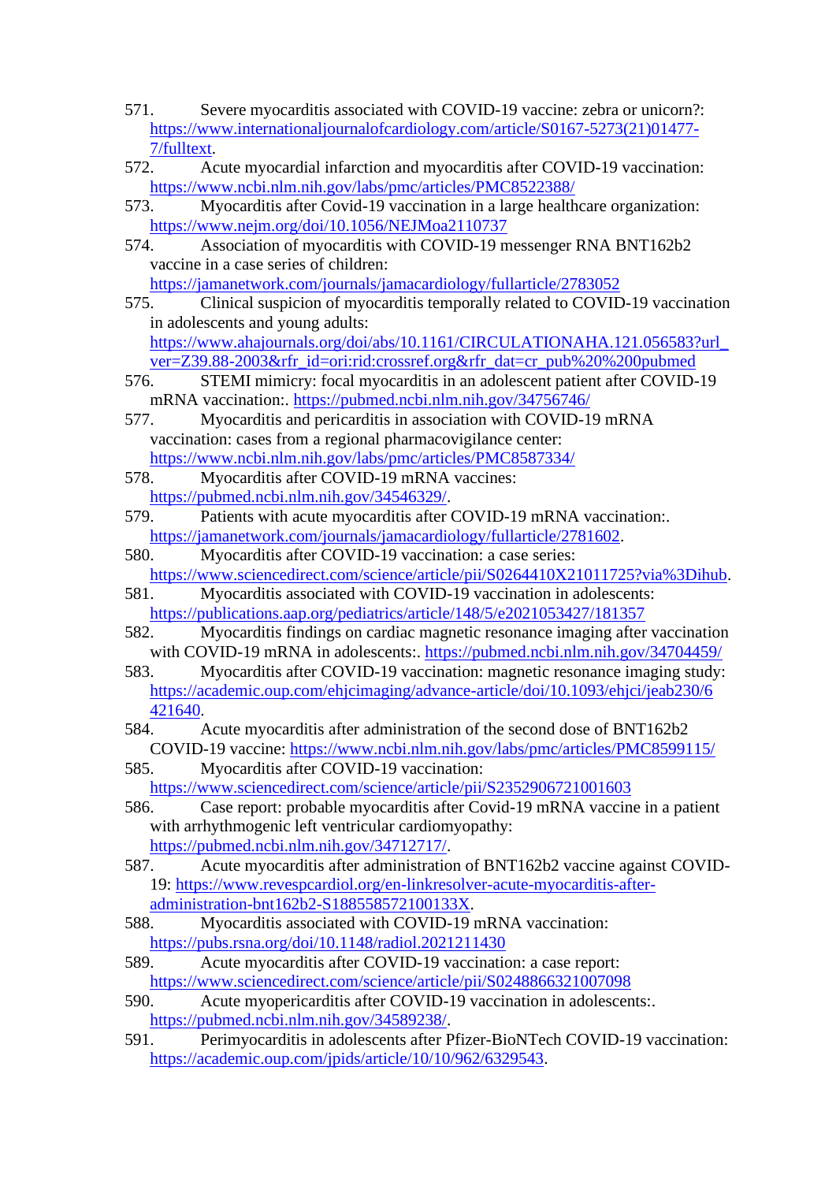571. Severe myocarditis associated with COVID-19 vaccine: zebra or unicorn?: https://www.internationaljournalofcardiology.com/article/S0167-5273(21)01477-7/fulltext.
572. Acute myocardial infarction and myocarditis after COVID-19 vaccination: https://www.ncbi.nlm.nih.gov/labs/pmc/articles/PMC8522388/
573. Myocarditis after Covid-19 vaccination in a large healthcare organization: https://www.nejm.org/doi/10.1056/NEJMoa2110737
574. Association of myocarditis with COVID-19 messenger RNA BNT162b2 vaccine in a case series of children: https://jamanetwork.com/journals/jamacardiology/fullarticle/2783052
575. Clinical suspicion of myocarditis temporally related to COVID-19 vaccination in adolescents and young adults: https://www.ahajournals.org/doi/abs/10.1161/CIRCULATIONAHA.121.056583?url_ver=Z39.88-2003&rfr_id=ori:rid:crossref.org&rfr_dat=cr_pub%20%200pubmed
576. STEMI mimicry: focal myocarditis in an adolescent patient after COVID-19 mRNA vaccination:. https://pubmed.ncbi.nlm.nih.gov/34756746/
577. Myocarditis and pericarditis in association with COVID-19 mRNA vaccination: cases from a regional pharmacovigilance center: https://www.ncbi.nlm.nih.gov/labs/pmc/articles/PMC8587334/
578. Myocarditis after COVID-19 mRNA vaccines: https://pubmed.ncbi.nlm.nih.gov/34546329/.
579. Patients with acute myocarditis after COVID-19 mRNA vaccination:. https://jamanetwork.com/journals/jamacardiology/fullarticle/2781602.
580. Myocarditis after COVID-19 vaccination: a case series: https://www.sciencedirect.com/science/article/pii/S0264410X21011725?via%3Dihub.
581. Myocarditis associated with COVID-19 vaccination in adolescents: https://publications.aap.org/pediatrics/article/148/5/e2021053427/181357
582. Myocarditis findings on cardiac magnetic resonance imaging after vaccination with COVID-19 mRNA in adolescents:. https://pubmed.ncbi.nlm.nih.gov/34704459/
583. Myocarditis after COVID-19 vaccination: magnetic resonance imaging study: https://academic.oup.com/ehjcimaging/advance-article/doi/10.1093/ehjci/jeab230/6421640.
584. Acute myocarditis after administration of the second dose of BNT162b2 COVID-19 vaccine: https://www.ncbi.nlm.nih.gov/labs/pmc/articles/PMC8599115/
585. Myocarditis after COVID-19 vaccination: https://www.sciencedirect.com/science/article/pii/S2352906721001603
586. Case report: probable myocarditis after Covid-19 mRNA vaccine in a patient with arrhythmogenic left ventricular cardiomyopathy: https://pubmed.ncbi.nlm.nih.gov/34712717/.
587. Acute myocarditis after administration of BNT162b2 vaccine against COVID-19: https://www.revespcardiol.org/en-linkresolver-acute-myocarditis-after-administration-bnt162b2-S188558572100133X.
588. Myocarditis associated with COVID-19 mRNA vaccination: https://pubs.rsna.org/doi/10.1148/radiol.2021211430
589. Acute myocarditis after COVID-19 vaccination: a case report: https://www.sciencedirect.com/science/article/pii/S0248866321007098
590. Acute myopericarditis after COVID-19 vaccination in adolescents:. https://pubmed.ncbi.nlm.nih.gov/34589238/.
591. Perimyocarditis in adolescents after Pfizer-BioNTech COVID-19 vaccination: https://academic.oup.com/jpids/article/10/10/962/6329543.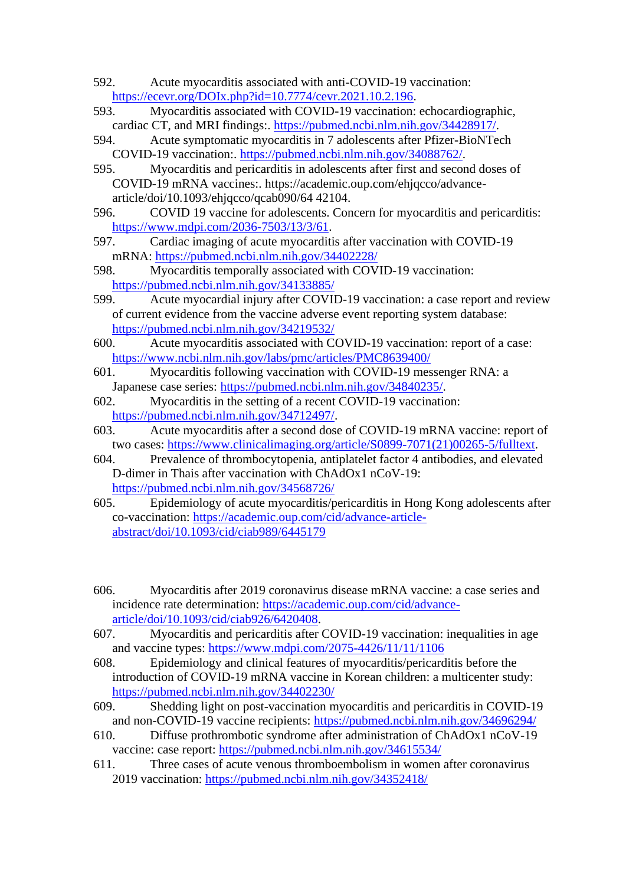592. Acute myocarditis associated with anti-COVID-19 vaccination: https://ecevr.org/DOIx.php?id=10.7774/cevr.2021.10.2.196.
593. Myocarditis associated with COVID-19 vaccination: echocardiographic, cardiac CT, and MRI findings:. https://pubmed.ncbi.nlm.nih.gov/34428917/.
594. Acute symptomatic myocarditis in 7 adolescents after Pfizer-BioNTech COVID-19 vaccination:. https://pubmed.ncbi.nlm.nih.gov/34088762/.
595. Myocarditis and pericarditis in adolescents after first and second doses of COVID-19 mRNA vaccines:. https://academic.oup.com/ehjqcco/advance-article/doi/10.1093/ehjqcco/qcab090/64 42104.
596. COVID 19 vaccine for adolescents. Concern for myocarditis and pericarditis: https://www.mdpi.com/2036-7503/13/3/61.
597. Cardiac imaging of acute myocarditis after vaccination with COVID-19 mRNA: https://pubmed.ncbi.nlm.nih.gov/34402228/
598. Myocarditis temporally associated with COVID-19 vaccination: https://pubmed.ncbi.nlm.nih.gov/34133885/
599. Acute myocardial injury after COVID-19 vaccination: a case report and review of current evidence from the vaccine adverse event reporting system database: https://pubmed.ncbi.nlm.nih.gov/34219532/
600. Acute myocarditis associated with COVID-19 vaccination: report of a case: https://www.ncbi.nlm.nih.gov/labs/pmc/articles/PMC8639400/
601. Myocarditis following vaccination with COVID-19 messenger RNA: a Japanese case series: https://pubmed.ncbi.nlm.nih.gov/34840235/.
602. Myocarditis in the setting of a recent COVID-19 vaccination: https://pubmed.ncbi.nlm.nih.gov/34712497/.
603. Acute myocarditis after a second dose of COVID-19 mRNA vaccine: report of two cases: https://www.clinicalimaging.org/article/S0899-7071(21)00265-5/fulltext.
604. Prevalence of thrombocytopenia, antiplatelet factor 4 antibodies, and elevated D-dimer in Thais after vaccination with ChAdOx1 nCoV-19: https://pubmed.ncbi.nlm.nih.gov/34568726/
605. Epidemiology of acute myocarditis/pericarditis in Hong Kong adolescents after co-vaccination: https://academic.oup.com/cid/advance-article-abstract/doi/10.1093/cid/ciab989/6445179

606. Myocarditis after 2019 coronavirus disease mRNA vaccine: a case series and incidence rate determination: https://academic.oup.com/cid/advance-article/doi/10.1093/cid/ciab926/6420408.
607. Myocarditis and pericarditis after COVID-19 vaccination: inequalities in age and vaccine types: https://www.mdpi.com/2075-4426/11/11/1106
608. Epidemiology and clinical features of myocarditis/pericarditis before the introduction of COVID-19 mRNA vaccine in Korean children: a multicenter study: https://pubmed.ncbi.nlm.nih.gov/34402230/
609. Shedding light on post-vaccination myocarditis and pericarditis in COVID-19 and non-COVID-19 vaccine recipients: https://pubmed.ncbi.nlm.nih.gov/34696294/
610. Diffuse prothrombotic syndrome after administration of ChAdOx1 nCoV-19 vaccine: case report: https://pubmed.ncbi.nlm.nih.gov/34615534/
611. Three cases of acute venous thromboembolism in women after coronavirus 2019 vaccination: https://pubmed.ncbi.nlm.nih.gov/34352418/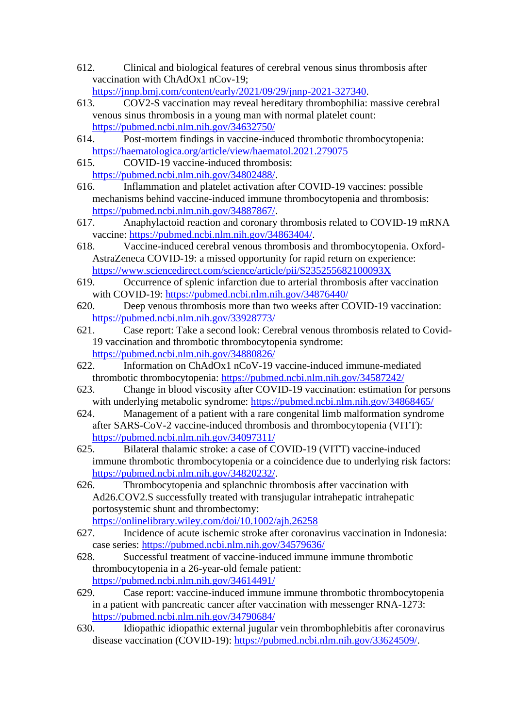612. Clinical and biological features of cerebral venous sinus thrombosis after vaccination with ChAdOx1 nCov-19; https://jnnp.bmj.com/content/early/2021/09/29/jnnp-2021-327340.
613. COV2-S vaccination may reveal hereditary thrombophilia: massive cerebral venous sinus thrombosis in a young man with normal platelet count: https://pubmed.ncbi.nlm.nih.gov/34632750/
614. Post-mortem findings in vaccine-induced thrombotic thrombocytopenia: https://haematologica.org/article/view/haematol.2021.279075
615. COVID-19 vaccine-induced thrombosis: https://pubmed.ncbi.nlm.nih.gov/34802488/.
616. Inflammation and platelet activation after COVID-19 vaccines: possible mechanisms behind vaccine-induced immune thrombocytopenia and thrombosis: https://pubmed.ncbi.nlm.nih.gov/34887867/.
617. Anaphylactoid reaction and coronary thrombosis related to COVID-19 mRNA vaccine: https://pubmed.ncbi.nlm.nih.gov/34863404/.
618. Vaccine-induced cerebral venous thrombosis and thrombocytopenia. Oxford-AstraZeneca COVID-19: a missed opportunity for rapid return on experience: https://www.sciencedirect.com/science/article/pii/S235255682100093X
619. Occurrence of splenic infarction due to arterial thrombosis after vaccination with COVID-19: https://pubmed.ncbi.nlm.nih.gov/34876440/
620. Deep venous thrombosis more than two weeks after COVID-19 vaccination: https://pubmed.ncbi.nlm.nih.gov/33928773/
621. Case report: Take a second look: Cerebral venous thrombosis related to Covid-19 vaccination and thrombotic thrombocytopenia syndrome: https://pubmed.ncbi.nlm.nih.gov/34880826/
622. Information on ChAdOx1 nCoV-19 vaccine-induced immune-mediated thrombotic thrombocytopenia: https://pubmed.ncbi.nlm.nih.gov/34587242/
623. Change in blood viscosity after COVID-19 vaccination: estimation for persons with underlying metabolic syndrome: https://pubmed.ncbi.nlm.nih.gov/34868465/
624. Management of a patient with a rare congenital limb malformation syndrome after SARS-CoV-2 vaccine-induced thrombosis and thrombocytopenia (VITT): https://pubmed.ncbi.nlm.nih.gov/34097311/
625. Bilateral thalamic stroke: a case of COVID-19 (VITT) vaccine-induced immune thrombotic thrombocytopenia or a coincidence due to underlying risk factors: https://pubmed.ncbi.nlm.nih.gov/34820232/.
626. Thrombocytopenia and splanchnic thrombosis after vaccination with Ad26.COV2.S successfully treated with transjugular intrahepatic intrahepatic portosystemic shunt and thrombectomy: https://onlinelibrary.wiley.com/doi/10.1002/ajh.26258
627. Incidence of acute ischemic stroke after coronavirus vaccination in Indonesia: case series: https://pubmed.ncbi.nlm.nih.gov/34579636/
628. Successful treatment of vaccine-induced immune immune thrombotic thrombocytopenia in a 26-year-old female patient: https://pubmed.ncbi.nlm.nih.gov/34614491/
629. Case report: vaccine-induced immune immune thrombotic thrombocytopenia in a patient with pancreatic cancer after vaccination with messenger RNA-1273: https://pubmed.ncbi.nlm.nih.gov/34790684/
630. Idiopathic idiopathic external jugular vein thrombophlebitis after coronavirus disease vaccination (COVID-19): https://pubmed.ncbi.nlm.nih.gov/33624509/.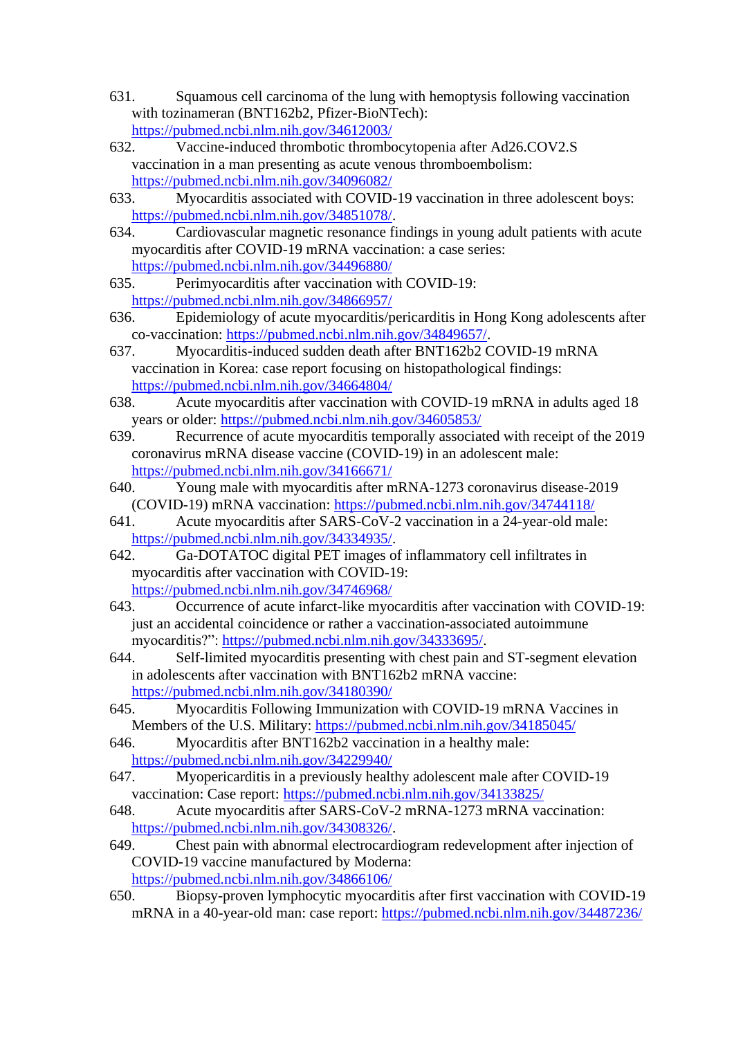631. Squamous cell carcinoma of the lung with hemoptysis following vaccination with tozinameran (BNT162b2, Pfizer-BioNTech): https://pubmed.ncbi.nlm.nih.gov/34612003/
632. Vaccine-induced thrombotic thrombocytopenia after Ad26.COV2.S vaccination in a man presenting as acute venous thromboembolism: https://pubmed.ncbi.nlm.nih.gov/34096082/
633. Myocarditis associated with COVID-19 vaccination in three adolescent boys: https://pubmed.ncbi.nlm.nih.gov/34851078/.
634. Cardiovascular magnetic resonance findings in young adult patients with acute myocarditis after COVID-19 mRNA vaccination: a case series: https://pubmed.ncbi.nlm.nih.gov/34496880/
635. Perimyocarditis after vaccination with COVID-19: https://pubmed.ncbi.nlm.nih.gov/34866957/
636. Epidemiology of acute myocarditis/pericarditis in Hong Kong adolescents after co-vaccination: https://pubmed.ncbi.nlm.nih.gov/34849657/.
637. Myocarditis-induced sudden death after BNT162b2 COVID-19 mRNA vaccination in Korea: case report focusing on histopathological findings: https://pubmed.ncbi.nlm.nih.gov/34664804/
638. Acute myocarditis after vaccination with COVID-19 mRNA in adults aged 18 years or older: https://pubmed.ncbi.nlm.nih.gov/34605853/
639. Recurrence of acute myocarditis temporally associated with receipt of the 2019 coronavirus mRNA disease vaccine (COVID-19) in an adolescent male: https://pubmed.ncbi.nlm.nih.gov/34166671/
640. Young male with myocarditis after mRNA-1273 coronavirus disease-2019 (COVID-19) mRNA vaccination: https://pubmed.ncbi.nlm.nih.gov/34744118/
641. Acute myocarditis after SARS-CoV-2 vaccination in a 24-year-old male: https://pubmed.ncbi.nlm.nih.gov/34334935/.
642. Ga-DOTATOC digital PET images of inflammatory cell infiltrates in myocarditis after vaccination with COVID-19: https://pubmed.ncbi.nlm.nih.gov/34746968/
643. Occurrence of acute infarct-like myocarditis after vaccination with COVID-19: just an accidental coincidence or rather a vaccination-associated autoimmune myocarditis?": https://pubmed.ncbi.nlm.nih.gov/34333695/.
644. Self-limited myocarditis presenting with chest pain and ST-segment elevation in adolescents after vaccination with BNT162b2 mRNA vaccine: https://pubmed.ncbi.nlm.nih.gov/34180390/
645. Myocarditis Following Immunization with COVID-19 mRNA Vaccines in Members of the U.S. Military: https://pubmed.ncbi.nlm.nih.gov/34185045/
646. Myocarditis after BNT162b2 vaccination in a healthy male: https://pubmed.ncbi.nlm.nih.gov/34229940/
647. Myopericarditis in a previously healthy adolescent male after COVID-19 vaccination: Case report: https://pubmed.ncbi.nlm.nih.gov/34133825/
648. Acute myocarditis after SARS-CoV-2 mRNA-1273 mRNA vaccination: https://pubmed.ncbi.nlm.nih.gov/34308326/.
649. Chest pain with abnormal electrocardiogram redevelopment after injection of COVID-19 vaccine manufactured by Moderna: https://pubmed.ncbi.nlm.nih.gov/34866106/
650. Biopsy-proven lymphocytic myocarditis after first vaccination with COVID-19 mRNA in a 40-year-old man: case report: https://pubmed.ncbi.nlm.nih.gov/34487236/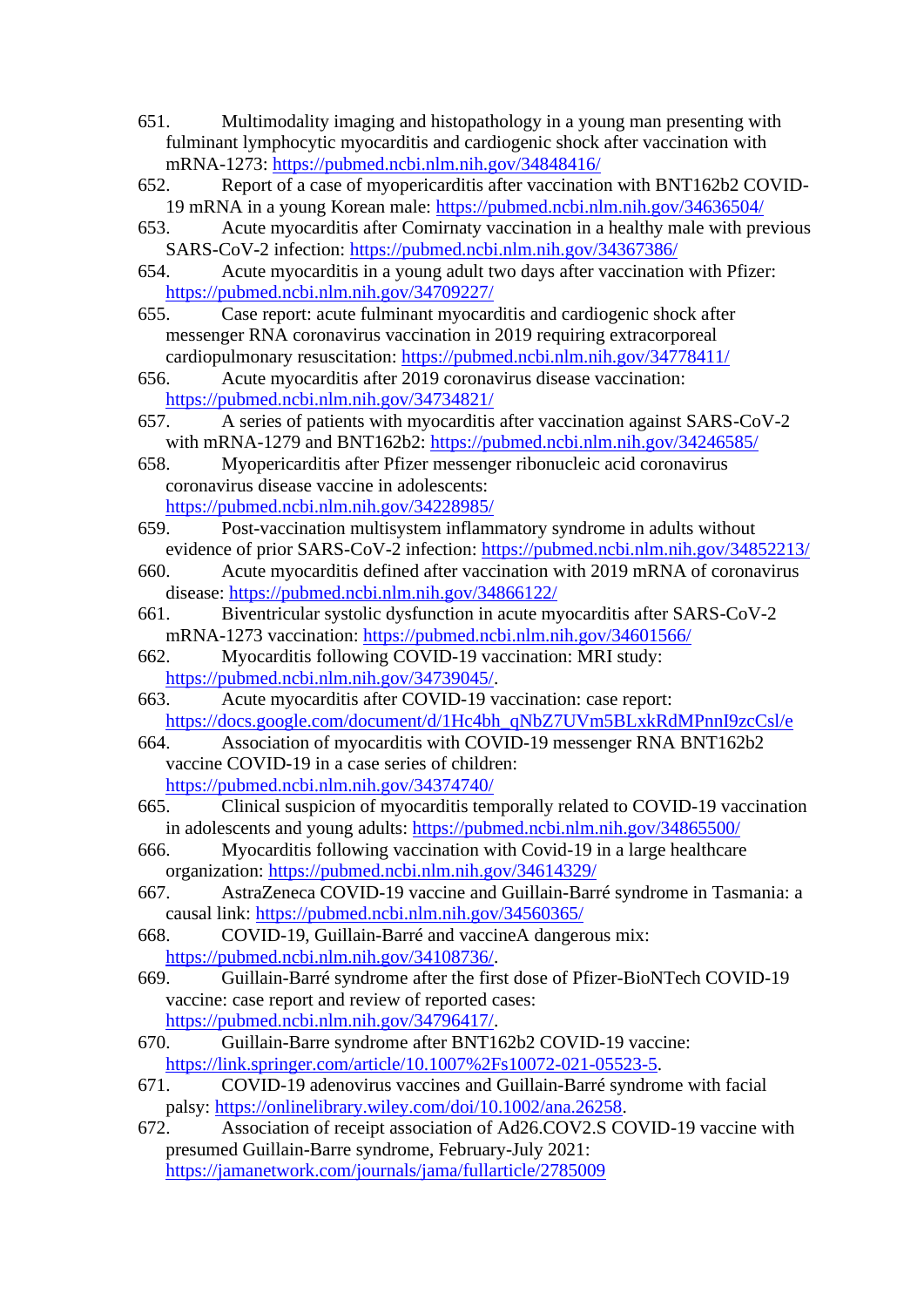651. Multimodality imaging and histopathology in a young man presenting with fulminant lymphocytic myocarditis and cardiogenic shock after vaccination with mRNA-1273: https://pubmed.ncbi.nlm.nih.gov/34848416/
652. Report of a case of myopericarditis after vaccination with BNT162b2 COVID-19 mRNA in a young Korean male: https://pubmed.ncbi.nlm.nih.gov/34636504/
653. Acute myocarditis after Comirnaty vaccination in a healthy male with previous SARS-CoV-2 infection: https://pubmed.ncbi.nlm.nih.gov/34367386/
654. Acute myocarditis in a young adult two days after vaccination with Pfizer: https://pubmed.ncbi.nlm.nih.gov/34709227/
655. Case report: acute fulminant myocarditis and cardiogenic shock after messenger RNA coronavirus vaccination in 2019 requiring extracorporeal cardiopulmonary resuscitation: https://pubmed.ncbi.nlm.nih.gov/34778411/
656. Acute myocarditis after 2019 coronavirus disease vaccination: https://pubmed.ncbi.nlm.nih.gov/34734821/
657. A series of patients with myocarditis after vaccination against SARS-CoV-2 with mRNA-1279 and BNT162b2: https://pubmed.ncbi.nlm.nih.gov/34246585/
658. Myopericarditis after Pfizer messenger ribonucleic acid coronavirus coronavirus disease vaccine in adolescents: https://pubmed.ncbi.nlm.nih.gov/34228985/
659. Post-vaccination multisystem inflammatory syndrome in adults without evidence of prior SARS-CoV-2 infection: https://pubmed.ncbi.nlm.nih.gov/34852213/
660. Acute myocarditis defined after vaccination with 2019 mRNA of coronavirus disease: https://pubmed.ncbi.nlm.nih.gov/34866122/
661. Biventricular systolic dysfunction in acute myocarditis after SARS-CoV-2 mRNA-1273 vaccination: https://pubmed.ncbi.nlm.nih.gov/34601566/
662. Myocarditis following COVID-19 vaccination: MRI study: https://pubmed.ncbi.nlm.nih.gov/34739045/.
663. Acute myocarditis after COVID-19 vaccination: case report: https://docs.google.com/document/d/1Hc4bh_qNbZ7UVm5BLxkRdMPnnI9zcCsl/e
664. Association of myocarditis with COVID-19 messenger RNA BNT162b2 vaccine COVID-19 in a case series of children: https://pubmed.ncbi.nlm.nih.gov/34374740/
665. Clinical suspicion of myocarditis temporally related to COVID-19 vaccination in adolescents and young adults: https://pubmed.ncbi.nlm.nih.gov/34865500/
666. Myocarditis following vaccination with Covid-19 in a large healthcare organization: https://pubmed.ncbi.nlm.nih.gov/34614329/
667. AstraZeneca COVID-19 vaccine and Guillain-Barré syndrome in Tasmania: a causal link: https://pubmed.ncbi.nlm.nih.gov/34560365/
668. COVID-19, Guillain-Barré and vaccineA dangerous mix: https://pubmed.ncbi.nlm.nih.gov/34108736/.
669. Guillain-Barré syndrome after the first dose of Pfizer-BioNTech COVID-19 vaccine: case report and review of reported cases: https://pubmed.ncbi.nlm.nih.gov/34796417/.
670. Guillain-Barre syndrome after BNT162b2 COVID-19 vaccine: https://link.springer.com/article/10.1007%2Fs10072-021-05523-5.
671. COVID-19 adenovirus vaccines and Guillain-Barré syndrome with facial palsy: https://onlinelibrary.wiley.com/doi/10.1002/ana.26258.
672. Association of receipt association of Ad26.COV2.S COVID-19 vaccine with presumed Guillain-Barre syndrome, February-July 2021: https://jamanetwork.com/journals/jama/fullarticle/2785009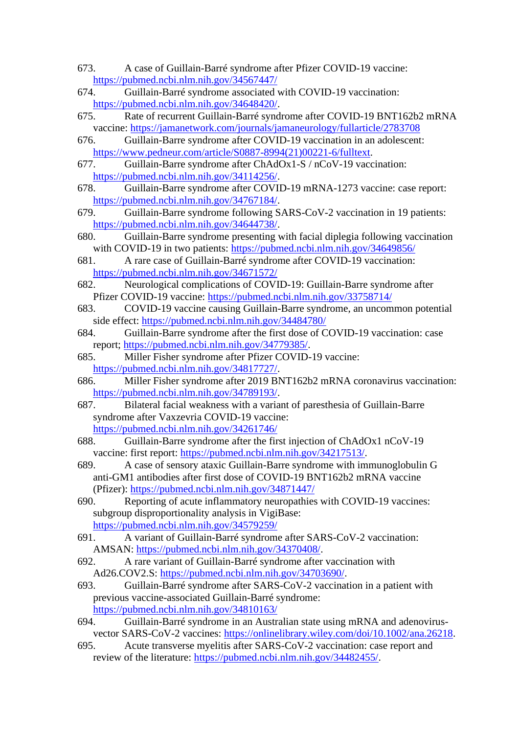673. A case of Guillain-Barré syndrome after Pfizer COVID-19 vaccine: https://pubmed.ncbi.nlm.nih.gov/34567447/
674. Guillain-Barré syndrome associated with COVID-19 vaccination: https://pubmed.ncbi.nlm.nih.gov/34648420/.
675. Rate of recurrent Guillain-Barré syndrome after COVID-19 BNT162b2 mRNA vaccine: https://jamanetwork.com/journals/jamaneurology/fullarticle/2783708
676. Guillain-Barre syndrome after COVID-19 vaccination in an adolescent: https://www.pedneur.com/article/S0887-8994(21)00221-6/fulltext.
677. Guillain-Barre syndrome after ChAdOx1-S / nCoV-19 vaccination: https://pubmed.ncbi.nlm.nih.gov/34114256/.
678. Guillain-Barre syndrome after COVID-19 mRNA-1273 vaccine: case report: https://pubmed.ncbi.nlm.nih.gov/34767184/.
679. Guillain-Barre syndrome following SARS-CoV-2 vaccination in 19 patients: https://pubmed.ncbi.nlm.nih.gov/34644738/.
680. Guillain-Barre syndrome presenting with facial diplegia following vaccination with COVID-19 in two patients: https://pubmed.ncbi.nlm.nih.gov/34649856/
681. A rare case of Guillain-Barré syndrome after COVID-19 vaccination: https://pubmed.ncbi.nlm.nih.gov/34671572/
682. Neurological complications of COVID-19: Guillain-Barre syndrome after Pfizer COVID-19 vaccine: https://pubmed.ncbi.nlm.nih.gov/33758714/
683. COVID-19 vaccine causing Guillain-Barre syndrome, an uncommon potential side effect: https://pubmed.ncbi.nlm.nih.gov/34484780/
684. Guillain-Barre syndrome after the first dose of COVID-19 vaccination: case report; https://pubmed.ncbi.nlm.nih.gov/34779385/.
685. Miller Fisher syndrome after Pfizer COVID-19 vaccine: https://pubmed.ncbi.nlm.nih.gov/34817727/.
686. Miller Fisher syndrome after 2019 BNT162b2 mRNA coronavirus vaccination: https://pubmed.ncbi.nlm.nih.gov/34789193/.
687. Bilateral facial weakness with a variant of paresthesia of Guillain-Barre syndrome after Vaxzevria COVID-19 vaccine: https://pubmed.ncbi.nlm.nih.gov/34261746/
688. Guillain-Barre syndrome after the first injection of ChAdOx1 nCoV-19 vaccine: first report: https://pubmed.ncbi.nlm.nih.gov/34217513/.
689. A case of sensory ataxic Guillain-Barre syndrome with immunoglobulin G anti-GM1 antibodies after first dose of COVID-19 BNT162b2 mRNA vaccine (Pfizer): https://pubmed.ncbi.nlm.nih.gov/34871447/
690. Reporting of acute inflammatory neuropathies with COVID-19 vaccines: subgroup disproportionality analysis in VigiBase: https://pubmed.ncbi.nlm.nih.gov/34579259/
691. A variant of Guillain-Barré syndrome after SARS-CoV-2 vaccination: AMSAN: https://pubmed.ncbi.nlm.nih.gov/34370408/.
692. A rare variant of Guillain-Barré syndrome after vaccination with Ad26.COV2.S: https://pubmed.ncbi.nlm.nih.gov/34703690/.
693. Guillain-Barré syndrome after SARS-CoV-2 vaccination in a patient with previous vaccine-associated Guillain-Barré syndrome: https://pubmed.ncbi.nlm.nih.gov/34810163/
694. Guillain-Barré syndrome in an Australian state using mRNA and adenovirus-vector SARS-CoV-2 vaccines: https://onlinelibrary.wiley.com/doi/10.1002/ana.26218.
695. Acute transverse myelitis after SARS-CoV-2 vaccination: case report and review of the literature: https://pubmed.ncbi.nlm.nih.gov/34482455/.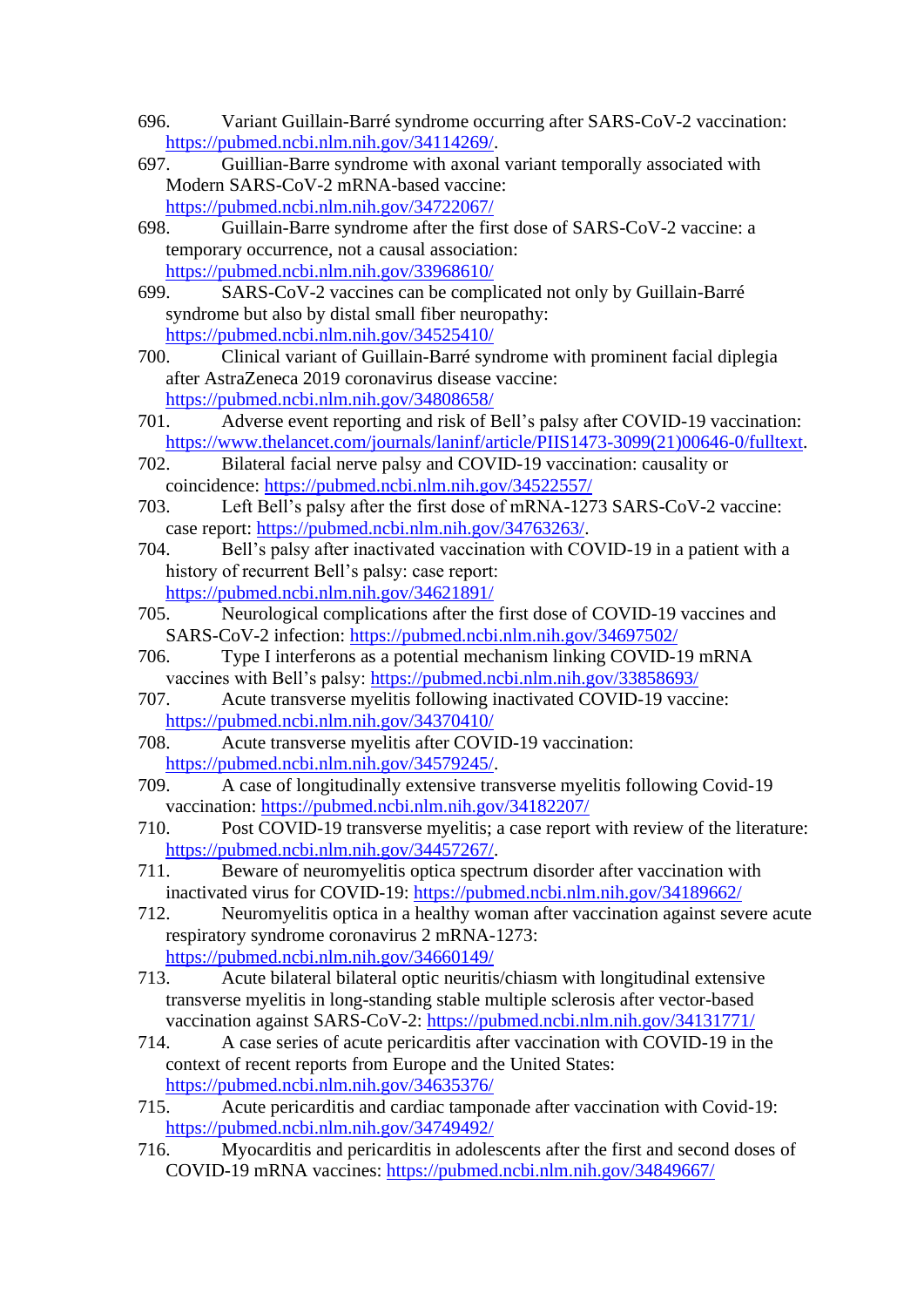696. Variant Guillain-Barré syndrome occurring after SARS-CoV-2 vaccination: https://pubmed.ncbi.nlm.nih.gov/34114269/.
697. Guillian-Barre syndrome with axonal variant temporally associated with Modern SARS-CoV-2 mRNA-based vaccine: https://pubmed.ncbi.nlm.nih.gov/34722067/
698. Guillain-Barre syndrome after the first dose of SARS-CoV-2 vaccine: a temporary occurrence, not a causal association: https://pubmed.ncbi.nlm.nih.gov/33968610/
699. SARS-CoV-2 vaccines can be complicated not only by Guillain-Barré syndrome but also by distal small fiber neuropathy: https://pubmed.ncbi.nlm.nih.gov/34525410/
700. Clinical variant of Guillain-Barré syndrome with prominent facial diplegia after AstraZeneca 2019 coronavirus disease vaccine: https://pubmed.ncbi.nlm.nih.gov/34808658/
701. Adverse event reporting and risk of Bell's palsy after COVID-19 vaccination: https://www.thelancet.com/journals/laninf/article/PIIS1473-3099(21)00646-0/fulltext.
702. Bilateral facial nerve palsy and COVID-19 vaccination: causality or coincidence: https://pubmed.ncbi.nlm.nih.gov/34522557/
703. Left Bell's palsy after the first dose of mRNA-1273 SARS-CoV-2 vaccine: case report: https://pubmed.ncbi.nlm.nih.gov/34763263/.
704. Bell's palsy after inactivated vaccination with COVID-19 in a patient with a history of recurrent Bell's palsy: case report: https://pubmed.ncbi.nlm.nih.gov/34621891/
705. Neurological complications after the first dose of COVID-19 vaccines and SARS-CoV-2 infection: https://pubmed.ncbi.nlm.nih.gov/34697502/
706. Type I interferons as a potential mechanism linking COVID-19 mRNA vaccines with Bell's palsy: https://pubmed.ncbi.nlm.nih.gov/33858693/
707. Acute transverse myelitis following inactivated COVID-19 vaccine: https://pubmed.ncbi.nlm.nih.gov/34370410/
708. Acute transverse myelitis after COVID-19 vaccination: https://pubmed.ncbi.nlm.nih.gov/34579245/.
709. A case of longitudinally extensive transverse myelitis following Covid-19 vaccination: https://pubmed.ncbi.nlm.nih.gov/34182207/
710. Post COVID-19 transverse myelitis; a case report with review of the literature: https://pubmed.ncbi.nlm.nih.gov/34457267/.
711. Beware of neuromyelitis optica spectrum disorder after vaccination with inactivated virus for COVID-19: https://pubmed.ncbi.nlm.nih.gov/34189662/
712. Neuromyelitis optica in a healthy woman after vaccination against severe acute respiratory syndrome coronavirus 2 mRNA-1273: https://pubmed.ncbi.nlm.nih.gov/34660149/
713. Acute bilateral bilateral optic neuritis/chiasm with longitudinal extensive transverse myelitis in long-standing stable multiple sclerosis after vector-based vaccination against SARS-CoV-2: https://pubmed.ncbi.nlm.nih.gov/34131771/
714. A case series of acute pericarditis after vaccination with COVID-19 in the context of recent reports from Europe and the United States: https://pubmed.ncbi.nlm.nih.gov/34635376/
715. Acute pericarditis and cardiac tamponade after vaccination with Covid-19: https://pubmed.ncbi.nlm.nih.gov/34749492/
716. Myocarditis and pericarditis in adolescents after the first and second doses of COVID-19 mRNA vaccines: https://pubmed.ncbi.nlm.nih.gov/34849667/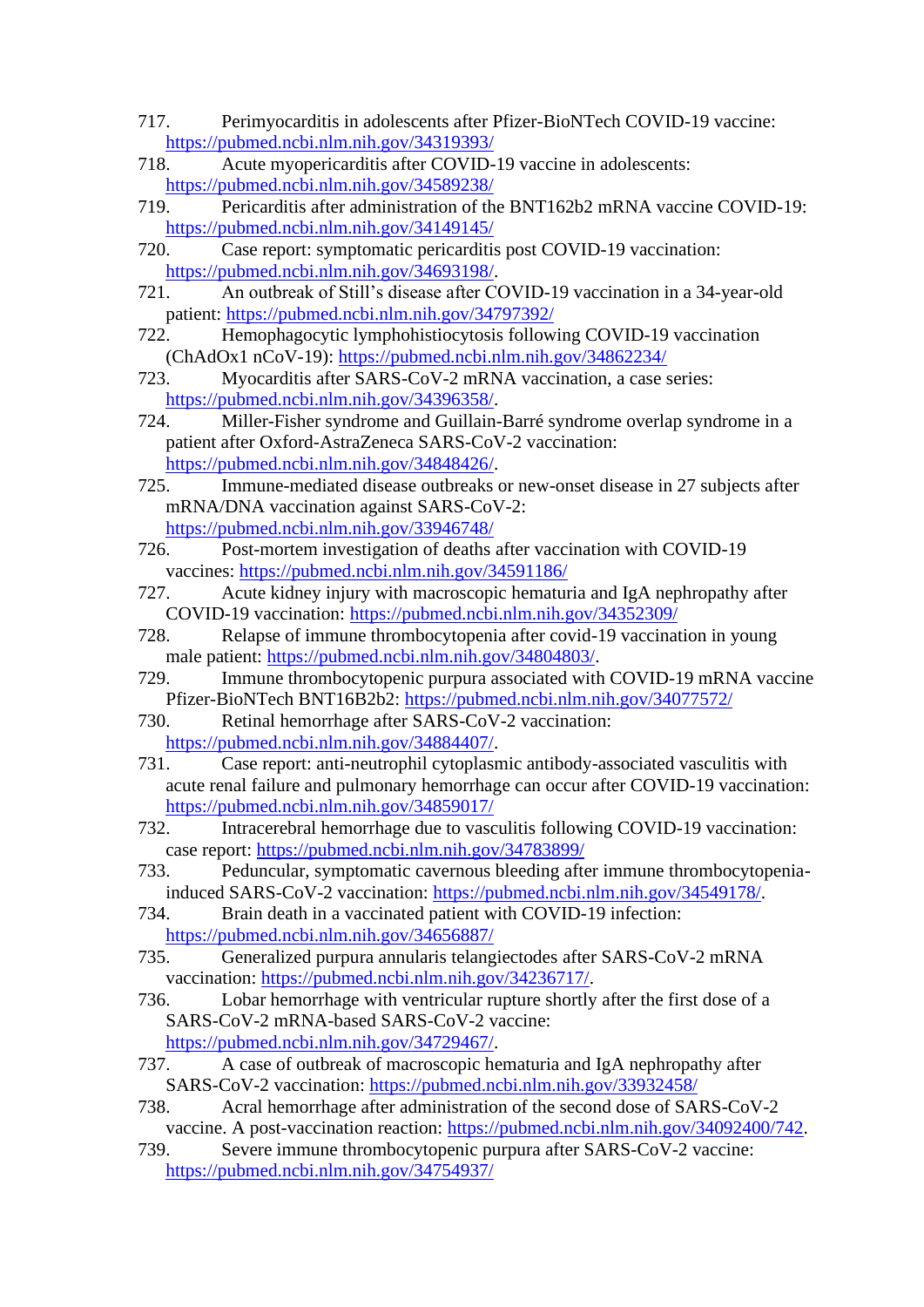717. Perimyocarditis in adolescents after Pfizer-BioNTech COVID-19 vaccine: https://pubmed.ncbi.nlm.nih.gov/34319393/
718. Acute myopericarditis after COVID-19 vaccine in adolescents: https://pubmed.ncbi.nlm.nih.gov/34589238/
719. Pericarditis after administration of the BNT162b2 mRNA vaccine COVID-19: https://pubmed.ncbi.nlm.nih.gov/34149145/
720. Case report: symptomatic pericarditis post COVID-19 vaccination: https://pubmed.ncbi.nlm.nih.gov/34693198/.
721. An outbreak of Still's disease after COVID-19 vaccination in a 34-year-old patient: https://pubmed.ncbi.nlm.nih.gov/34797392/
722. Hemophagocytic lymphohistiocytosis following COVID-19 vaccination (ChAdOx1 nCoV-19): https://pubmed.ncbi.nlm.nih.gov/34862234/
723. Myocarditis after SARS-CoV-2 mRNA vaccination, a case series: https://pubmed.ncbi.nlm.nih.gov/34396358/.
724. Miller-Fisher syndrome and Guillain-Barré syndrome overlap syndrome in a patient after Oxford-AstraZeneca SARS-CoV-2 vaccination: https://pubmed.ncbi.nlm.nih.gov/34848426/.
725. Immune-mediated disease outbreaks or new-onset disease in 27 subjects after mRNA/DNA vaccination against SARS-CoV-2: https://pubmed.ncbi.nlm.nih.gov/33946748/
726. Post-mortem investigation of deaths after vaccination with COVID-19 vaccines: https://pubmed.ncbi.nlm.nih.gov/34591186/
727. Acute kidney injury with macroscopic hematuria and IgA nephropathy after COVID-19 vaccination: https://pubmed.ncbi.nlm.nih.gov/34352309/
728. Relapse of immune thrombocytopenia after covid-19 vaccination in young male patient: https://pubmed.ncbi.nlm.nih.gov/34804803/.
729. Immune thrombocytopenic purpura associated with COVID-19 mRNA vaccine Pfizer-BioNTech BNT16B2b2: https://pubmed.ncbi.nlm.nih.gov/34077572/
730. Retinal hemorrhage after SARS-CoV-2 vaccination: https://pubmed.ncbi.nlm.nih.gov/34884407/.
731. Case report: anti-neutrophil cytoplasmic antibody-associated vasculitis with acute renal failure and pulmonary hemorrhage can occur after COVID-19 vaccination: https://pubmed.ncbi.nlm.nih.gov/34859017/
732. Intracerebral hemorrhage due to vasculitis following COVID-19 vaccination: case report: https://pubmed.ncbi.nlm.nih.gov/34783899/
733. Peduncular, symptomatic cavernous bleeding after immune thrombocytopenia-induced SARS-CoV-2 vaccination: https://pubmed.ncbi.nlm.nih.gov/34549178/.
734. Brain death in a vaccinated patient with COVID-19 infection: https://pubmed.ncbi.nlm.nih.gov/34656887/
735. Generalized purpura annularis telangiectodes after SARS-CoV-2 mRNA vaccination: https://pubmed.ncbi.nlm.nih.gov/34236717/.
736. Lobar hemorrhage with ventricular rupture shortly after the first dose of a SARS-CoV-2 mRNA-based SARS-CoV-2 vaccine: https://pubmed.ncbi.nlm.nih.gov/34729467/.
737. A case of outbreak of macroscopic hematuria and IgA nephropathy after SARS-CoV-2 vaccination: https://pubmed.ncbi.nlm.nih.gov/33932458/
738. Acral hemorrhage after administration of the second dose of SARS-CoV-2 vaccine. A post-vaccination reaction: https://pubmed.ncbi.nlm.nih.gov/34092400/742.
739. Severe immune thrombocytopenic purpura after SARS-CoV-2 vaccine: https://pubmed.ncbi.nlm.nih.gov/34754937/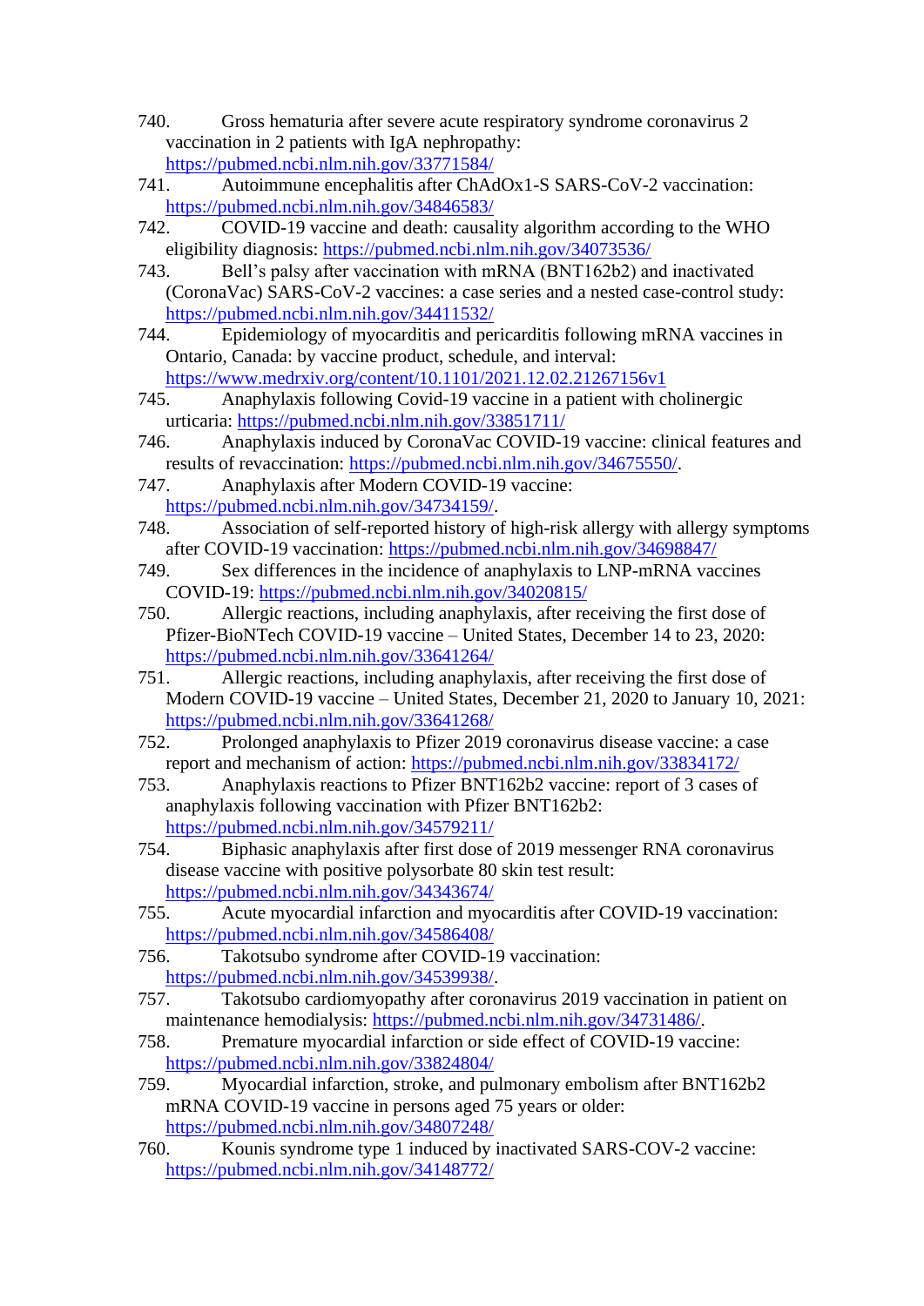740. Gross hematuria after severe acute respiratory syndrome coronavirus 2 vaccination in 2 patients with IgA nephropathy: https://pubmed.ncbi.nlm.nih.gov/33771584/
741. Autoimmune encephalitis after ChAdOx1-S SARS-CoV-2 vaccination: https://pubmed.ncbi.nlm.nih.gov/34846583/
742. COVID-19 vaccine and death: causality algorithm according to the WHO eligibility diagnosis: https://pubmed.ncbi.nlm.nih.gov/34073536/
743. Bell's palsy after vaccination with mRNA (BNT162b2) and inactivated (CoronaVac) SARS-CoV-2 vaccines: a case series and a nested case-control study: https://pubmed.ncbi.nlm.nih.gov/34411532/
744. Epidemiology of myocarditis and pericarditis following mRNA vaccines in Ontario, Canada: by vaccine product, schedule, and interval: https://www.medrxiv.org/content/10.1101/2021.12.02.21267156v1
745. Anaphylaxis following Covid-19 vaccine in a patient with cholinergic urticaria: https://pubmed.ncbi.nlm.nih.gov/33851711/
746. Anaphylaxis induced by CoronaVac COVID-19 vaccine: clinical features and results of revaccination: https://pubmed.ncbi.nlm.nih.gov/34675550/.
747. Anaphylaxis after Modern COVID-19 vaccine: https://pubmed.ncbi.nlm.nih.gov/34734159/.
748. Association of self-reported history of high-risk allergy with allergy symptoms after COVID-19 vaccination: https://pubmed.ncbi.nlm.nih.gov/34698847/
749. Sex differences in the incidence of anaphylaxis to LNP-mRNA vaccines COVID-19: https://pubmed.ncbi.nlm.nih.gov/34020815/
750. Allergic reactions, including anaphylaxis, after receiving the first dose of Pfizer-BioNTech COVID-19 vaccine – United States, December 14 to 23, 2020: https://pubmed.ncbi.nlm.nih.gov/33641264/
751. Allergic reactions, including anaphylaxis, after receiving the first dose of Modern COVID-19 vaccine – United States, December 21, 2020 to January 10, 2021: https://pubmed.ncbi.nlm.nih.gov/33641268/
752. Prolonged anaphylaxis to Pfizer 2019 coronavirus disease vaccine: a case report and mechanism of action: https://pubmed.ncbi.nlm.nih.gov/33834172/
753. Anaphylaxis reactions to Pfizer BNT162b2 vaccine: report of 3 cases of anaphylaxis following vaccination with Pfizer BNT162b2: https://pubmed.ncbi.nlm.nih.gov/34579211/
754. Biphasic anaphylaxis after first dose of 2019 messenger RNA coronavirus disease vaccine with positive polysorbate 80 skin test result: https://pubmed.ncbi.nlm.nih.gov/34343674/
755. Acute myocardial infarction and myocarditis after COVID-19 vaccination: https://pubmed.ncbi.nlm.nih.gov/34586408/
756. Takotsubo syndrome after COVID-19 vaccination: https://pubmed.ncbi.nlm.nih.gov/34539938/.
757. Takotsubo cardiomyopathy after coronavirus 2019 vaccination in patient on maintenance hemodialysis: https://pubmed.ncbi.nlm.nih.gov/34731486/.
758. Premature myocardial infarction or side effect of COVID-19 vaccine: https://pubmed.ncbi.nlm.nih.gov/33824804/
759. Myocardial infarction, stroke, and pulmonary embolism after BNT162b2 mRNA COVID-19 vaccine in persons aged 75 years or older: https://pubmed.ncbi.nlm.nih.gov/34807248/
760. Kounis syndrome type 1 induced by inactivated SARS-COV-2 vaccine: https://pubmed.ncbi.nlm.nih.gov/34148772/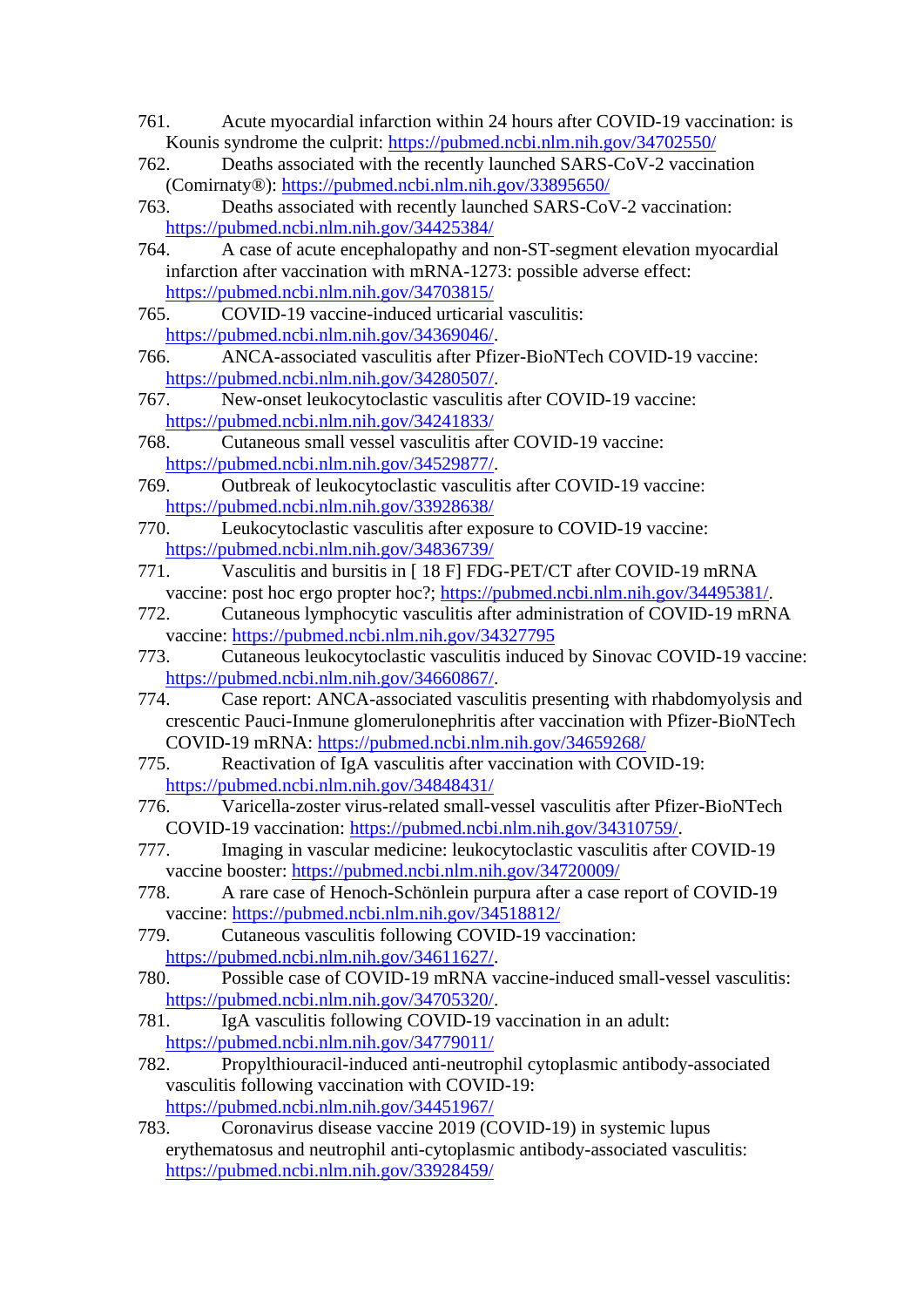761. Acute myocardial infarction within 24 hours after COVID-19 vaccination: is Kounis syndrome the culprit: https://pubmed.ncbi.nlm.nih.gov/34702550/
762. Deaths associated with the recently launched SARS-CoV-2 vaccination (Comirnaty®): https://pubmed.ncbi.nlm.nih.gov/33895650/
763. Deaths associated with recently launched SARS-CoV-2 vaccination: https://pubmed.ncbi.nlm.nih.gov/34425384/
764. A case of acute encephalopathy and non-ST-segment elevation myocardial infarction after vaccination with mRNA-1273: possible adverse effect: https://pubmed.ncbi.nlm.nih.gov/34703815/
765. COVID-19 vaccine-induced urticarial vasculitis: https://pubmed.ncbi.nlm.nih.gov/34369046/.
766. ANCA-associated vasculitis after Pfizer-BioNTech COVID-19 vaccine: https://pubmed.ncbi.nlm.nih.gov/34280507/.
767. New-onset leukocytoclastic vasculitis after COVID-19 vaccine: https://pubmed.ncbi.nlm.nih.gov/34241833/
768. Cutaneous small vessel vasculitis after COVID-19 vaccine: https://pubmed.ncbi.nlm.nih.gov/34529877/.
769. Outbreak of leukocytoclastic vasculitis after COVID-19 vaccine: https://pubmed.ncbi.nlm.nih.gov/33928638/
770. Leukocytoclastic vasculitis after exposure to COVID-19 vaccine: https://pubmed.ncbi.nlm.nih.gov/34836739/
771. Vasculitis and bursitis in [ 18 F] FDG-PET/CT after COVID-19 mRNA vaccine: post hoc ergo propter hoc?; https://pubmed.ncbi.nlm.nih.gov/34495381/.
772. Cutaneous lymphocytic vasculitis after administration of COVID-19 mRNA vaccine: https://pubmed.ncbi.nlm.nih.gov/34327795
773. Cutaneous leukocytoclastic vasculitis induced by Sinovac COVID-19 vaccine: https://pubmed.ncbi.nlm.nih.gov/34660867/.
774. Case report: ANCA-associated vasculitis presenting with rhabdomyolysis and crescentic Pauci-Inmune glomerulonephritis after vaccination with Pfizer-BioNTech COVID-19 mRNA: https://pubmed.ncbi.nlm.nih.gov/34659268/
775. Reactivation of IgA vasculitis after vaccination with COVID-19: https://pubmed.ncbi.nlm.nih.gov/34848431/
776. Varicella-zoster virus-related small-vessel vasculitis after Pfizer-BioNTech COVID-19 vaccination: https://pubmed.ncbi.nlm.nih.gov/34310759/.
777. Imaging in vascular medicine: leukocytoclastic vasculitis after COVID-19 vaccine booster: https://pubmed.ncbi.nlm.nih.gov/34720009/
778. A rare case of Henoch-Schönlein purpura after a case report of COVID-19 vaccine: https://pubmed.ncbi.nlm.nih.gov/34518812/
779. Cutaneous vasculitis following COVID-19 vaccination: https://pubmed.ncbi.nlm.nih.gov/34611627/.
780. Possible case of COVID-19 mRNA vaccine-induced small-vessel vasculitis: https://pubmed.ncbi.nlm.nih.gov/34705320/.
781. IgA vasculitis following COVID-19 vaccination in an adult: https://pubmed.ncbi.nlm.nih.gov/34779011/
782. Propylthiouracil-induced anti-neutrophil cytoplasmic antibody-associated vasculitis following vaccination with COVID-19: https://pubmed.ncbi.nlm.nih.gov/34451967/
783. Coronavirus disease vaccine 2019 (COVID-19) in systemic lupus erythematosus and neutrophil anti-cytoplasmic antibody-associated vasculitis: https://pubmed.ncbi.nlm.nih.gov/33928459/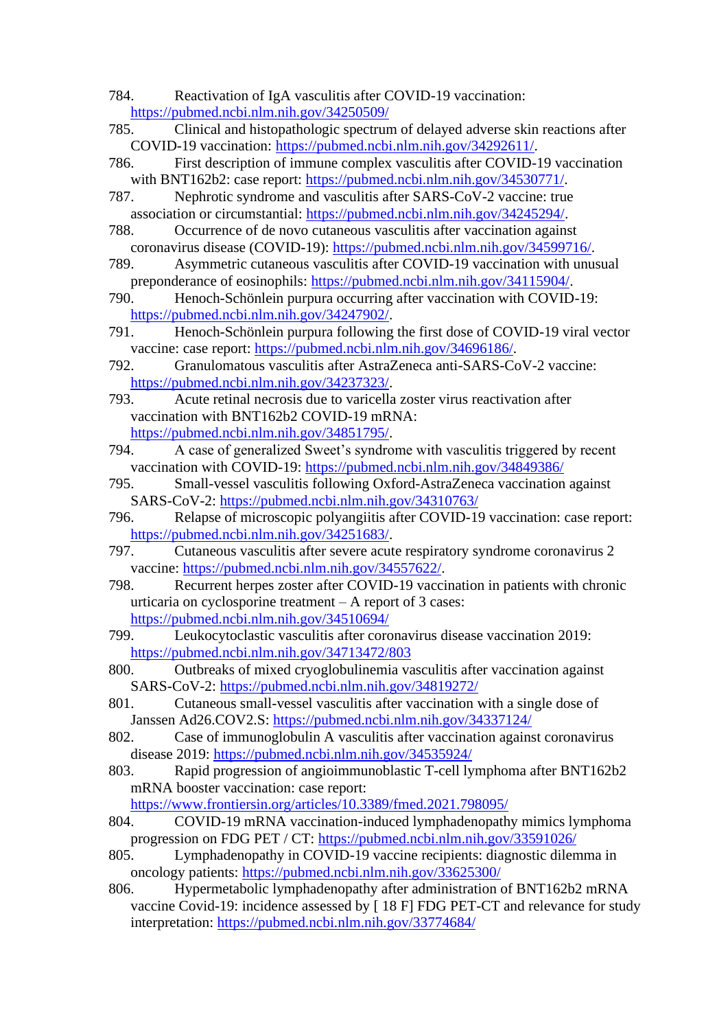784. Reactivation of IgA vasculitis after COVID-19 vaccination: https://pubmed.ncbi.nlm.nih.gov/34250509/
785. Clinical and histopathologic spectrum of delayed adverse skin reactions after COVID-19 vaccination: https://pubmed.ncbi.nlm.nih.gov/34292611/.
786. First description of immune complex vasculitis after COVID-19 vaccination with BNT162b2: case report: https://pubmed.ncbi.nlm.nih.gov/34530771/.
787. Nephrotic syndrome and vasculitis after SARS-CoV-2 vaccine: true association or circumstantial: https://pubmed.ncbi.nlm.nih.gov/34245294/.
788. Occurrence of de novo cutaneous vasculitis after vaccination against coronavirus disease (COVID-19): https://pubmed.ncbi.nlm.nih.gov/34599716/.
789. Asymmetric cutaneous vasculitis after COVID-19 vaccination with unusual preponderance of eosinophils: https://pubmed.ncbi.nlm.nih.gov/34115904/.
790. Henoch-Schönlein purpura occurring after vaccination with COVID-19: https://pubmed.ncbi.nlm.nih.gov/34247902/.
791. Henoch-Schönlein purpura following the first dose of COVID-19 viral vector vaccine: case report: https://pubmed.ncbi.nlm.nih.gov/34696186/.
792. Granulomatous vasculitis after AstraZeneca anti-SARS-CoV-2 vaccine: https://pubmed.ncbi.nlm.nih.gov/34237323/.
793. Acute retinal necrosis due to varicella zoster virus reactivation after vaccination with BNT162b2 COVID-19 mRNA: https://pubmed.ncbi.nlm.nih.gov/34851795/.
794. A case of generalized Sweet's syndrome with vasculitis triggered by recent vaccination with COVID-19: https://pubmed.ncbi.nlm.nih.gov/34849386/
795. Small-vessel vasculitis following Oxford-AstraZeneca vaccination against SARS-CoV-2: https://pubmed.ncbi.nlm.nih.gov/34310763/
796. Relapse of microscopic polyangiitis after COVID-19 vaccination: case report: https://pubmed.ncbi.nlm.nih.gov/34251683/.
797. Cutaneous vasculitis after severe acute respiratory syndrome coronavirus 2 vaccine: https://pubmed.ncbi.nlm.nih.gov/34557622/.
798. Recurrent herpes zoster after COVID-19 vaccination in patients with chronic urticaria on cyclosporine treatment – A report of 3 cases: https://pubmed.ncbi.nlm.nih.gov/34510694/
799. Leukocytoclastic vasculitis after coronavirus disease vaccination 2019: https://pubmed.ncbi.nlm.nih.gov/34713472/803
800. Outbreaks of mixed cryoglobulinemia vasculitis after vaccination against SARS-CoV-2: https://pubmed.ncbi.nlm.nih.gov/34819272/
801. Cutaneous small-vessel vasculitis after vaccination with a single dose of Janssen Ad26.COV2.S: https://pubmed.ncbi.nlm.nih.gov/34337124/
802. Case of immunoglobulin A vasculitis after vaccination against coronavirus disease 2019: https://pubmed.ncbi.nlm.nih.gov/34535924/
803. Rapid progression of angioimmunoblastic T-cell lymphoma after BNT162b2 mRNA booster vaccination: case report: https://www.frontiersin.org/articles/10.3389/fmed.2021.798095/
804. COVID-19 mRNA vaccination-induced lymphadenopathy mimics lymphoma progression on FDG PET / CT: https://pubmed.ncbi.nlm.nih.gov/33591026/
805. Lymphadenopathy in COVID-19 vaccine recipients: diagnostic dilemma in oncology patients: https://pubmed.ncbi.nlm.nih.gov/33625300/
806. Hypermetabolic lymphadenopathy after administration of BNT162b2 mRNA vaccine Covid-19: incidence assessed by [ 18 F] FDG PET-CT and relevance for study interpretation: https://pubmed.ncbi.nlm.nih.gov/33774684/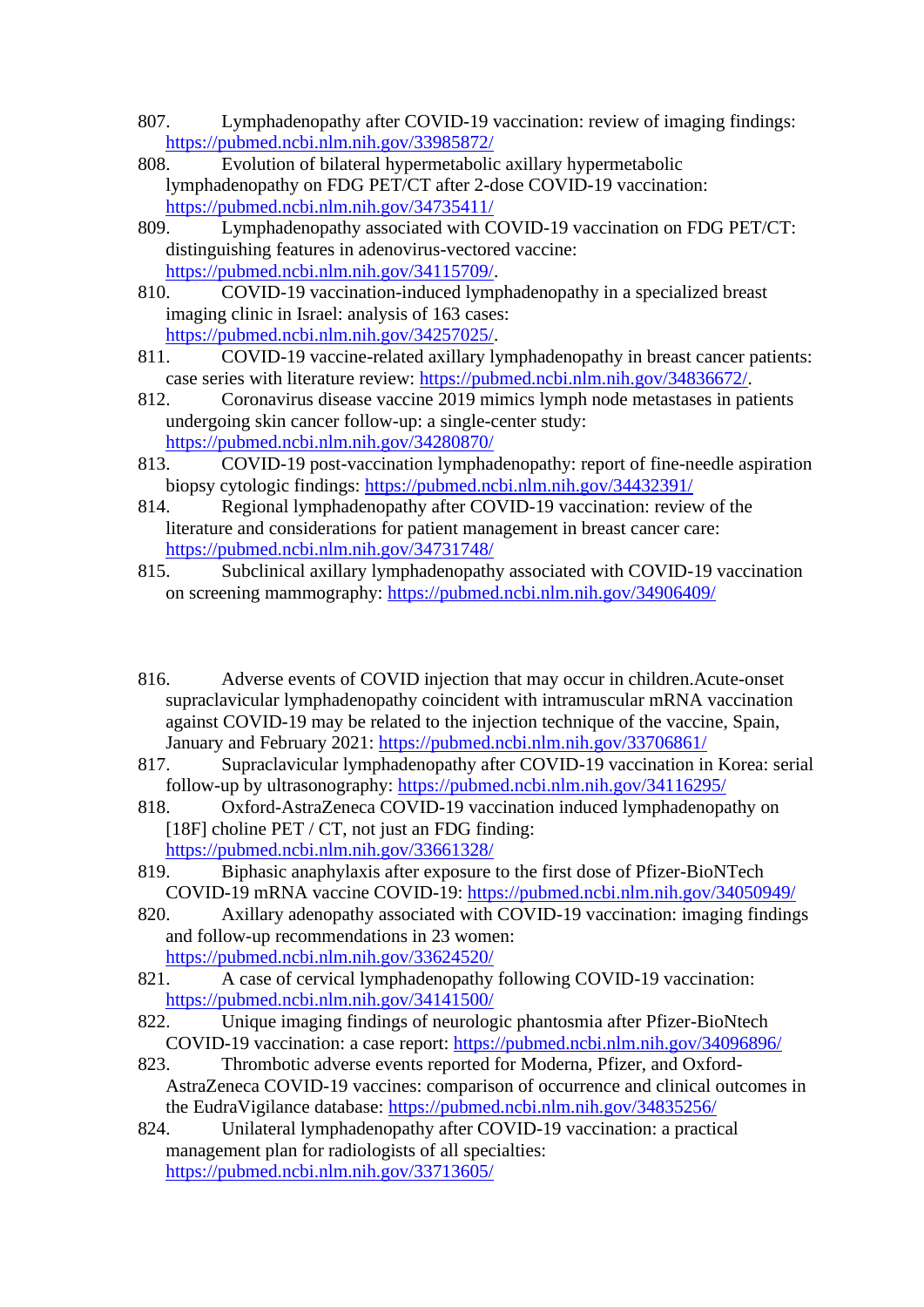807. Lymphadenopathy after COVID-19 vaccination: review of imaging findings: https://pubmed.ncbi.nlm.nih.gov/33985872/
808. Evolution of bilateral hypermetabolic axillary hypermetabolic lymphadenopathy on FDG PET/CT after 2-dose COVID-19 vaccination: https://pubmed.ncbi.nlm.nih.gov/34735411/
809. Lymphadenopathy associated with COVID-19 vaccination on FDG PET/CT: distinguishing features in adenovirus-vectored vaccine: https://pubmed.ncbi.nlm.nih.gov/34115709/.
810. COVID-19 vaccination-induced lymphadenopathy in a specialized breast imaging clinic in Israel: analysis of 163 cases: https://pubmed.ncbi.nlm.nih.gov/34257025/.
811. COVID-19 vaccine-related axillary lymphadenopathy in breast cancer patients: case series with literature review: https://pubmed.ncbi.nlm.nih.gov/34836672/.
812. Coronavirus disease vaccine 2019 mimics lymph node metastases in patients undergoing skin cancer follow-up: a single-center study: https://pubmed.ncbi.nlm.nih.gov/34280870/
813. COVID-19 post-vaccination lymphadenopathy: report of fine-needle aspiration biopsy cytologic findings: https://pubmed.ncbi.nlm.nih.gov/34432391/
814. Regional lymphadenopathy after COVID-19 vaccination: review of the literature and considerations for patient management in breast cancer care: https://pubmed.ncbi.nlm.nih.gov/34731748/
815. Subclinical axillary lymphadenopathy associated with COVID-19 vaccination on screening mammography: https://pubmed.ncbi.nlm.nih.gov/34906409/

816. Adverse events of COVID injection that may occur in children.Acute-onset supraclavicular lymphadenopathy coincident with intramuscular mRNA vaccination against COVID-19 may be related to the injection technique of the vaccine, Spain, January and February 2021: https://pubmed.ncbi.nlm.nih.gov/33706861/
817. Supraclavicular lymphadenopathy after COVID-19 vaccination in Korea: serial follow-up by ultrasonography: https://pubmed.ncbi.nlm.nih.gov/34116295/
818. Oxford-AstraZeneca COVID-19 vaccination induced lymphadenopathy on [18F] choline PET / CT, not just an FDG finding: https://pubmed.ncbi.nlm.nih.gov/33661328/
819. Biphasic anaphylaxis after exposure to the first dose of Pfizer-BioNTech COVID-19 mRNA vaccine COVID-19: https://pubmed.ncbi.nlm.nih.gov/34050949/
820. Axillary adenopathy associated with COVID-19 vaccination: imaging findings and follow-up recommendations in 23 women: https://pubmed.ncbi.nlm.nih.gov/33624520/
821. A case of cervical lymphadenopathy following COVID-19 vaccination: https://pubmed.ncbi.nlm.nih.gov/34141500/
822. Unique imaging findings of neurologic phantosmia after Pfizer-BioNtech COVID-19 vaccination: a case report: https://pubmed.ncbi.nlm.nih.gov/34096896/
823. Thrombotic adverse events reported for Moderna, Pfizer, and Oxford-AstraZeneca COVID-19 vaccines: comparison of occurrence and clinical outcomes in the EudraVigilance database: https://pubmed.ncbi.nlm.nih.gov/34835256/
824. Unilateral lymphadenopathy after COVID-19 vaccination: a practical management plan for radiologists of all specialties: https://pubmed.ncbi.nlm.nih.gov/33713605/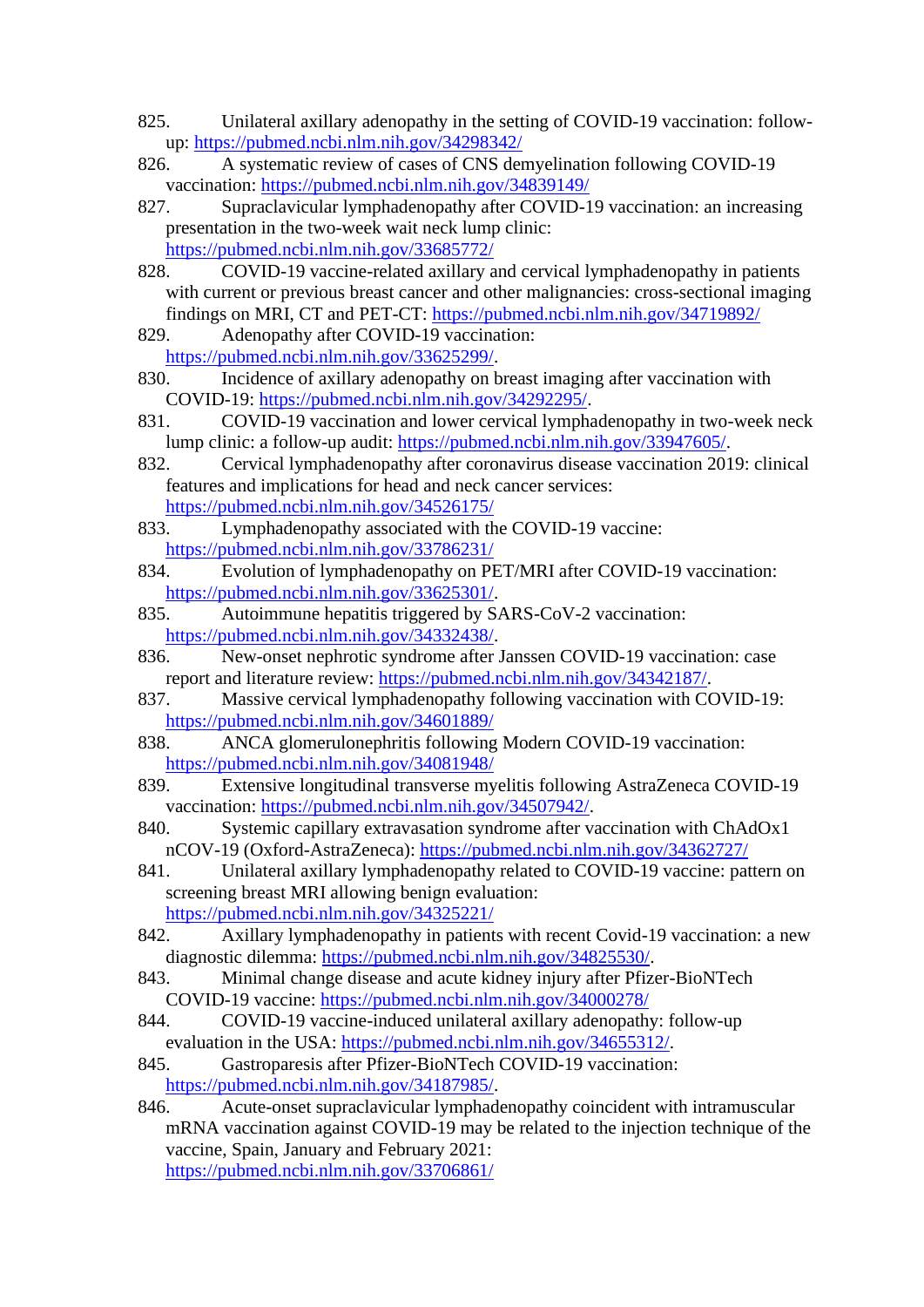825. Unilateral axillary adenopathy in the setting of COVID-19 vaccination: follow-up: https://pubmed.ncbi.nlm.nih.gov/34298342/
826. A systematic review of cases of CNS demyelination following COVID-19 vaccination: https://pubmed.ncbi.nlm.nih.gov/34839149/
827. Supraclavicular lymphadenopathy after COVID-19 vaccination: an increasing presentation in the two-week wait neck lump clinic: https://pubmed.ncbi.nlm.nih.gov/33685772/
828. COVID-19 vaccine-related axillary and cervical lymphadenopathy in patients with current or previous breast cancer and other malignancies: cross-sectional imaging findings on MRI, CT and PET-CT: https://pubmed.ncbi.nlm.nih.gov/34719892/
829. Adenopathy after COVID-19 vaccination: https://pubmed.ncbi.nlm.nih.gov/33625299/.
830. Incidence of axillary adenopathy on breast imaging after vaccination with COVID-19: https://pubmed.ncbi.nlm.nih.gov/34292295/.
831. COVID-19 vaccination and lower cervical lymphadenopathy in two-week neck lump clinic: a follow-up audit: https://pubmed.ncbi.nlm.nih.gov/33947605/.
832. Cervical lymphadenopathy after coronavirus disease vaccination 2019: clinical features and implications for head and neck cancer services: https://pubmed.ncbi.nlm.nih.gov/34526175/
833. Lymphadenopathy associated with the COVID-19 vaccine: https://pubmed.ncbi.nlm.nih.gov/33786231/
834. Evolution of lymphadenopathy on PET/MRI after COVID-19 vaccination: https://pubmed.ncbi.nlm.nih.gov/33625301/.
835. Autoimmune hepatitis triggered by SARS-CoV-2 vaccination: https://pubmed.ncbi.nlm.nih.gov/34332438/.
836. New-onset nephrotic syndrome after Janssen COVID-19 vaccination: case report and literature review: https://pubmed.ncbi.nlm.nih.gov/34342187/.
837. Massive cervical lymphadenopathy following vaccination with COVID-19: https://pubmed.ncbi.nlm.nih.gov/34601889/
838. ANCA glomerulonephritis following Modern COVID-19 vaccination: https://pubmed.ncbi.nlm.nih.gov/34081948/
839. Extensive longitudinal transverse myelitis following AstraZeneca COVID-19 vaccination: https://pubmed.ncbi.nlm.nih.gov/34507942/.
840. Systemic capillary extravasation syndrome after vaccination with ChAdOx1 nCOV-19 (Oxford-AstraZeneca): https://pubmed.ncbi.nlm.nih.gov/34362727/
841. Unilateral axillary lymphadenopathy related to COVID-19 vaccine: pattern on screening breast MRI allowing benign evaluation: https://pubmed.ncbi.nlm.nih.gov/34325221/
842. Axillary lymphadenopathy in patients with recent Covid-19 vaccination: a new diagnostic dilemma: https://pubmed.ncbi.nlm.nih.gov/34825530/.
843. Minimal change disease and acute kidney injury after Pfizer-BioNTech COVID-19 vaccine: https://pubmed.ncbi.nlm.nih.gov/34000278/
844. COVID-19 vaccine-induced unilateral axillary adenopathy: follow-up evaluation in the USA: https://pubmed.ncbi.nlm.nih.gov/34655312/.
845. Gastroparesis after Pfizer-BioNTech COVID-19 vaccination: https://pubmed.ncbi.nlm.nih.gov/34187985/.
846. Acute-onset supraclavicular lymphadenopathy coincident with intramuscular mRNA vaccination against COVID-19 may be related to the injection technique of the vaccine, Spain, January and February 2021: https://pubmed.ncbi.nlm.nih.gov/33706861/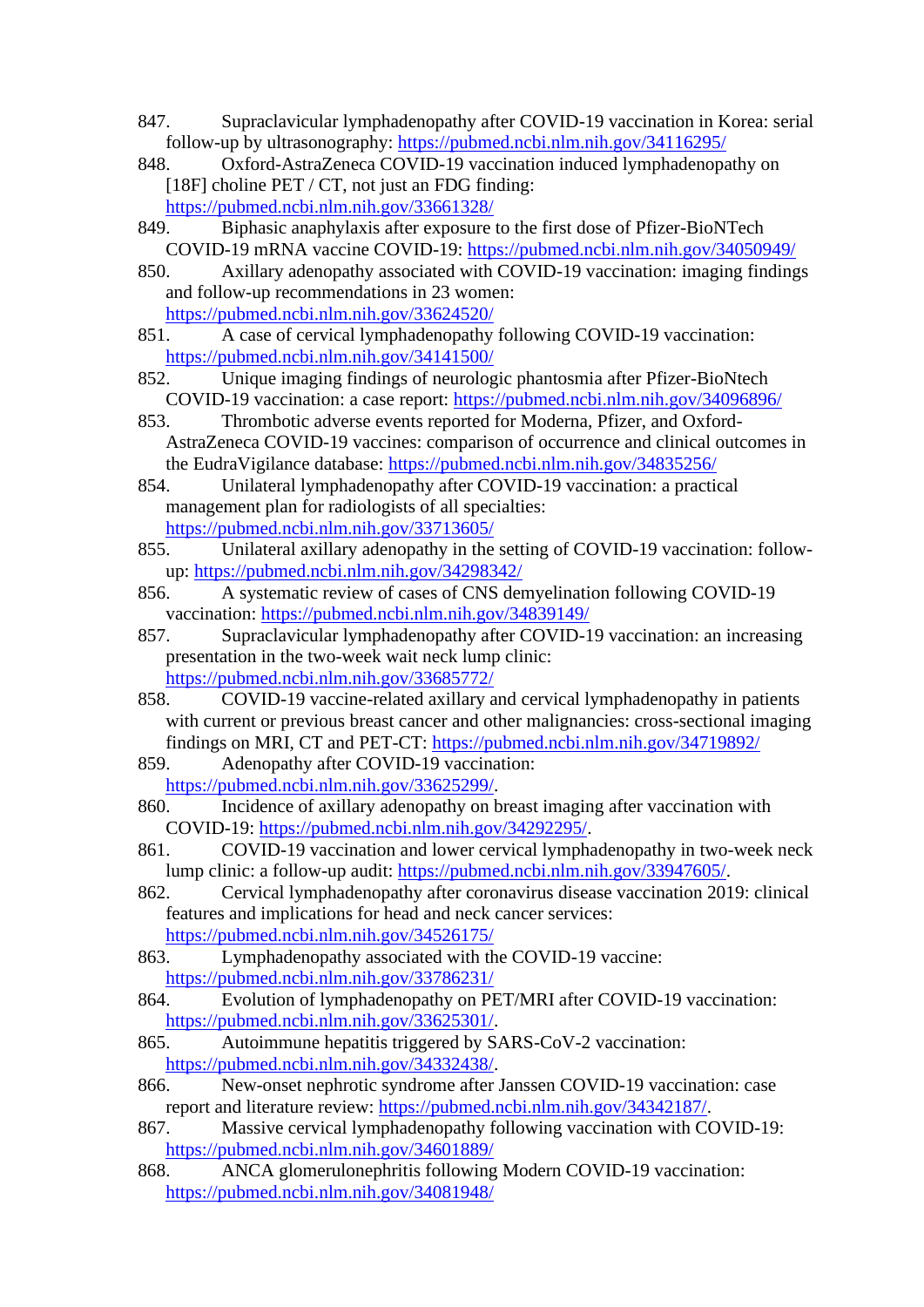847. Supraclavicular lymphadenopathy after COVID-19 vaccination in Korea: serial follow-up by ultrasonography: https://pubmed.ncbi.nlm.nih.gov/34116295/
848. Oxford-AstraZeneca COVID-19 vaccination induced lymphadenopathy on [18F] choline PET / CT, not just an FDG finding: https://pubmed.ncbi.nlm.nih.gov/33661328/
849. Biphasic anaphylaxis after exposure to the first dose of Pfizer-BioNTech COVID-19 mRNA vaccine COVID-19: https://pubmed.ncbi.nlm.nih.gov/34050949/
850. Axillary adenopathy associated with COVID-19 vaccination: imaging findings and follow-up recommendations in 23 women: https://pubmed.ncbi.nlm.nih.gov/33624520/
851. A case of cervical lymphadenopathy following COVID-19 vaccination: https://pubmed.ncbi.nlm.nih.gov/34141500/
852. Unique imaging findings of neurologic phantosmia after Pfizer-BioNtech COVID-19 vaccination: a case report: https://pubmed.ncbi.nlm.nih.gov/34096896/
853. Thrombotic adverse events reported for Moderna, Pfizer, and Oxford-AstraZeneca COVID-19 vaccines: comparison of occurrence and clinical outcomes in the EudraVigilance database: https://pubmed.ncbi.nlm.nih.gov/34835256/
854. Unilateral lymphadenopathy after COVID-19 vaccination: a practical management plan for radiologists of all specialties: https://pubmed.ncbi.nlm.nih.gov/33713605/
855. Unilateral axillary adenopathy in the setting of COVID-19 vaccination: follow-up: https://pubmed.ncbi.nlm.nih.gov/34298342/
856. A systematic review of cases of CNS demyelination following COVID-19 vaccination: https://pubmed.ncbi.nlm.nih.gov/34839149/
857. Supraclavicular lymphadenopathy after COVID-19 vaccination: an increasing presentation in the two-week wait neck lump clinic: https://pubmed.ncbi.nlm.nih.gov/33685772/
858. COVID-19 vaccine-related axillary and cervical lymphadenopathy in patients with current or previous breast cancer and other malignancies: cross-sectional imaging findings on MRI, CT and PET-CT: https://pubmed.ncbi.nlm.nih.gov/34719892/
859. Adenopathy after COVID-19 vaccination: https://pubmed.ncbi.nlm.nih.gov/33625299/.
860. Incidence of axillary adenopathy on breast imaging after vaccination with COVID-19: https://pubmed.ncbi.nlm.nih.gov/34292295/.
861. COVID-19 vaccination and lower cervical lymphadenopathy in two-week neck lump clinic: a follow-up audit: https://pubmed.ncbi.nlm.nih.gov/33947605/.
862. Cervical lymphadenopathy after coronavirus disease vaccination 2019: clinical features and implications for head and neck cancer services: https://pubmed.ncbi.nlm.nih.gov/34526175/
863. Lymphadenopathy associated with the COVID-19 vaccine: https://pubmed.ncbi.nlm.nih.gov/33786231/
864. Evolution of lymphadenopathy on PET/MRI after COVID-19 vaccination: https://pubmed.ncbi.nlm.nih.gov/33625301/.
865. Autoimmune hepatitis triggered by SARS-CoV-2 vaccination: https://pubmed.ncbi.nlm.nih.gov/34332438/.
866. New-onset nephrotic syndrome after Janssen COVID-19 vaccination: case report and literature review: https://pubmed.ncbi.nlm.nih.gov/34342187/.
867. Massive cervical lymphadenopathy following vaccination with COVID-19: https://pubmed.ncbi.nlm.nih.gov/34601889/
868. ANCA glomerulonephritis following Modern COVID-19 vaccination: https://pubmed.ncbi.nlm.nih.gov/34081948/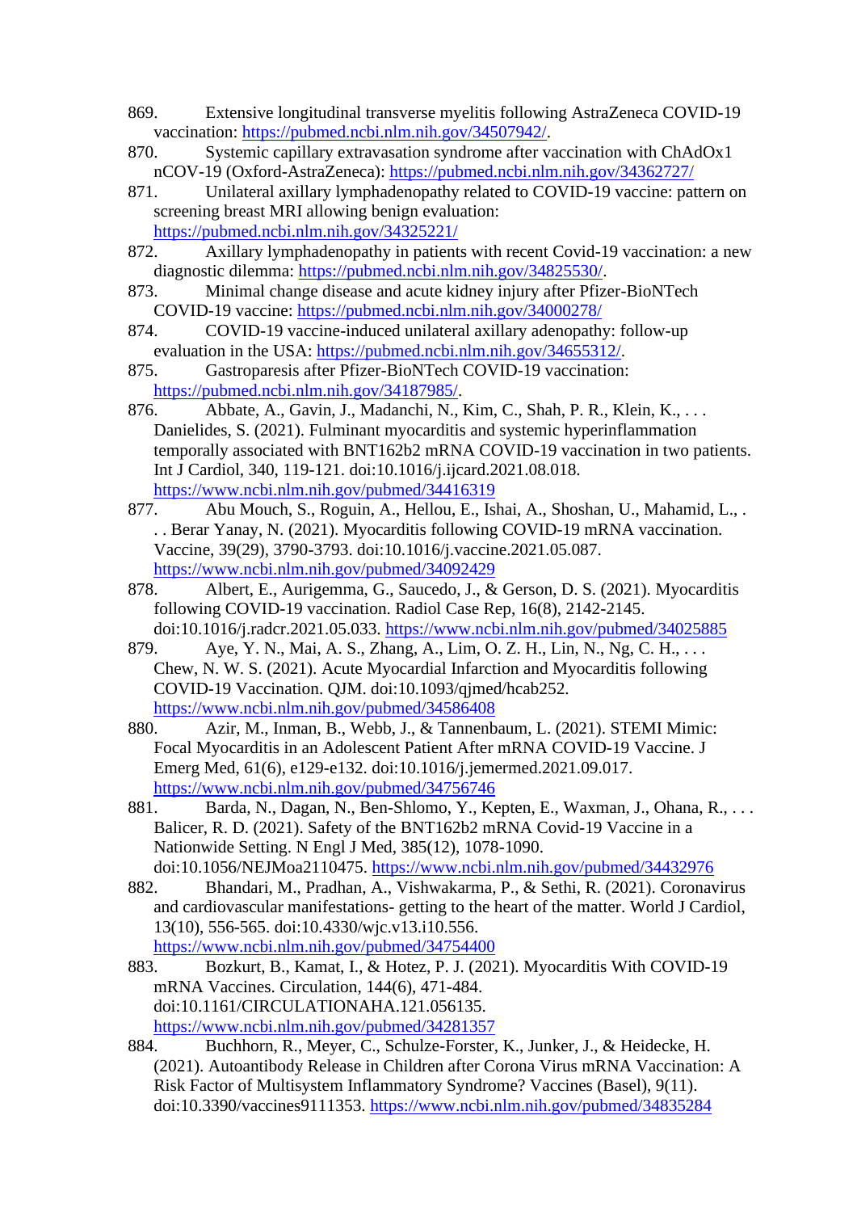869. Extensive longitudinal transverse myelitis following AstraZeneca COVID-19 vaccination: https://pubmed.ncbi.nlm.nih.gov/34507942/.
870. Systemic capillary extravasation syndrome after vaccination with ChAdOx1 nCOV-19 (Oxford-AstraZeneca): https://pubmed.ncbi.nlm.nih.gov/34362727/
871. Unilateral axillary lymphadenopathy related to COVID-19 vaccine: pattern on screening breast MRI allowing benign evaluation: https://pubmed.ncbi.nlm.nih.gov/34325221/
872. Axillary lymphadenopathy in patients with recent Covid-19 vaccination: a new diagnostic dilemma: https://pubmed.ncbi.nlm.nih.gov/34825530/.
873. Minimal change disease and acute kidney injury after Pfizer-BioNTech COVID-19 vaccine: https://pubmed.ncbi.nlm.nih.gov/34000278/
874. COVID-19 vaccine-induced unilateral axillary adenopathy: follow-up evaluation in the USA: https://pubmed.ncbi.nlm.nih.gov/34655312/.
875. Gastroparesis after Pfizer-BioNTech COVID-19 vaccination: https://pubmed.ncbi.nlm.nih.gov/34187985/.
876. Abbate, A., Gavin, J., Madanchi, N., Kim, C., Shah, P. R., Klein, K., . . . Danielides, S. (2021). Fulminant myocarditis and systemic hyperinflammation temporally associated with BNT162b2 mRNA COVID-19 vaccination in two patients. Int J Cardiol, 340, 119-121. doi:10.1016/j.ijcard.2021.08.018. https://www.ncbi.nlm.nih.gov/pubmed/34416319
877. Abu Mouch, S., Roguin, A., Hellou, E., Ishai, A., Shoshan, U., Mahamid, L., . . . Berar Yanay, N. (2021). Myocarditis following COVID-19 mRNA vaccination. Vaccine, 39(29), 3790-3793. doi:10.1016/j.vaccine.2021.05.087. https://www.ncbi.nlm.nih.gov/pubmed/34092429
878. Albert, E., Aurigemma, G., Saucedo, J., & Gerson, D. S. (2021). Myocarditis following COVID-19 vaccination. Radiol Case Rep, 16(8), 2142-2145. doi:10.1016/j.radcr.2021.05.033. https://www.ncbi.nlm.nih.gov/pubmed/34025885
879. Aye, Y. N., Mai, A. S., Zhang, A., Lim, O. Z. H., Lin, N., Ng, C. H., . . . Chew, N. W. S. (2021). Acute Myocardial Infarction and Myocarditis following COVID-19 Vaccination. QJM. doi:10.1093/qjmed/hcab252. https://www.ncbi.nlm.nih.gov/pubmed/34586408
880. Azir, M., Inman, B., Webb, J., & Tannenbaum, L. (2021). STEMI Mimic: Focal Myocarditis in an Adolescent Patient After mRNA COVID-19 Vaccine. J Emerg Med, 61(6), e129-e132. doi:10.1016/j.jemermed.2021.09.017. https://www.ncbi.nlm.nih.gov/pubmed/34756746
881. Barda, N., Dagan, N., Ben-Shlomo, Y., Kepten, E., Waxman, J., Ohana, R., . . . Balicer, R. D. (2021). Safety of the BNT162b2 mRNA Covid-19 Vaccine in a Nationwide Setting. N Engl J Med, 385(12), 1078-1090. doi:10.1056/NEJMoa2110475. https://www.ncbi.nlm.nih.gov/pubmed/34432976
882. Bhandari, M., Pradhan, A., Vishwakarma, P., & Sethi, R. (2021). Coronavirus and cardiovascular manifestations- getting to the heart of the matter. World J Cardiol, 13(10), 556-565. doi:10.4330/wjc.v13.i10.556. https://www.ncbi.nlm.nih.gov/pubmed/34754400
883. Bozkurt, B., Kamat, I., & Hotez, P. J. (2021). Myocarditis With COVID-19 mRNA Vaccines. Circulation, 144(6), 471-484. doi:10.1161/CIRCULATIONAHA.121.056135. https://www.ncbi.nlm.nih.gov/pubmed/34281357
884. Buchhorn, R., Meyer, C., Schulze-Forster, K., Junker, J., & Heidecke, H. (2021). Autoantibody Release in Children after Corona Virus mRNA Vaccination: A Risk Factor of Multisystem Inflammatory Syndrome? Vaccines (Basel), 9(11). doi:10.3390/vaccines9111353. https://www.ncbi.nlm.nih.gov/pubmed/34835284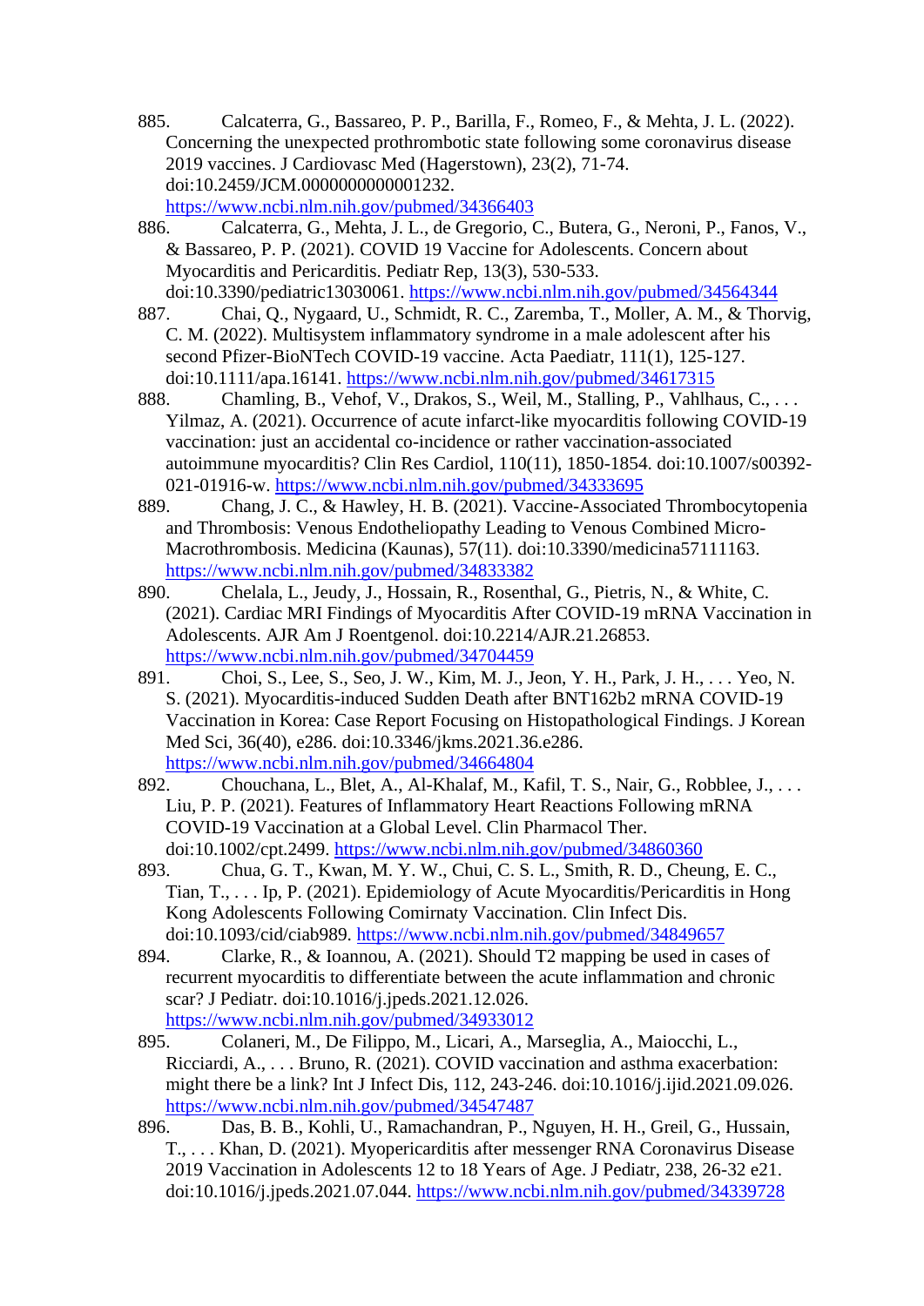885. Calcaterra, G., Bassareo, P. P., Barilla, F., Romeo, F., & Mehta, J. L. (2022). Concerning the unexpected prothrombotic state following some coronavirus disease 2019 vaccines. J Cardiovasc Med (Hagerstown), 23(2), 71-74. doi:10.2459/JCM.0000000000001232. https://www.ncbi.nlm.nih.gov/pubmed/34366403

886. Calcaterra, G., Mehta, J. L., de Gregorio, C., Butera, G., Neroni, P., Fanos, V., & Bassareo, P. P. (2021). COVID 19 Vaccine for Adolescents. Concern about Myocarditis and Pericarditis. Pediatr Rep, 13(3), 530-533. doi:10.3390/pediatric13030061. https://www.ncbi.nlm.nih.gov/pubmed/34564344

887. Chai, Q., Nygaard, U., Schmidt, R. C., Zaremba, T., Moller, A. M., & Thorvig, C. M. (2022). Multisystem inflammatory syndrome in a male adolescent after his second Pfizer-BioNTech COVID-19 vaccine. Acta Paediatr, 111(1), 125-127. doi:10.1111/apa.16141. https://www.ncbi.nlm.nih.gov/pubmed/34617315

888. Chamling, B., Vehof, V., Drakos, S., Weil, M., Stalling, P., Vahlhaus, C., . . . Yilmaz, A. (2021). Occurrence of acute infarct-like myocarditis following COVID-19 vaccination: just an accidental co-incidence or rather vaccination-associated autoimmune myocarditis? Clin Res Cardiol, 110(11), 1850-1854. doi:10.1007/s00392-021-01916-w. https://www.ncbi.nlm.nih.gov/pubmed/34333695

889. Chang, J. C., & Hawley, H. B. (2021). Vaccine-Associated Thrombocytopenia and Thrombosis: Venous Endotheliopathy Leading to Venous Combined Micro-Macrothrombosis. Medicina (Kaunas), 57(11). doi:10.3390/medicina57111163. https://www.ncbi.nlm.nih.gov/pubmed/34833382

890. Chelala, L., Jeudy, J., Hossain, R., Rosenthal, G., Pietris, N., & White, C. (2021). Cardiac MRI Findings of Myocarditis After COVID-19 mRNA Vaccination in Adolescents. AJR Am J Roentgenol. doi:10.2214/AJR.21.26853. https://www.ncbi.nlm.nih.gov/pubmed/34704459

891. Choi, S., Lee, S., Seo, J. W., Kim, M. J., Jeon, Y. H., Park, J. H., . . . Yeo, N. S. (2021). Myocarditis-induced Sudden Death after BNT162b2 mRNA COVID-19 Vaccination in Korea: Case Report Focusing on Histopathological Findings. J Korean Med Sci, 36(40), e286. doi:10.3346/jkms.2021.36.e286. https://www.ncbi.nlm.nih.gov/pubmed/34664804

892. Chouchana, L., Blet, A., Al-Khalaf, M., Kafil, T. S., Nair, G., Robblee, J., . . . Liu, P. P. (2021). Features of Inflammatory Heart Reactions Following mRNA COVID-19 Vaccination at a Global Level. Clin Pharmacol Ther. doi:10.1002/cpt.2499. https://www.ncbi.nlm.nih.gov/pubmed/34860360

893. Chua, G. T., Kwan, M. Y. W., Chui, C. S. L., Smith, R. D., Cheung, E. C., Tian, T., . . . Ip, P. (2021). Epidemiology of Acute Myocarditis/Pericarditis in Hong Kong Adolescents Following Comirnaty Vaccination. Clin Infect Dis. doi:10.1093/cid/ciab989. https://www.ncbi.nlm.nih.gov/pubmed/34849657

894. Clarke, R., & Ioannou, A. (2021). Should T2 mapping be used in cases of recurrent myocarditis to differentiate between the acute inflammation and chronic scar? J Pediatr. doi:10.1016/j.jpeds.2021.12.026. https://www.ncbi.nlm.nih.gov/pubmed/34933012

895. Colaneri, M., De Filippo, M., Licari, A., Marseglia, A., Maiocchi, L., Ricciardi, A., . . . Bruno, R. (2021). COVID vaccination and asthma exacerbation: might there be a link? Int J Infect Dis, 112, 243-246. doi:10.1016/j.ijid.2021.09.026. https://www.ncbi.nlm.nih.gov/pubmed/34547487

896. Das, B. B., Kohli, U., Ramachandran, P., Nguyen, H. H., Greil, G., Hussain, T., . . . Khan, D. (2021). Myopericarditis after messenger RNA Coronavirus Disease 2019 Vaccination in Adolescents 12 to 18 Years of Age. J Pediatr, 238, 26-32 e21. doi:10.1016/j.jpeds.2021.07.044. https://www.ncbi.nlm.nih.gov/pubmed/34339728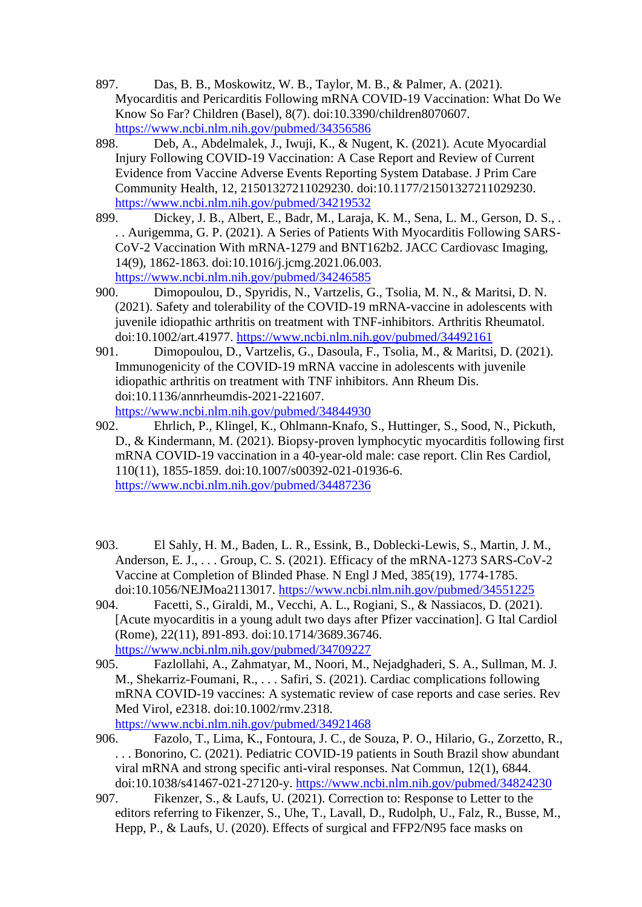897. Das, B. B., Moskowitz, W. B., Taylor, M. B., & Palmer, A. (2021). Myocarditis and Pericarditis Following mRNA COVID-19 Vaccination: What Do We Know So Far? Children (Basel), 8(7). doi:10.3390/children8070607. https://www.ncbi.nlm.nih.gov/pubmed/34356586

898. Deb, A., Abdelmalek, J., Iwuji, K., & Nugent, K. (2021). Acute Myocardial Injury Following COVID-19 Vaccination: A Case Report and Review of Current Evidence from Vaccine Adverse Events Reporting System Database. J Prim Care Community Health, 12, 21501327211029230. doi:10.1177/21501327211029230. https://www.ncbi.nlm.nih.gov/pubmed/34219532

899. Dickey, J. B., Albert, E., Badr, M., Laraja, K. M., Sena, L. M., Gerson, D. S., . . . Aurigemma, G. P. (2021). A Series of Patients With Myocarditis Following SARS-CoV-2 Vaccination With mRNA-1279 and BNT162b2. JACC Cardiovasc Imaging, 14(9), 1862-1863. doi:10.1016/j.jcmg.2021.06.003. https://www.ncbi.nlm.nih.gov/pubmed/34246585

900. Dimopoulou, D., Spyridis, N., Vartzelis, G., Tsolia, M. N., & Maritsi, D. N. (2021). Safety and tolerability of the COVID-19 mRNA-vaccine in adolescents with juvenile idiopathic arthritis on treatment with TNF-inhibitors. Arthritis Rheumatol. doi:10.1002/art.41977. https://www.ncbi.nlm.nih.gov/pubmed/34492161

901. Dimopoulou, D., Vartzelis, G., Dasoula, F., Tsolia, M., & Maritsi, D. (2021). Immunogenicity of the COVID-19 mRNA vaccine in adolescents with juvenile idiopathic arthritis on treatment with TNF inhibitors. Ann Rheum Dis. doi:10.1136/annrheumdis-2021-221607. https://www.ncbi.nlm.nih.gov/pubmed/34844930

902. Ehrlich, P., Klingel, K., Ohlmann-Knafo, S., Huttinger, S., Sood, N., Pickuth, D., & Kindermann, M. (2021). Biopsy-proven lymphocytic myocarditis following first mRNA COVID-19 vaccination in a 40-year-old male: case report. Clin Res Cardiol, 110(11), 1855-1859. doi:10.1007/s00392-021-01936-6. https://www.ncbi.nlm.nih.gov/pubmed/34487236

903. El Sahly, H. M., Baden, L. R., Essink, B., Doblecki-Lewis, S., Martin, J. M., Anderson, E. J., . . . Group, C. S. (2021). Efficacy of the mRNA-1273 SARS-CoV-2 Vaccine at Completion of Blinded Phase. N Engl J Med, 385(19), 1774-1785. doi:10.1056/NEJMoa2113017. https://www.ncbi.nlm.nih.gov/pubmed/34551225

904. Facetti, S., Giraldi, M., Vecchi, A. L., Rogiani, S., & Nassiacos, D. (2021). [Acute myocarditis in a young adult two days after Pfizer vaccination]. G Ital Cardiol (Rome), 22(11), 891-893. doi:10.1714/3689.36746. https://www.ncbi.nlm.nih.gov/pubmed/34709227

905. Fazlollahi, A., Zahmatyar, M., Noori, M., Nejadghaderi, S. A., Sullman, M. J. M., Shekarriz-Foumani, R., . . . Safiri, S. (2021). Cardiac complications following mRNA COVID-19 vaccines: A systematic review of case reports and case series. Rev Med Virol, e2318. doi:10.1002/rmv.2318. https://www.ncbi.nlm.nih.gov/pubmed/34921468

906. Fazolo, T., Lima, K., Fontoura, J. C., de Souza, P. O., Hilario, G., Zorzetto, R., . . . Bonorino, C. (2021). Pediatric COVID-19 patients in South Brazil show abundant viral mRNA and strong specific anti-viral responses. Nat Commun, 12(1), 6844. doi:10.1038/s41467-021-27120-y. https://www.ncbi.nlm.nih.gov/pubmed/34824230

907. Fikenzer, S., & Laufs, U. (2021). Correction to: Response to Letter to the editors referring to Fikenzer, S., Uhe, T., Lavall, D., Rudolph, U., Falz, R., Busse, M., Hepp, P., & Laufs, U. (2020). Effects of surgical and FFP2/N95 face masks on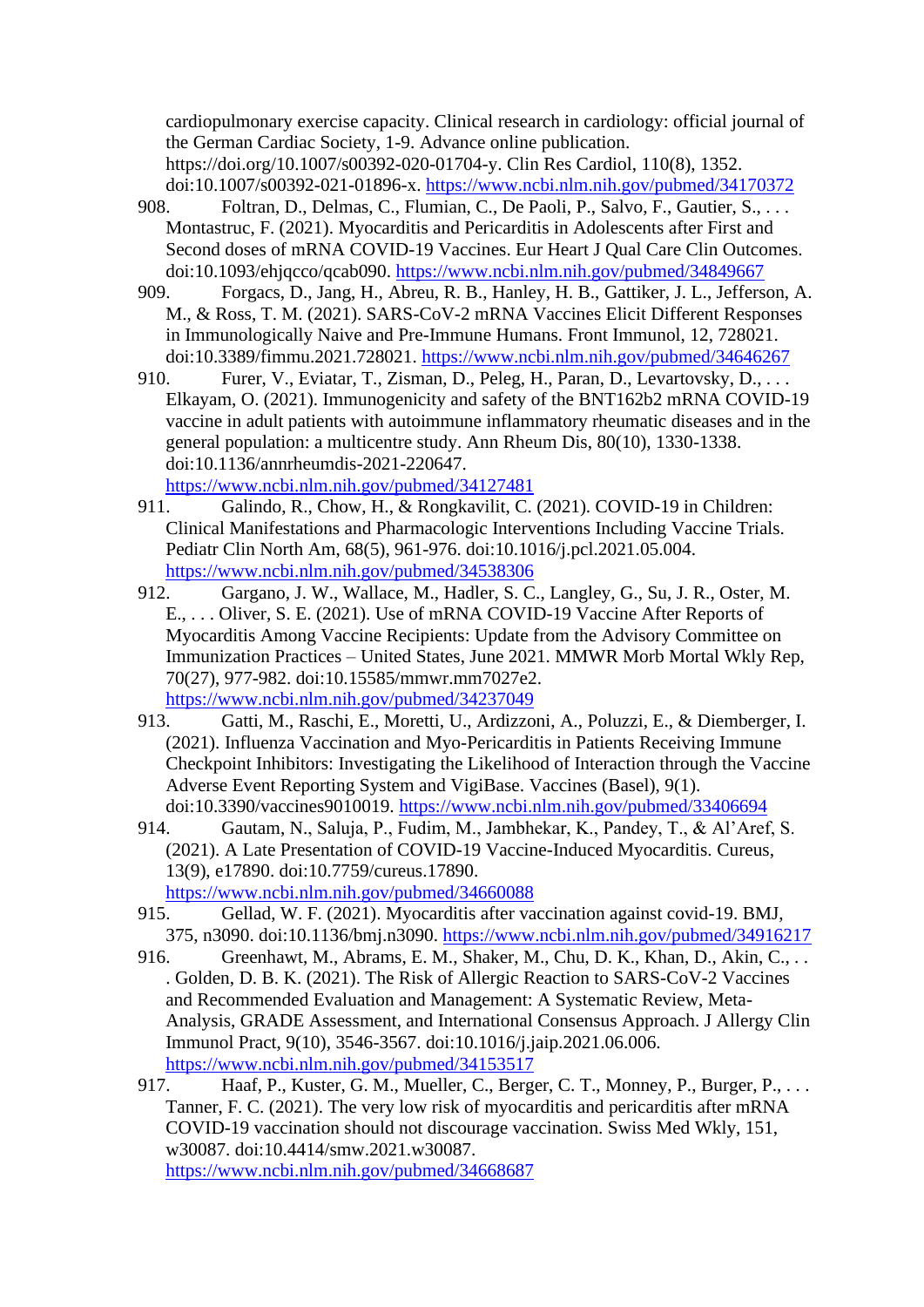cardiopulmonary exercise capacity. Clinical research in cardiology: official journal of the German Cardiac Society, 1-9. Advance online publication. https://doi.org/10.1007/s00392-020-01704-y. Clin Res Cardiol, 110(8), 1352. doi:10.1007/s00392-021-01896-x. https://www.ncbi.nlm.nih.gov/pubmed/34170372

908. Foltran, D., Delmas, C., Flumian, C., De Paoli, P., Salvo, F., Gautier, S., . . . Montastruc, F. (2021). Myocarditis and Pericarditis in Adolescents after First and Second doses of mRNA COVID-19 Vaccines. Eur Heart J Qual Care Clin Outcomes. doi:10.1093/ehjqcco/qcab090. https://www.ncbi.nlm.nih.gov/pubmed/34849667
909. Forgacs, D., Jang, H., Abreu, R. B., Hanley, H. B., Gattiker, J. L., Jefferson, A. M., & Ross, T. M. (2021). SARS-CoV-2 mRNA Vaccines Elicit Different Responses in Immunologically Naive and Pre-Immune Humans. Front Immunol, 12, 728021. doi:10.3389/fimmu.2021.728021. https://www.ncbi.nlm.nih.gov/pubmed/34646267
910. Furer, V., Eviatar, T., Zisman, D., Peleg, H., Paran, D., Levartovsky, D., . . . Elkayam, O. (2021). Immunogenicity and safety of the BNT162b2 mRNA COVID-19 vaccine in adult patients with autoimmune inflammatory rheumatic diseases and in the general population: a multicentre study. Ann Rheum Dis, 80(10), 1330-1338. doi:10.1136/annrheumdis-2021-220647. https://www.ncbi.nlm.nih.gov/pubmed/34127481
911. Galindo, R., Chow, H., & Rongkavilit, C. (2021). COVID-19 in Children: Clinical Manifestations and Pharmacologic Interventions Including Vaccine Trials. Pediatr Clin North Am, 68(5), 961-976. doi:10.1016/j.pcl.2021.05.004. https://www.ncbi.nlm.nih.gov/pubmed/34538306
912. Gargano, J. W., Wallace, M., Hadler, S. C., Langley, G., Su, J. R., Oster, M. E., . . . Oliver, S. E. (2021). Use of mRNA COVID-19 Vaccine After Reports of Myocarditis Among Vaccine Recipients: Update from the Advisory Committee on Immunization Practices – United States, June 2021. MMWR Morb Mortal Wkly Rep, 70(27), 977-982. doi:10.15585/mmwr.mm7027e2. https://www.ncbi.nlm.nih.gov/pubmed/34237049
913. Gatti, M., Raschi, E., Moretti, U., Ardizzoni, A., Poluzzi, E., & Diemberger, I. (2021). Influenza Vaccination and Myo-Pericarditis in Patients Receiving Immune Checkpoint Inhibitors: Investigating the Likelihood of Interaction through the Vaccine Adverse Event Reporting System and VigiBase. Vaccines (Basel), 9(1). doi:10.3390/vaccines9010019. https://www.ncbi.nlm.nih.gov/pubmed/33406694
914. Gautam, N., Saluja, P., Fudim, M., Jambhekar, K., Pandey, T., & Al'Aref, S. (2021). A Late Presentation of COVID-19 Vaccine-Induced Myocarditis. Cureus, 13(9), e17890. doi:10.7759/cureus.17890. https://www.ncbi.nlm.nih.gov/pubmed/34660088
915. Gellad, W. F. (2021). Myocarditis after vaccination against covid-19. BMJ, 375, n3090. doi:10.1136/bmj.n3090. https://www.ncbi.nlm.nih.gov/pubmed/34916217
916. Greenhawt, M., Abrams, E. M., Shaker, M., Chu, D. K., Khan, D., Akin, C., . . . Golden, D. B. K. (2021). The Risk of Allergic Reaction to SARS-CoV-2 Vaccines and Recommended Evaluation and Management: A Systematic Review, Meta-Analysis, GRADE Assessment, and International Consensus Approach. J Allergy Clin Immunol Pract, 9(10), 3546-3567. doi:10.1016/j.jaip.2021.06.006. https://www.ncbi.nlm.nih.gov/pubmed/34153517
917. Haaf, P., Kuster, G. M., Mueller, C., Berger, C. T., Monney, P., Burger, P., . . . Tanner, F. C. (2021). The very low risk of myocarditis and pericarditis after mRNA COVID-19 vaccination should not discourage vaccination. Swiss Med Wkly, 151, w30087. doi:10.4414/smw.2021.w30087. https://www.ncbi.nlm.nih.gov/pubmed/34668687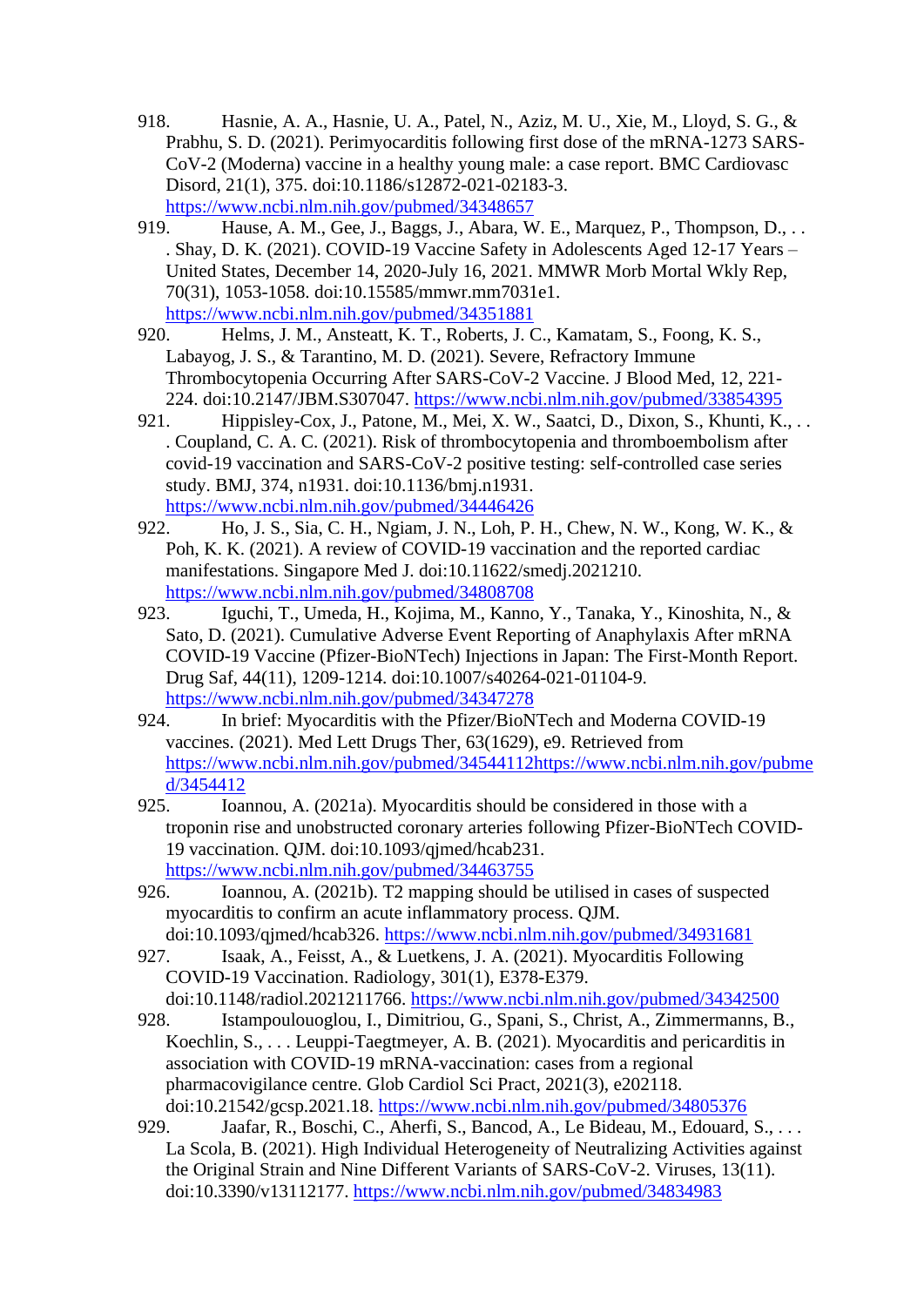918. Hasnie, A. A., Hasnie, U. A., Patel, N., Aziz, M. U., Xie, M., Lloyd, S. G., & Prabhu, S. D. (2021). Perimyocarditis following first dose of the mRNA-1273 SARS-CoV-2 (Moderna) vaccine in a healthy young male: a case report. BMC Cardiovasc Disord, 21(1), 375. doi:10.1186/s12872-021-02183-3. https://www.ncbi.nlm.nih.gov/pubmed/34348657
919. Hause, A. M., Gee, J., Baggs, J., Abara, W. E., Marquez, P., Thompson, D., . . . Shay, D. K. (2021). COVID-19 Vaccine Safety in Adolescents Aged 12-17 Years – United States, December 14, 2020-July 16, 2021. MMWR Morb Mortal Wkly Rep, 70(31), 1053-1058. doi:10.15585/mmwr.mm7031e1. https://www.ncbi.nlm.nih.gov/pubmed/34351881
920. Helms, J. M., Ansteatt, K. T., Roberts, J. C., Kamatam, S., Foong, K. S., Labayog, J. S., & Tarantino, M. D. (2021). Severe, Refractory Immune Thrombocytopenia Occurring After SARS-CoV-2 Vaccine. J Blood Med, 12, 221-224. doi:10.2147/JBM.S307047. https://www.ncbi.nlm.nih.gov/pubmed/33854395
921. Hippisley-Cox, J., Patone, M., Mei, X. W., Saatci, D., Dixon, S., Khunti, K., . . . Coupland, C. A. C. (2021). Risk of thrombocytopenia and thromboembolism after covid-19 vaccination and SARS-CoV-2 positive testing: self-controlled case series study. BMJ, 374, n1931. doi:10.1136/bmj.n1931. https://www.ncbi.nlm.nih.gov/pubmed/34446426
922. Ho, J. S., Sia, C. H., Ngiam, J. N., Loh, P. H., Chew, N. W., Kong, W. K., & Poh, K. K. (2021). A review of COVID-19 vaccination and the reported cardiac manifestations. Singapore Med J. doi:10.11622/smedj.2021210. https://www.ncbi.nlm.nih.gov/pubmed/34808708
923. Iguchi, T., Umeda, H., Kojima, M., Kanno, Y., Tanaka, Y., Kinoshita, N., & Sato, D. (2021). Cumulative Adverse Event Reporting of Anaphylaxis After mRNA COVID-19 Vaccine (Pfizer-BioNTech) Injections in Japan: The First-Month Report. Drug Saf, 44(11), 1209-1214. doi:10.1007/s40264-021-01104-9. https://www.ncbi.nlm.nih.gov/pubmed/34347278
924. In brief: Myocarditis with the Pfizer/BioNTech and Moderna COVID-19 vaccines. (2021). Med Lett Drugs Ther, 63(1629), e9. Retrieved from https://www.ncbi.nlm.nih.gov/pubmed/34544112https://www.ncbi.nlm.nih.gov/pubmed/3454412
925. Ioannou, A. (2021a). Myocarditis should be considered in those with a troponin rise and unobstructed coronary arteries following Pfizer-BioNTech COVID-19 vaccination. QJM. doi:10.1093/qjmed/hcab231. https://www.ncbi.nlm.nih.gov/pubmed/34463755
926. Ioannou, A. (2021b). T2 mapping should be utilised in cases of suspected myocarditis to confirm an acute inflammatory process. QJM. doi:10.1093/qjmed/hcab326. https://www.ncbi.nlm.nih.gov/pubmed/34931681
927. Isaak, A., Feisst, A., & Luetkens, J. A. (2021). Myocarditis Following COVID-19 Vaccination. Radiology, 301(1), E378-E379. doi:10.1148/radiol.2021211766. https://www.ncbi.nlm.nih.gov/pubmed/34342500
928. Istampoulouoglou, I., Dimitriou, G., Spani, S., Christ, A., Zimmermanns, B., Koechlin, S., . . . Leuppi-Taegtmeyer, A. B. (2021). Myocarditis and pericarditis in association with COVID-19 mRNA-vaccination: cases from a regional pharmacovigilance centre. Glob Cardiol Sci Pract, 2021(3), e202118. doi:10.21542/gcsp.2021.18. https://www.ncbi.nlm.nih.gov/pubmed/34805376
929. Jaafar, R., Boschi, C., Aherfi, S., Bancod, A., Le Bideau, M., Edouard, S., . . . La Scola, B. (2021). High Individual Heterogeneity of Neutralizing Activities against the Original Strain and Nine Different Variants of SARS-CoV-2. Viruses, 13(11). doi:10.3390/v13112177. https://www.ncbi.nlm.nih.gov/pubmed/34834983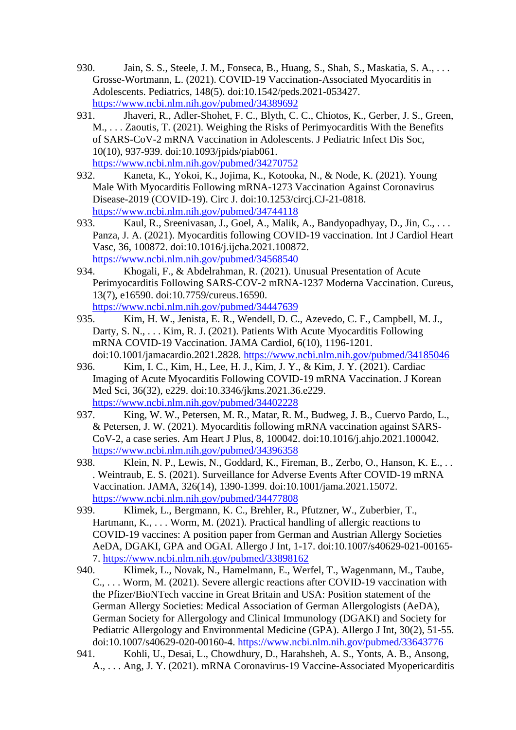930. Jain, S. S., Steele, J. M., Fonseca, B., Huang, S., Shah, S., Maskatia, S. A., . . . Grosse-Wortmann, L. (2021). COVID-19 Vaccination-Associated Myocarditis in Adolescents. Pediatrics, 148(5). doi:10.1542/peds.2021-053427. https://www.ncbi.nlm.nih.gov/pubmed/34389692

931. Jhaveri, R., Adler-Shohet, F. C., Blyth, C. C., Chiotos, K., Gerber, J. S., Green, M., . . . Zaoutis, T. (2021). Weighing the Risks of Perimyocarditis With the Benefits of SARS-CoV-2 mRNA Vaccination in Adolescents. J Pediatric Infect Dis Soc, 10(10), 937-939. doi:10.1093/jpids/piab061. https://www.ncbi.nlm.nih.gov/pubmed/34270752

932. Kaneta, K., Yokoi, K., Jojima, K., Kotooka, N., & Node, K. (2021). Young Male With Myocarditis Following mRNA-1273 Vaccination Against Coronavirus Disease-2019 (COVID-19). Circ J. doi:10.1253/circj.CJ-21-0818. https://www.ncbi.nlm.nih.gov/pubmed/34744118

933. Kaul, R., Sreenivasan, J., Goel, A., Malik, A., Bandyopadhyay, D., Jin, C., . . . Panza, J. A. (2021). Myocarditis following COVID-19 vaccination. Int J Cardiol Heart Vasc, 36, 100872. doi:10.1016/j.ijcha.2021.100872. https://www.ncbi.nlm.nih.gov/pubmed/34568540

934. Khogali, F., & Abdelrahman, R. (2021). Unusual Presentation of Acute Perimyocarditis Following SARS-COV-2 mRNA-1237 Moderna Vaccination. Cureus, 13(7), e16590. doi:10.7759/cureus.16590. https://www.ncbi.nlm.nih.gov/pubmed/34447639

935. Kim, H. W., Jenista, E. R., Wendell, D. C., Azevedo, C. F., Campbell, M. J., Darty, S. N., . . . Kim, R. J. (2021). Patients With Acute Myocarditis Following mRNA COVID-19 Vaccination. JAMA Cardiol, 6(10), 1196-1201. doi:10.1001/jamacardio.2021.2828. https://www.ncbi.nlm.nih.gov/pubmed/34185046

936. Kim, I. C., Kim, H., Lee, H. J., Kim, J. Y., & Kim, J. Y. (2021). Cardiac Imaging of Acute Myocarditis Following COVID-19 mRNA Vaccination. J Korean Med Sci, 36(32), e229. doi:10.3346/jkms.2021.36.e229. https://www.ncbi.nlm.nih.gov/pubmed/34402228

937. King, W. W., Petersen, M. R., Matar, R. M., Budweg, J. B., Cuervo Pardo, L., & Petersen, J. W. (2021). Myocarditis following mRNA vaccination against SARS-CoV-2, a case series. Am Heart J Plus, 8, 100042. doi:10.1016/j.ahjo.2021.100042. https://www.ncbi.nlm.nih.gov/pubmed/34396358

938. Klein, N. P., Lewis, N., Goddard, K., Fireman, B., Zerbo, O., Hanson, K. E., . . . Weintraub, E. S. (2021). Surveillance for Adverse Events After COVID-19 mRNA Vaccination. JAMA, 326(14), 1390-1399. doi:10.1001/jama.2021.15072. https://www.ncbi.nlm.nih.gov/pubmed/34477808

939. Klimek, L., Bergmann, K. C., Brehler, R., Pfutzner, W., Zuberbier, T., Hartmann, K., . . . Worm, M. (2021). Practical handling of allergic reactions to COVID-19 vaccines: A position paper from German and Austrian Allergy Societies AeDA, DGAKI, GPA and OGAI. Allergo J Int, 1-17. doi:10.1007/s40629-021-00165-7. https://www.ncbi.nlm.nih.gov/pubmed/33898162

940. Klimek, L., Novak, N., Hamelmann, E., Werfel, T., Wagenmann, M., Taube, C., . . . Worm, M. (2021). Severe allergic reactions after COVID-19 vaccination with the Pfizer/BioNTech vaccine in Great Britain and USA: Position statement of the German Allergy Societies: Medical Association of German Allergologists (AeDA), German Society for Allergology and Clinical Immunology (DGAKI) and Society for Pediatric Allergology and Environmental Medicine (GPA). Allergo J Int, 30(2), 51-55. doi:10.1007/s40629-020-00160-4. https://www.ncbi.nlm.nih.gov/pubmed/33643776

941. Kohli, U., Desai, L., Chowdhury, D., Harahsheh, A. S., Yonts, A. B., Ansong, A., . . . Ang, J. Y. (2021). mRNA Coronavirus-19 Vaccine-Associated Myopericarditis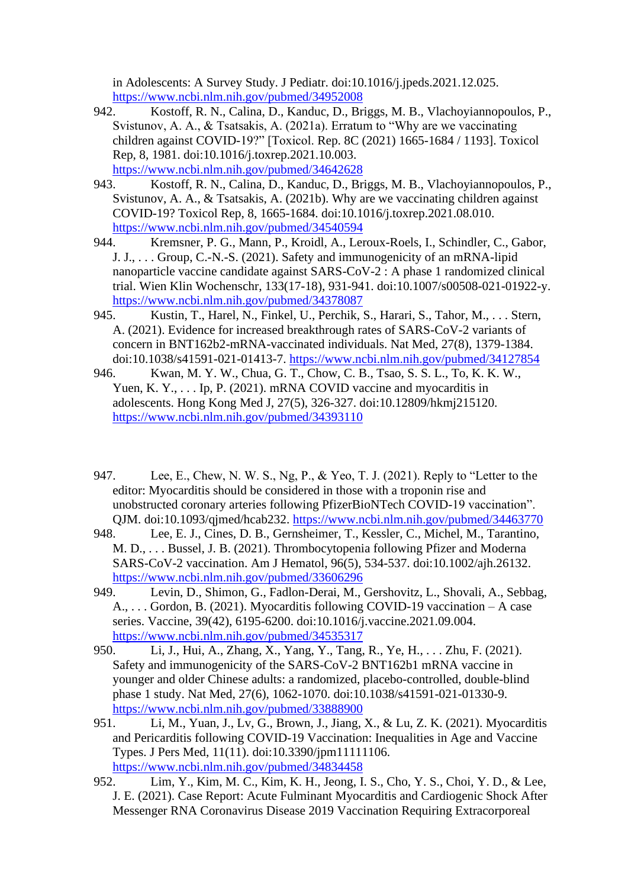in Adolescents: A Survey Study. J Pediatr. doi:10.1016/j.jpeds.2021.12.025. https://www.ncbi.nlm.nih.gov/pubmed/34952008

942. Kostoff, R. N., Calina, D., Kanduc, D., Briggs, M. B., Vlachoyiannopoulos, P., Svistunov, A. A., & Tsatsakis, A. (2021a). Erratum to "Why are we vaccinating children against COVID-19?" [Toxicol. Rep. 8C (2021) 1665-1684 / 1193]. Toxicol Rep, 8, 1981. doi:10.1016/j.toxrep.2021.10.003. https://www.ncbi.nlm.nih.gov/pubmed/34642628

943. Kostoff, R. N., Calina, D., Kanduc, D., Briggs, M. B., Vlachoyiannopoulos, P., Svistunov, A. A., & Tsatsakis, A. (2021b). Why are we vaccinating children against COVID-19? Toxicol Rep, 8, 1665-1684. doi:10.1016/j.toxrep.2021.08.010. https://www.ncbi.nlm.nih.gov/pubmed/34540594

944. Kremsner, P. G., Mann, P., Kroidl, A., Leroux-Roels, I., Schindler, C., Gabor, J. J., . . . Group, C.-N.-S. (2021). Safety and immunogenicity of an mRNA-lipid nanoparticle vaccine candidate against SARS-CoV-2 : A phase 1 randomized clinical trial. Wien Klin Wochenschr, 133(17-18), 931-941. doi:10.1007/s00508-021-01922-y. https://www.ncbi.nlm.nih.gov/pubmed/34378087

945. Kustin, T., Harel, N., Finkel, U., Perchik, S., Harari, S., Tahor, M., . . . Stern, A. (2021). Evidence for increased breakthrough rates of SARS-CoV-2 variants of concern in BNT162b2-mRNA-vaccinated individuals. Nat Med, 27(8), 1379-1384. doi:10.1038/s41591-021-01413-7. https://www.ncbi.nlm.nih.gov/pubmed/34127854

946. Kwan, M. Y. W., Chua, G. T., Chow, C. B., Tsao, S. S. L., To, K. K. W., Yuen, K. Y., . . . Ip, P. (2021). mRNA COVID vaccine and myocarditis in adolescents. Hong Kong Med J, 27(5), 326-327. doi:10.12809/hkmj215120. https://www.ncbi.nlm.nih.gov/pubmed/34393110

947. Lee, E., Chew, N. W. S., Ng, P., & Yeo, T. J. (2021). Reply to "Letter to the editor: Myocarditis should be considered in those with a troponin rise and unobstructed coronary arteries following PfizerBioNTech COVID-19 vaccination". QJM. doi:10.1093/qjmed/hcab232. https://www.ncbi.nlm.nih.gov/pubmed/34463770

948. Lee, E. J., Cines, D. B., Gernsheimer, T., Kessler, C., Michel, M., Tarantino, M. D., . . . Bussel, J. B. (2021). Thrombocytopenia following Pfizer and Moderna SARS-CoV-2 vaccination. Am J Hematol, 96(5), 534-537. doi:10.1002/ajh.26132. https://www.ncbi.nlm.nih.gov/pubmed/33606296

949. Levin, D., Shimon, G., Fadlon-Derai, M., Gershovitz, L., Shovali, A., Sebbag, A., . . . Gordon, B. (2021). Myocarditis following COVID-19 vaccination – A case series. Vaccine, 39(42), 6195-6200. doi:10.1016/j.vaccine.2021.09.004. https://www.ncbi.nlm.nih.gov/pubmed/34535317

950. Li, J., Hui, A., Zhang, X., Yang, Y., Tang, R., Ye, H., . . . Zhu, F. (2021). Safety and immunogenicity of the SARS-CoV-2 BNT162b1 mRNA vaccine in younger and older Chinese adults: a randomized, placebo-controlled, double-blind phase 1 study. Nat Med, 27(6), 1062-1070. doi:10.1038/s41591-021-01330-9. https://www.ncbi.nlm.nih.gov/pubmed/33888900

951. Li, M., Yuan, J., Lv, G., Brown, J., Jiang, X., & Lu, Z. K. (2021). Myocarditis and Pericarditis following COVID-19 Vaccination: Inequalities in Age and Vaccine Types. J Pers Med, 11(11). doi:10.3390/jpm11111106. https://www.ncbi.nlm.nih.gov/pubmed/34834458

952. Lim, Y., Kim, M. C., Kim, K. H., Jeong, I. S., Cho, Y. S., Choi, Y. D., & Lee, J. E. (2021). Case Report: Acute Fulminant Myocarditis and Cardiogenic Shock After Messenger RNA Coronavirus Disease 2019 Vaccination Requiring Extracorporeal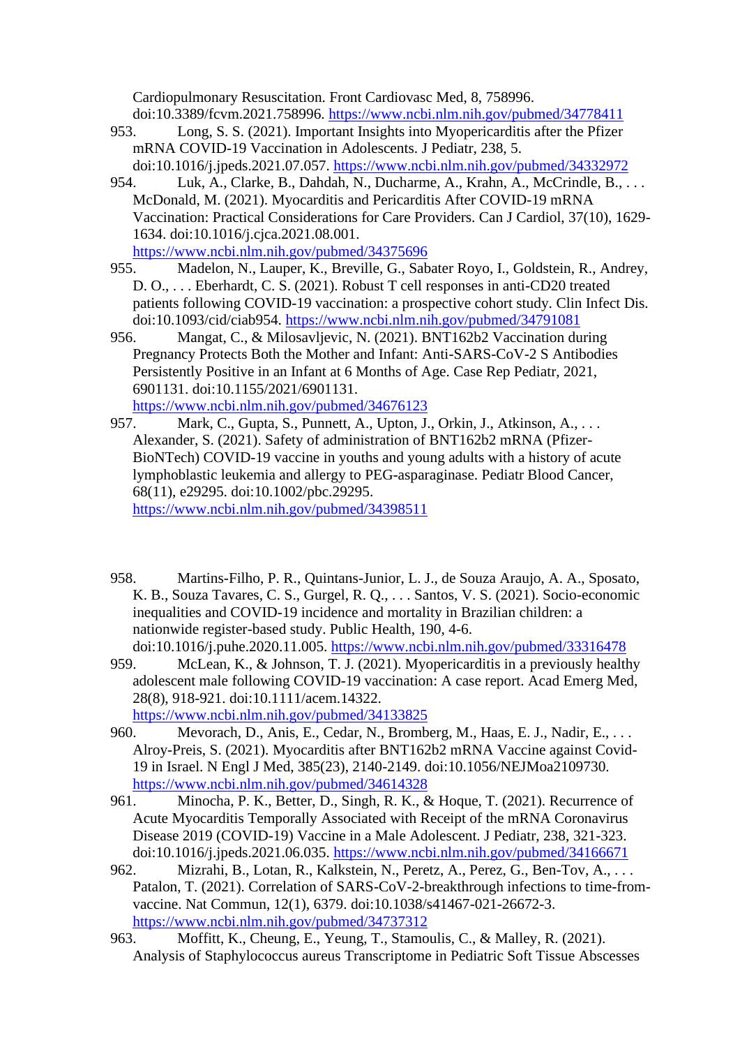Cardiopulmonary Resuscitation. Front Cardiovasc Med, 8, 758996. doi:10.3389/fcvm.2021.758996. https://www.ncbi.nlm.nih.gov/pubmed/34778411

953. Long, S. S. (2021). Important Insights into Myopericarditis after the Pfizer mRNA COVID-19 Vaccination in Adolescents. J Pediatr, 238, 5. doi:10.1016/j.jpeds.2021.07.057. https://www.ncbi.nlm.nih.gov/pubmed/34332972

954. Luk, A., Clarke, B., Dahdah, N., Ducharme, A., Krahn, A., McCrindle, B., . . . McDonald, M. (2021). Myocarditis and Pericarditis After COVID-19 mRNA Vaccination: Practical Considerations for Care Providers. Can J Cardiol, 37(10), 1629-1634. doi:10.1016/j.cjca.2021.08.001. https://www.ncbi.nlm.nih.gov/pubmed/34375696

955. Madelon, N., Lauper, K., Breville, G., Sabater Royo, I., Goldstein, R., Andrey, D. O., . . . Eberhardt, C. S. (2021). Robust T cell responses in anti-CD20 treated patients following COVID-19 vaccination: a prospective cohort study. Clin Infect Dis. doi:10.1093/cid/ciab954. https://www.ncbi.nlm.nih.gov/pubmed/34791081

956. Mangat, C., & Milosavljevic, N. (2021). BNT162b2 Vaccination during Pregnancy Protects Both the Mother and Infant: Anti-SARS-CoV-2 S Antibodies Persistently Positive in an Infant at 6 Months of Age. Case Rep Pediatr, 2021, 6901131. doi:10.1155/2021/6901131. https://www.ncbi.nlm.nih.gov/pubmed/34676123

957. Mark, C., Gupta, S., Punnett, A., Upton, J., Orkin, J., Atkinson, A., . . . Alexander, S. (2021). Safety of administration of BNT162b2 mRNA (Pfizer-BioNTech) COVID-19 vaccine in youths and young adults with a history of acute lymphoblastic leukemia and allergy to PEG-asparaginase. Pediatr Blood Cancer, 68(11), e29295. doi:10.1002/pbc.29295. https://www.ncbi.nlm.nih.gov/pubmed/34398511

958. Martins-Filho, P. R., Quintans-Junior, L. J., de Souza Araujo, A. A., Sposato, K. B., Souza Tavares, C. S., Gurgel, R. Q., . . . Santos, V. S. (2021). Socio-economic inequalities and COVID-19 incidence and mortality in Brazilian children: a nationwide register-based study. Public Health, 190, 4-6. doi:10.1016/j.puhe.2020.11.005. https://www.ncbi.nlm.nih.gov/pubmed/33316478

959. McLean, K., & Johnson, T. J. (2021). Myopericarditis in a previously healthy adolescent male following COVID-19 vaccination: A case report. Acad Emerg Med, 28(8), 918-921. doi:10.1111/acem.14322. https://www.ncbi.nlm.nih.gov/pubmed/34133825

960. Mevorach, D., Anis, E., Cedar, N., Bromberg, M., Haas, E. J., Nadir, E., . . . Alroy-Preis, S. (2021). Myocarditis after BNT162b2 mRNA Vaccine against Covid-19 in Israel. N Engl J Med, 385(23), 2140-2149. doi:10.1056/NEJMoa2109730. https://www.ncbi.nlm.nih.gov/pubmed/34614328

961. Minocha, P. K., Better, D., Singh, R. K., & Hoque, T. (2021). Recurrence of Acute Myocarditis Temporally Associated with Receipt of the mRNA Coronavirus Disease 2019 (COVID-19) Vaccine in a Male Adolescent. J Pediatr, 238, 321-323. doi:10.1016/j.jpeds.2021.06.035. https://www.ncbi.nlm.nih.gov/pubmed/34166671

962. Mizrahi, B., Lotan, R., Kalkstein, N., Peretz, A., Perez, G., Ben-Tov, A., . . . Patalon, T. (2021). Correlation of SARS-CoV-2-breakthrough infections to time-from-vaccine. Nat Commun, 12(1), 6379. doi:10.1038/s41467-021-26672-3. https://www.ncbi.nlm.nih.gov/pubmed/34737312

963. Moffitt, K., Cheung, E., Yeung, T., Stamoulis, C., & Malley, R. (2021). Analysis of Staphylococcus aureus Transcriptome in Pediatric Soft Tissue Abscesses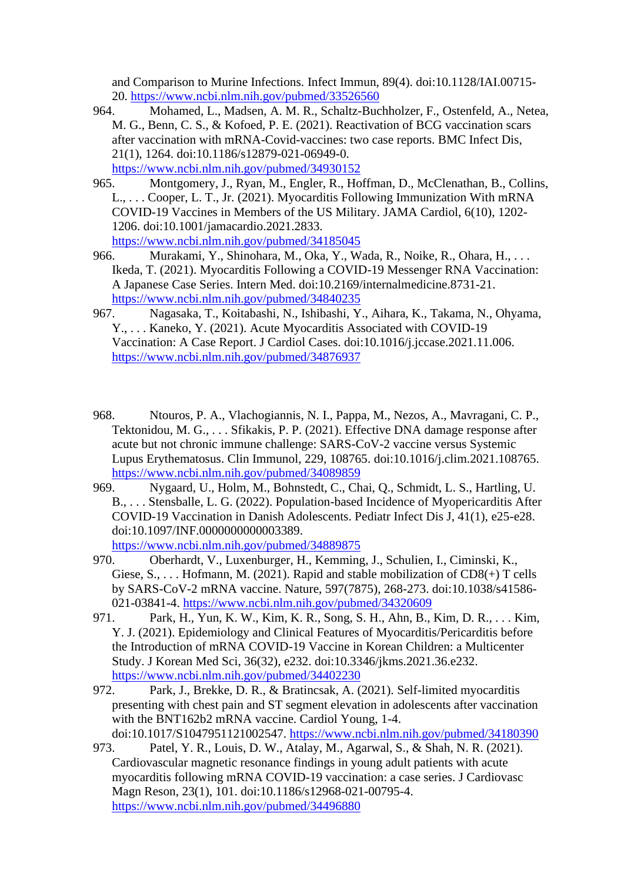and Comparison to Murine Infections. Infect Immun, 89(4). doi:10.1128/IAI.00715-20. https://www.ncbi.nlm.nih.gov/pubmed/33526560

964. Mohamed, L., Madsen, A. M. R., Schaltz-Buchholzer, F., Ostenfeld, A., Netea, M. G., Benn, C. S., & Kofoed, P. E. (2021). Reactivation of BCG vaccination scars after vaccination with mRNA-Covid-vaccines: two case reports. BMC Infect Dis, 21(1), 1264. doi:10.1186/s12879-021-06949-0. https://www.ncbi.nlm.nih.gov/pubmed/34930152

965. Montgomery, J., Ryan, M., Engler, R., Hoffman, D., McClenathan, B., Collins, L., . . . Cooper, L. T., Jr. (2021). Myocarditis Following Immunization With mRNA COVID-19 Vaccines in Members of the US Military. JAMA Cardiol, 6(10), 1202-1206. doi:10.1001/jamacardio.2021.2833. https://www.ncbi.nlm.nih.gov/pubmed/34185045

966. Murakami, Y., Shinohara, M., Oka, Y., Wada, R., Noike, R., Ohara, H., . . . Ikeda, T. (2021). Myocarditis Following a COVID-19 Messenger RNA Vaccination: A Japanese Case Series. Intern Med. doi:10.2169/internalmedicine.8731-21. https://www.ncbi.nlm.nih.gov/pubmed/34840235

967. Nagasaka, T., Koitabashi, N., Ishibashi, Y., Aihara, K., Takama, N., Ohyama, Y., . . . Kaneko, Y. (2021). Acute Myocarditis Associated with COVID-19 Vaccination: A Case Report. J Cardiol Cases. doi:10.1016/j.jccase.2021.11.006. https://www.ncbi.nlm.nih.gov/pubmed/34876937

968. Ntouros, P. A., Vlachogiannis, N. I., Pappa, M., Nezos, A., Mavragani, C. P., Tektonidou, M. G., . . . Sfikakis, P. P. (2021). Effective DNA damage response after acute but not chronic immune challenge: SARS-CoV-2 vaccine versus Systemic Lupus Erythematosus. Clin Immunol, 229, 108765. doi:10.1016/j.clim.2021.108765. https://www.ncbi.nlm.nih.gov/pubmed/34089859

969. Nygaard, U., Holm, M., Bohnstedt, C., Chai, Q., Schmidt, L. S., Hartling, U. B., . . . Stensballe, L. G. (2022). Population-based Incidence of Myopericarditis After COVID-19 Vaccination in Danish Adolescents. Pediatr Infect Dis J, 41(1), e25-e28. doi:10.1097/INF.0000000000003389. https://www.ncbi.nlm.nih.gov/pubmed/34889875

970. Oberhardt, V., Luxenburger, H., Kemming, J., Schulien, I., Ciminski, K., Giese, S., . . . Hofmann, M. (2021). Rapid and stable mobilization of CD8(+) T cells by SARS-CoV-2 mRNA vaccine. Nature, 597(7875), 268-273. doi:10.1038/s41586-021-03841-4. https://www.ncbi.nlm.nih.gov/pubmed/34320609

971. Park, H., Yun, K. W., Kim, K. R., Song, S. H., Ahn, B., Kim, D. R., . . . Kim, Y. J. (2021). Epidemiology and Clinical Features of Myocarditis/Pericarditis before the Introduction of mRNA COVID-19 Vaccine in Korean Children: a Multicenter Study. J Korean Med Sci, 36(32), e232. doi:10.3346/jkms.2021.36.e232. https://www.ncbi.nlm.nih.gov/pubmed/34402230

972. Park, J., Brekke, D. R., & Bratincsak, A. (2021). Self-limited myocarditis presenting with chest pain and ST segment elevation in adolescents after vaccination with the BNT162b2 mRNA vaccine. Cardiol Young, 1-4. doi:10.1017/S1047951121002547. https://www.ncbi.nlm.nih.gov/pubmed/34180390

973. Patel, Y. R., Louis, D. W., Atalay, M., Agarwal, S., & Shah, N. R. (2021). Cardiovascular magnetic resonance findings in young adult patients with acute myocarditis following mRNA COVID-19 vaccination: a case series. J Cardiovasc Magn Reson, 23(1), 101. doi:10.1186/s12968-021-00795-4. https://www.ncbi.nlm.nih.gov/pubmed/34496880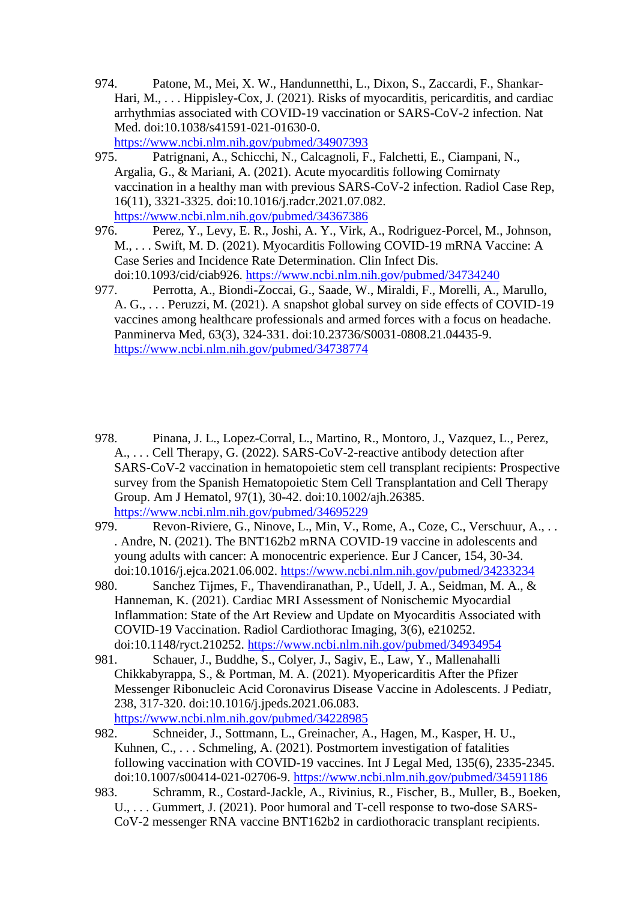974. Patone, M., Mei, X. W., Handunnetthi, L., Dixon, S., Zaccardi, F., Shankar-Hari, M., . . . Hippisley-Cox, J. (2021). Risks of myocarditis, pericarditis, and cardiac arrhythmias associated with COVID-19 vaccination or SARS-CoV-2 infection. Nat Med. doi:10.1038/s41591-021-01630-0. https://www.ncbi.nlm.nih.gov/pubmed/34907393

975. Patrignani, A., Schicchi, N., Calcagnoli, F., Falchetti, E., Ciampani, N., Argalia, G., & Mariani, A. (2021). Acute myocarditis following Comirnaty vaccination in a healthy man with previous SARS-CoV-2 infection. Radiol Case Rep, 16(11), 3321-3325. doi:10.1016/j.radcr.2021.07.082. https://www.ncbi.nlm.nih.gov/pubmed/34367386

976. Perez, Y., Levy, E. R., Joshi, A. Y., Virk, A., Rodriguez-Porcel, M., Johnson, M., . . . Swift, M. D. (2021). Myocarditis Following COVID-19 mRNA Vaccine: A Case Series and Incidence Rate Determination. Clin Infect Dis. doi:10.1093/cid/ciab926. https://www.ncbi.nlm.nih.gov/pubmed/34734240

977. Perrotta, A., Biondi-Zoccai, G., Saade, W., Miraldi, F., Morelli, A., Marullo, A. G., . . . Peruzzi, M. (2021). A snapshot global survey on side effects of COVID-19 vaccines among healthcare professionals and armed forces with a focus on headache. Panminerva Med, 63(3), 324-331. doi:10.23736/S0031-0808.21.04435-9. https://www.ncbi.nlm.nih.gov/pubmed/34738774

978. Pinana, J. L., Lopez-Corral, L., Martino, R., Montoro, J., Vazquez, L., Perez, A., . . . Cell Therapy, G. (2022). SARS-CoV-2-reactive antibody detection after SARS-CoV-2 vaccination in hematopoietic stem cell transplant recipients: Prospective survey from the Spanish Hematopoietic Stem Cell Transplantation and Cell Therapy Group. Am J Hematol, 97(1), 30-42. doi:10.1002/ajh.26385. https://www.ncbi.nlm.nih.gov/pubmed/34695229

979. Revon-Riviere, G., Ninove, L., Min, V., Rome, A., Coze, C., Verschuur, A., . . . Andre, N. (2021). The BNT162b2 mRNA COVID-19 vaccine in adolescents and young adults with cancer: A monocentric experience. Eur J Cancer, 154, 30-34. doi:10.1016/j.ejca.2021.06.002. https://www.ncbi.nlm.nih.gov/pubmed/34233234

980. Sanchez Tijmes, F., Thavendiranathan, P., Udell, J. A., Seidman, M. A., & Hanneman, K. (2021). Cardiac MRI Assessment of Nonischemic Myocardial Inflammation: State of the Art Review and Update on Myocarditis Associated with COVID-19 Vaccination. Radiol Cardiothorac Imaging, 3(6), e210252. doi:10.1148/ryct.210252. https://www.ncbi.nlm.nih.gov/pubmed/34934954

981. Schauer, J., Buddhe, S., Colyer, J., Sagiv, E., Law, Y., Mallenahalli Chikkabyrappa, S., & Portman, M. A. (2021). Myopericarditis After the Pfizer Messenger Ribonucleic Acid Coronavirus Disease Vaccine in Adolescents. J Pediatr, 238, 317-320. doi:10.1016/j.jpeds.2021.06.083. https://www.ncbi.nlm.nih.gov/pubmed/34228985

982. Schneider, J., Sottmann, L., Greinacher, A., Hagen, M., Kasper, H. U., Kuhnen, C., . . . Schmeling, A. (2021). Postmortem investigation of fatalities following vaccination with COVID-19 vaccines. Int J Legal Med, 135(6), 2335-2345. doi:10.1007/s00414-021-02706-9. https://www.ncbi.nlm.nih.gov/pubmed/34591186

983. Schramm, R., Costard-Jackle, A., Rivinius, R., Fischer, B., Muller, B., Boeken, U., . . . Gummert, J. (2021). Poor humoral and T-cell response to two-dose SARS-CoV-2 messenger RNA vaccine BNT162b2 in cardiothoracic transplant recipients.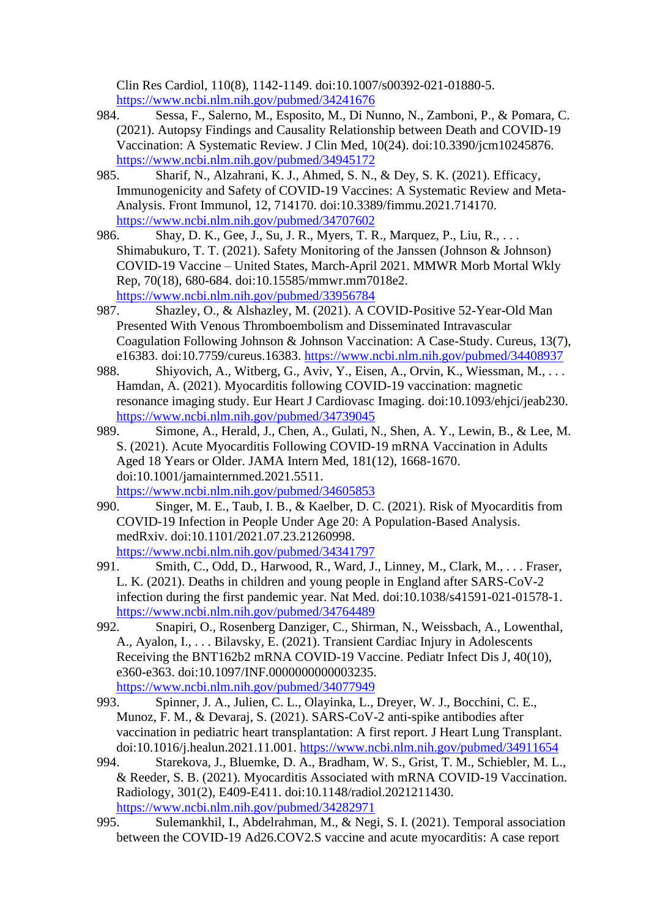Clin Res Cardiol, 110(8), 1142-1149. doi:10.1007/s00392-021-01880-5. https://www.ncbi.nlm.nih.gov/pubmed/34241676

984. Sessa, F., Salerno, M., Esposito, M., Di Nunno, N., Zamboni, P., & Pomara, C. (2021). Autopsy Findings and Causality Relationship between Death and COVID-19 Vaccination: A Systematic Review. J Clin Med, 10(24). doi:10.3390/jcm10245876. https://www.ncbi.nlm.nih.gov/pubmed/34945172

985. Sharif, N., Alzahrani, K. J., Ahmed, S. N., & Dey, S. K. (2021). Efficacy, Immunogenicity and Safety of COVID-19 Vaccines: A Systematic Review and Meta-Analysis. Front Immunol, 12, 714170. doi:10.3389/fimmu.2021.714170. https://www.ncbi.nlm.nih.gov/pubmed/34707602

986. Shay, D. K., Gee, J., Su, J. R., Myers, T. R., Marquez, P., Liu, R., . . . Shimabukuro, T. T. (2021). Safety Monitoring of the Janssen (Johnson & Johnson) COVID-19 Vaccine – United States, March-April 2021. MMWR Morb Mortal Wkly Rep, 70(18), 680-684. doi:10.15585/mmwr.mm7018e2. https://www.ncbi.nlm.nih.gov/pubmed/33956784

987. Shazley, O., & Alshazley, M. (2021). A COVID-Positive 52-Year-Old Man Presented With Venous Thromboembolism and Disseminated Intravascular Coagulation Following Johnson & Johnson Vaccination: A Case-Study. Cureus, 13(7), e16383. doi:10.7759/cureus.16383. https://www.ncbi.nlm.nih.gov/pubmed/34408937

988. Shiyovich, A., Witberg, G., Aviv, Y., Eisen, A., Orvin, K., Wiessman, M., . . . Hamdan, A. (2021). Myocarditis following COVID-19 vaccination: magnetic resonance imaging study. Eur Heart J Cardiovasc Imaging. doi:10.1093/ehjci/jeab230. https://www.ncbi.nlm.nih.gov/pubmed/34739045

989. Simone, A., Herald, J., Chen, A., Gulati, N., Shen, A. Y., Lewin, B., & Lee, M. S. (2021). Acute Myocarditis Following COVID-19 mRNA Vaccination in Adults Aged 18 Years or Older. JAMA Intern Med, 181(12), 1668-1670. doi:10.1001/jamainternmed.2021.5511. https://www.ncbi.nlm.nih.gov/pubmed/34605853

990. Singer, M. E., Taub, I. B., & Kaelber, D. C. (2021). Risk of Myocarditis from COVID-19 Infection in People Under Age 20: A Population-Based Analysis. medRxiv. doi:10.1101/2021.07.23.21260998. https://www.ncbi.nlm.nih.gov/pubmed/34341797

991. Smith, C., Odd, D., Harwood, R., Ward, J., Linney, M., Clark, M., . . . Fraser, L. K. (2021). Deaths in children and young people in England after SARS-CoV-2 infection during the first pandemic year. Nat Med. doi:10.1038/s41591-021-01578-1. https://www.ncbi.nlm.nih.gov/pubmed/34764489

992. Snapiri, O., Rosenberg Danziger, C., Shirman, N., Weissbach, A., Lowenthal, A., Ayalon, I., . . . Bilavsky, E. (2021). Transient Cardiac Injury in Adolescents Receiving the BNT162b2 mRNA COVID-19 Vaccine. Pediatr Infect Dis J, 40(10), e360-e363. doi:10.1097/INF.0000000000003235. https://www.ncbi.nlm.nih.gov/pubmed/34077949

993. Spinner, J. A., Julien, C. L., Olayinka, L., Dreyer, W. J., Bocchini, C. E., Munoz, F. M., & Devaraj, S. (2021). SARS-CoV-2 anti-spike antibodies after vaccination in pediatric heart transplantation: A first report. J Heart Lung Transplant. doi:10.1016/j.healun.2021.11.001. https://www.ncbi.nlm.nih.gov/pubmed/34911654

994. Starekova, J., Bluemke, D. A., Bradham, W. S., Grist, T. M., Schiebler, M. L., & Reeder, S. B. (2021). Myocarditis Associated with mRNA COVID-19 Vaccination. Radiology, 301(2), E409-E411. doi:10.1148/radiol.2021211430. https://www.ncbi.nlm.nih.gov/pubmed/34282971

995. Sulemankhil, I., Abdelrahman, M., & Negi, S. I. (2021). Temporal association between the COVID-19 Ad26.COV2.S vaccine and acute myocarditis: A case report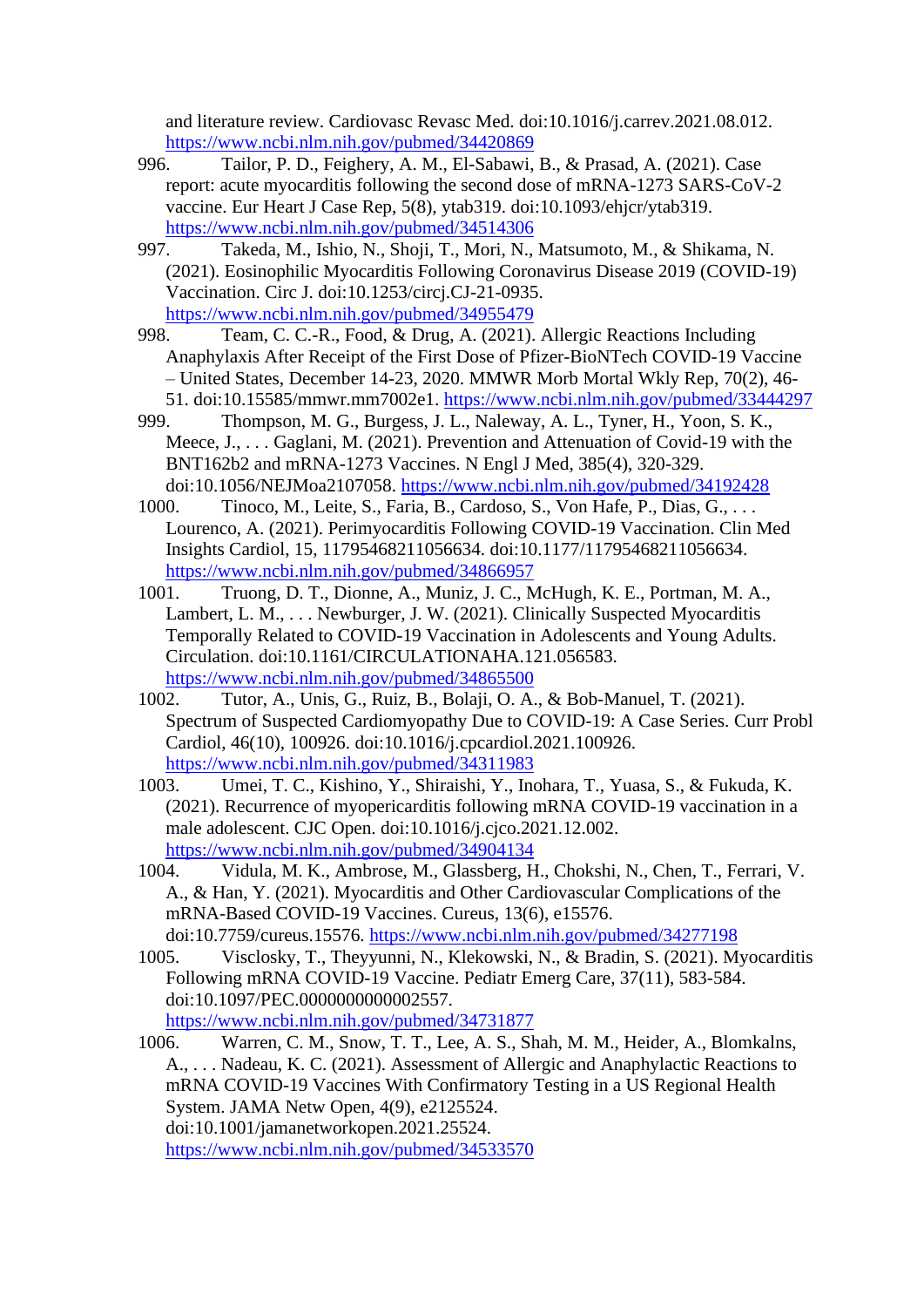and literature review. Cardiovasc Revasc Med. doi:10.1016/j.carrev.2021.08.012. https://www.ncbi.nlm.nih.gov/pubmed/34420869

996. Tailor, P. D., Feighery, A. M., El-Sabawi, B., & Prasad, A. (2021). Case report: acute myocarditis following the second dose of mRNA-1273 SARS-CoV-2 vaccine. Eur Heart J Case Rep, 5(8), ytab319. doi:10.1093/ehjcr/ytab319. https://www.ncbi.nlm.nih.gov/pubmed/34514306

997. Takeda, M., Ishio, N., Shoji, T., Mori, N., Matsumoto, M., & Shikama, N. (2021). Eosinophilic Myocarditis Following Coronavirus Disease 2019 (COVID-19) Vaccination. Circ J. doi:10.1253/circj.CJ-21-0935. https://www.ncbi.nlm.nih.gov/pubmed/34955479

998. Team, C. C.-R., Food, & Drug, A. (2021). Allergic Reactions Including Anaphylaxis After Receipt of the First Dose of Pfizer-BioNTech COVID-19 Vaccine – United States, December 14-23, 2020. MMWR Morb Mortal Wkly Rep, 70(2), 46-51. doi:10.15585/mmwr.mm7002e1. https://www.ncbi.nlm.nih.gov/pubmed/33444297

999. Thompson, M. G., Burgess, J. L., Naleway, A. L., Tyner, H., Yoon, S. K., Meece, J., . . . Gaglani, M. (2021). Prevention and Attenuation of Covid-19 with the BNT162b2 and mRNA-1273 Vaccines. N Engl J Med, 385(4), 320-329. doi:10.1056/NEJMoa2107058. https://www.ncbi.nlm.nih.gov/pubmed/34192428

1000. Tinoco, M., Leite, S., Faria, B., Cardoso, S., Von Hafe, P., Dias, G., . . . Lourenco, A. (2021). Perimyocarditis Following COVID-19 Vaccination. Clin Med Insights Cardiol, 15, 11795468211056634. doi:10.1177/11795468211056634. https://www.ncbi.nlm.nih.gov/pubmed/34866957

1001. Truong, D. T., Dionne, A., Muniz, J. C., McHugh, K. E., Portman, M. A., Lambert, L. M., . . . Newburger, J. W. (2021). Clinically Suspected Myocarditis Temporally Related to COVID-19 Vaccination in Adolescents and Young Adults. Circulation. doi:10.1161/CIRCULATIONAHA.121.056583. https://www.ncbi.nlm.nih.gov/pubmed/34865500

1002. Tutor, A., Unis, G., Ruiz, B., Bolaji, O. A., & Bob-Manuel, T. (2021). Spectrum of Suspected Cardiomyopathy Due to COVID-19: A Case Series. Curr Probl Cardiol, 46(10), 100926. doi:10.1016/j.cpcardiol.2021.100926. https://www.ncbi.nlm.nih.gov/pubmed/34311983

1003. Umei, T. C., Kishino, Y., Shiraishi, Y., Inohara, T., Yuasa, S., & Fukuda, K. (2021). Recurrence of myopericarditis following mRNA COVID-19 vaccination in a male adolescent. CJC Open. doi:10.1016/j.cjco.2021.12.002. https://www.ncbi.nlm.nih.gov/pubmed/34904134

1004. Vidula, M. K., Ambrose, M., Glassberg, H., Chokshi, N., Chen, T., Ferrari, V. A., & Han, Y. (2021). Myocarditis and Other Cardiovascular Complications of the mRNA-Based COVID-19 Vaccines. Cureus, 13(6), e15576. doi:10.7759/cureus.15576. https://www.ncbi.nlm.nih.gov/pubmed/34277198

1005. Visclosky, T., Theyyunni, N., Klekowski, N., & Bradin, S. (2021). Myocarditis Following mRNA COVID-19 Vaccine. Pediatr Emerg Care, 37(11), 583-584. doi:10.1097/PEC.0000000000002557. https://www.ncbi.nlm.nih.gov/pubmed/34731877

1006. Warren, C. M., Snow, T. T., Lee, A. S., Shah, M. M., Heider, A., Blomkalns, A., . . . Nadeau, K. C. (2021). Assessment of Allergic and Anaphylactic Reactions to mRNA COVID-19 Vaccines With Confirmatory Testing in a US Regional Health System. JAMA Netw Open, 4(9), e2125524. doi:10.1001/jamanetworkopen.2021.25524. https://www.ncbi.nlm.nih.gov/pubmed/34533570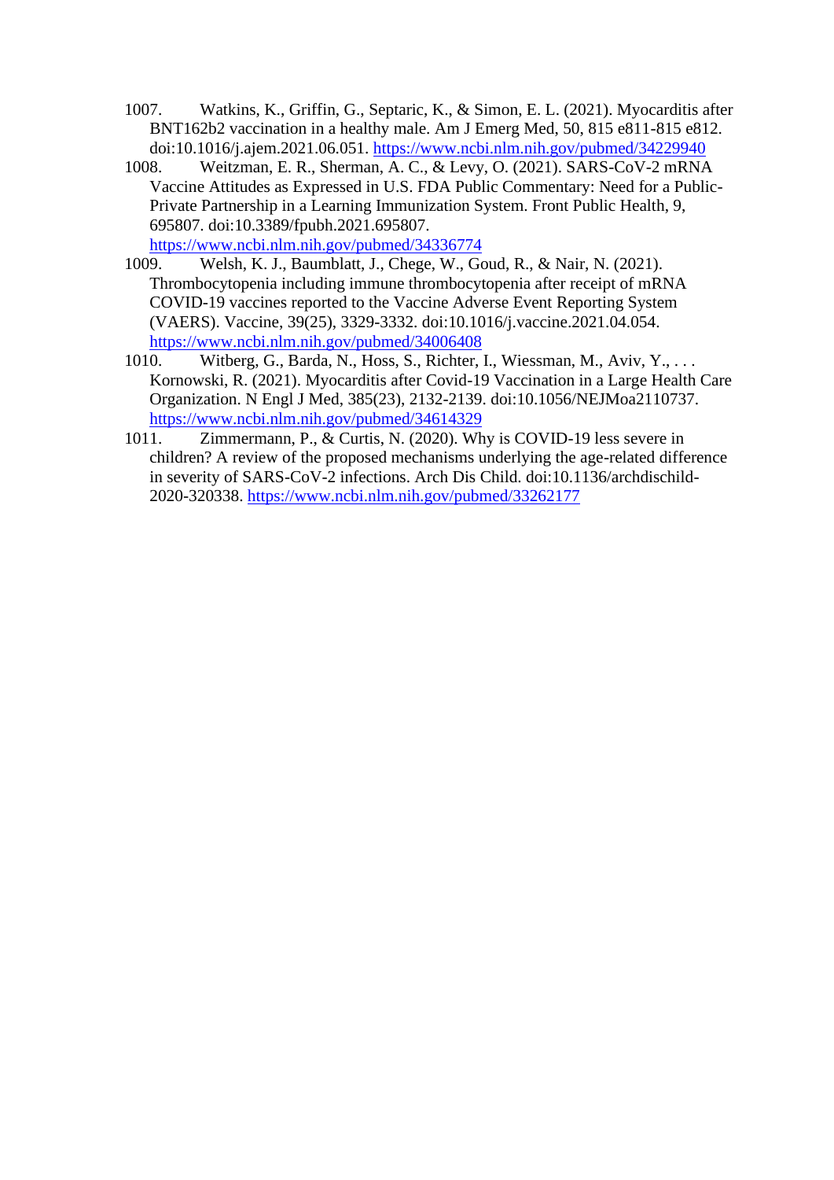1007. Watkins, K., Griffin, G., Septaric, K., & Simon, E. L. (2021). Myocarditis after BNT162b2 vaccination in a healthy male. Am J Emerg Med, 50, 815 e811-815 e812. doi:10.1016/j.ajem.2021.06.051. https://www.ncbi.nlm.nih.gov/pubmed/34229940

1008. Weitzman, E. R., Sherman, A. C., & Levy, O. (2021). SARS-CoV-2 mRNA Vaccine Attitudes as Expressed in U.S. FDA Public Commentary: Need for a Public-Private Partnership in a Learning Immunization System. Front Public Health, 9, 695807. doi:10.3389/fpubh.2021.695807. https://www.ncbi.nlm.nih.gov/pubmed/34336774

1009. Welsh, K. J., Baumblatt, J., Chege, W., Goud, R., & Nair, N. (2021). Thrombocytopenia including immune thrombocytopenia after receipt of mRNA COVID-19 vaccines reported to the Vaccine Adverse Event Reporting System (VAERS). Vaccine, 39(25), 3329-3332. doi:10.1016/j.vaccine.2021.04.054. https://www.ncbi.nlm.nih.gov/pubmed/34006408

1010. Witberg, G., Barda, N., Hoss, S., Richter, I., Wiessman, M., Aviv, Y., . . . Kornowski, R. (2021). Myocarditis after Covid-19 Vaccination in a Large Health Care Organization. N Engl J Med, 385(23), 2132-2139. doi:10.1056/NEJMoa2110737. https://www.ncbi.nlm.nih.gov/pubmed/34614329

1011. Zimmermann, P., & Curtis, N. (2020). Why is COVID-19 less severe in children? A review of the proposed mechanisms underlying the age-related difference in severity of SARS-CoV-2 infections. Arch Dis Child. doi:10.1136/archdischild-2020-320338. https://www.ncbi.nlm.nih.gov/pubmed/33262177